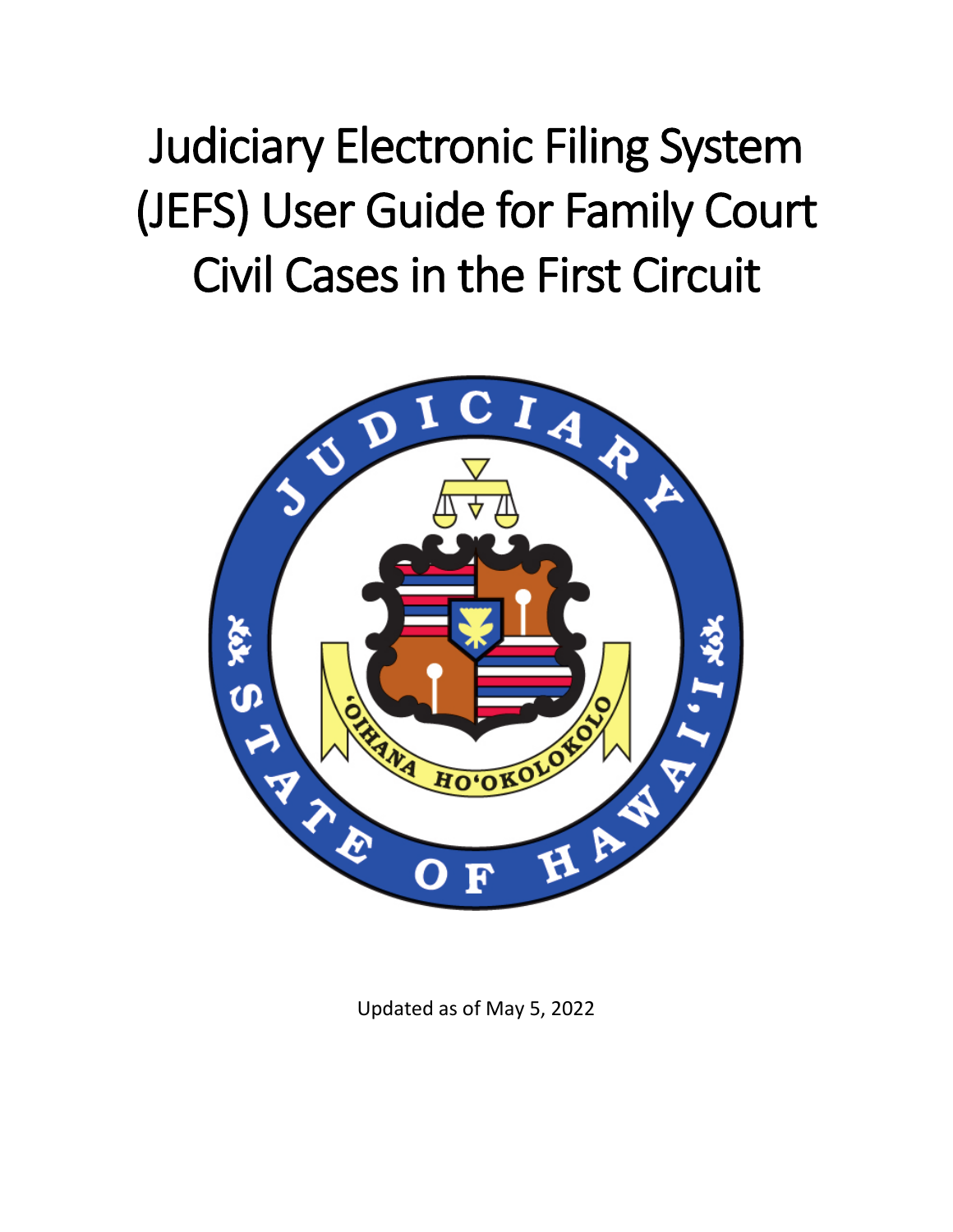# Judiciary Electronic Filing System (JEFS) User Guide for Family Court Civil Cases in the First Circuit

Updated as of May 5, 2022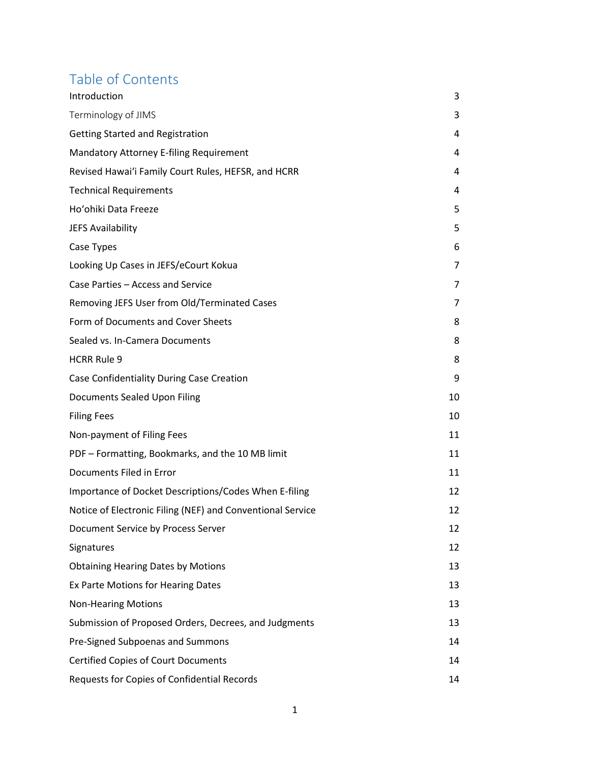# Table of Contents

| | |
|---|---|
| Introduction | 3 |
| Terminology of JIMS | 3 |
| Getting Started and Registration | 4 |
| Mandatory Attorney E-filing Requirement | 4 |
| Revised Hawaiʻi Family Court Rules, HEFSR, and HCRR | 4 |
| Technical Requirements | 4 |
| Hoʻohiki Data Freeze | 5 |
| JEFS Availability | 5 |
| Case Types | 6 |
| Looking Up Cases in JEFS/eCourt Kokua | 7 |
| Case Parties – Access and Service | 7 |
| Removing JEFS User from Old/Terminated Cases | 7 |
| Form of Documents and Cover Sheets | 8 |
| Sealed vs. In-Camera Documents | 8 |
| HCRR Rule 9 | 8 |
| Case Confidentiality During Case Creation | 9 |
| Documents Sealed Upon Filing | 10 |
| Filing Fees | 10 |
| Non-payment of Filing Fees | 11 |
| PDF – Formatting, Bookmarks, and the 10 MB limit | 11 |
| Documents Filed in Error | 11 |
| Importance of Docket Descriptions/Codes When E-filing | 12 |
| Notice of Electronic Filing (NEF) and Conventional Service | 12 |
| Document Service by Process Server | 12 |
| Signatures | 12 |
| Obtaining Hearing Dates by Motions | 13 |
| Ex Parte Motions for Hearing Dates | 13 |
| Non-Hearing Motions | 13 |
| Submission of Proposed Orders, Decrees, and Judgments | 13 |
| Pre-Signed Subpoenas and Summons | 14 |
| Certified Copies of Court Documents | 14 |
| Requests for Copies of Confidential Records | 14 |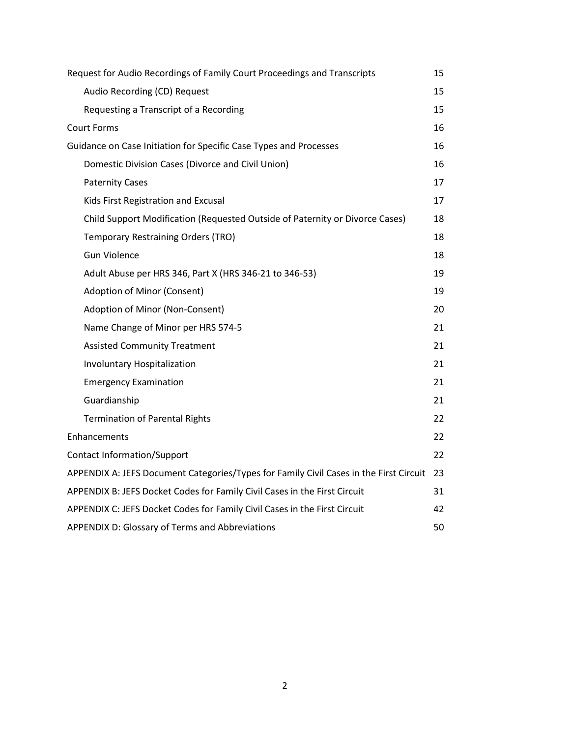| | |
|---|---|
| Request for Audio Recordings of Family Court Proceedings and Transcripts | 15 |
| Audio Recording (CD) Request | 15 |
| Requesting a Transcript of a Recording | 15 |
| Court Forms | 16 |
| Guidance on Case Initiation for Specific Case Types and Processes | 16 |
| Domestic Division Cases (Divorce and Civil Union) | 16 |
| Paternity Cases | 17 |
| Kids First Registration and Excusal | 17 |
| Child Support Modification (Requested Outside of Paternity or Divorce Cases) | 18 |
| Temporary Restraining Orders (TRO) | 18 |
| Gun Violence | 18 |
| Adult Abuse per HRS 346, Part X (HRS 346-21 to 346-53) | 19 |
| Adoption of Minor (Consent) | 19 |
| Adoption of Minor (Non-Consent) | 20 |
| Name Change of Minor per HRS 574-5 | 21 |
| Assisted Community Treatment | 21 |
| Involuntary Hospitalization | 21 |
| Emergency Examination | 21 |
| Guardianship | 21 |
| Termination of Parental Rights | 22 |
| Enhancements | 22 |
| Contact Information/Support | 22 |
| APPENDIX A: JEFS Document Categories/Types for Family Civil Cases in the First Circuit | 23 |
| APPENDIX B: JEFS Docket Codes for Family Civil Cases in the First Circuit | 31 |
| APPENDIX C: JEFS Docket Codes for Family Civil Cases in the First Circuit | 42 |
| APPENDIX D: Glossary of Terms and Abbreviations | 50 |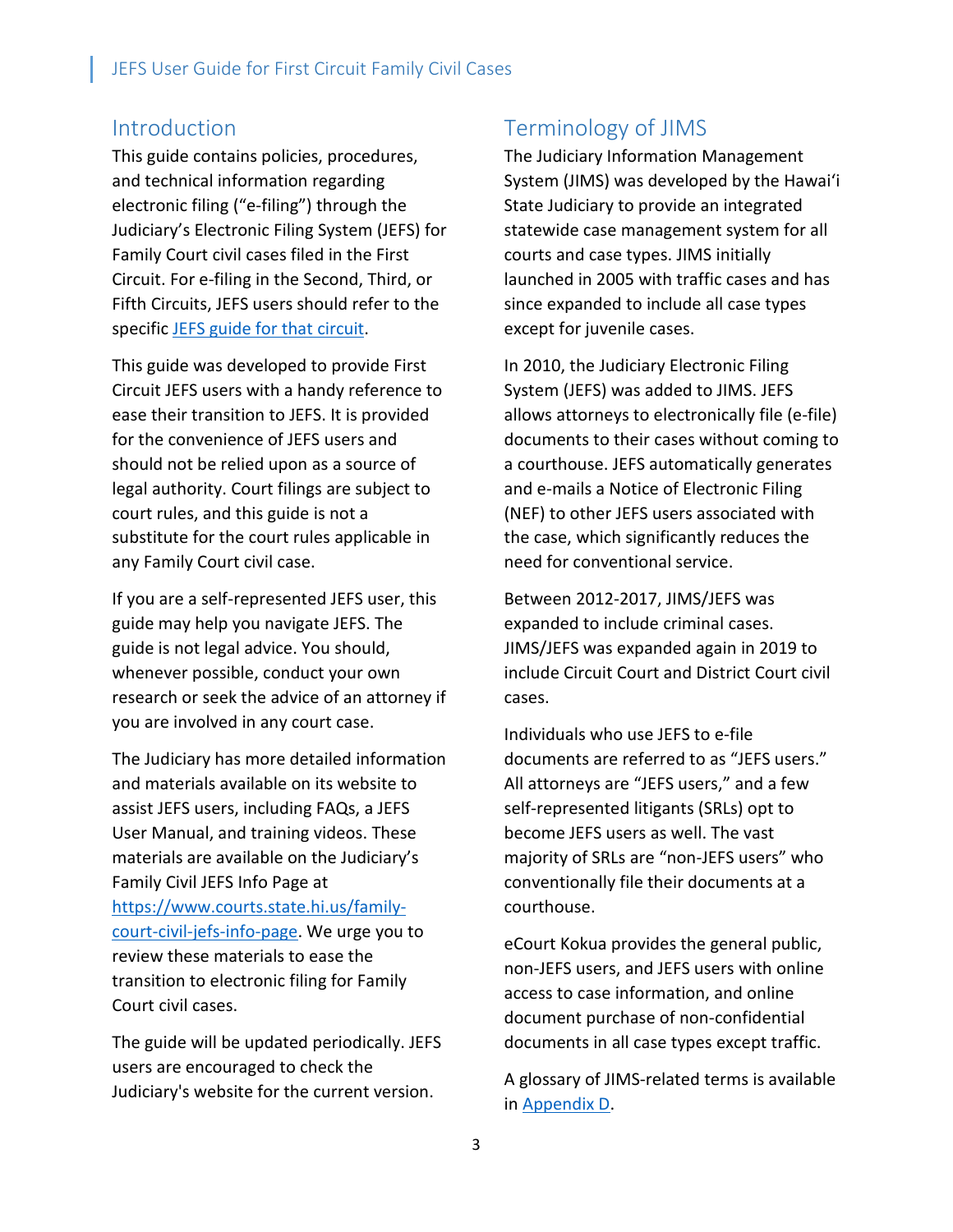## Introduction

This guide contains policies, procedures, and technical information regarding electronic filing ("e-filing") through the Judiciary's Electronic Filing System (JEFS) for Family Court civil cases filed in the First Circuit. For e-filing in the Second, Third, or Fifth Circuits, JEFS users should refer to the specific [JEFS guide for that circuit](JEFS guide for that circuit).

This guide was developed to provide First Circuit JEFS users with a handy reference to ease their transition to JEFS. It is provided for the convenience of JEFS users and should not be relied upon as a source of legal authority. Court filings are subject to court rules, and this guide is not a substitute for the court rules applicable in any Family Court civil case.

If you are a self-represented JEFS user, this guide may help you navigate JEFS. The guide is not legal advice. You should, whenever possible, conduct your own research or seek the advice of an attorney if you are involved in any court case.

The Judiciary has more detailed information and materials available on its website to assist JEFS users, including FAQs, a JEFS User Manual, and training videos. These materials are available on the Judiciary's Family Civil JEFS Info Page at [https://www.courts.state.hi.us/family-court-civil-jefs-info-page](https://www.courts.state.hi.us/family-court-civil-jefs-info-page). We urge you to review these materials to ease the transition to electronic filing for Family Court civil cases.

The guide will be updated periodically. JEFS users are encouraged to check the Judiciary's website for the current version.

## Terminology of JIMS

The Judiciary Information Management System (JIMS) was developed by the Hawaiʻi State Judiciary to provide an integrated statewide case management system for all courts and case types. JIMS initially launched in 2005 with traffic cases and has since expanded to include all case types except for juvenile cases.

In 2010, the Judiciary Electronic Filing System (JEFS) was added to JIMS. JEFS allows attorneys to electronically file (e-file) documents to their cases without coming to a courthouse. JEFS automatically generates and e-mails a Notice of Electronic Filing (NEF) to other JEFS users associated with the case, which significantly reduces the need for conventional service.

Between 2012-2017, JIMS/JEFS was expanded to include criminal cases. JIMS/JEFS was expanded again in 2019 to include Circuit Court and District Court civil cases.

Individuals who use JEFS to e-file documents are referred to as "JEFS users." All attorneys are "JEFS users," and a few self-represented litigants (SRLs) opt to become JEFS users as well. The vast majority of SRLs are "non-JEFS users" who conventionally file their documents at a courthouse.

eCourt Kokua provides the general public, non-JEFS users, and JEFS users with online access to case information, and online document purchase of non-confidential documents in all case types except traffic.

A glossary of JIMS-related terms is available in [Appendix D](Appendix D).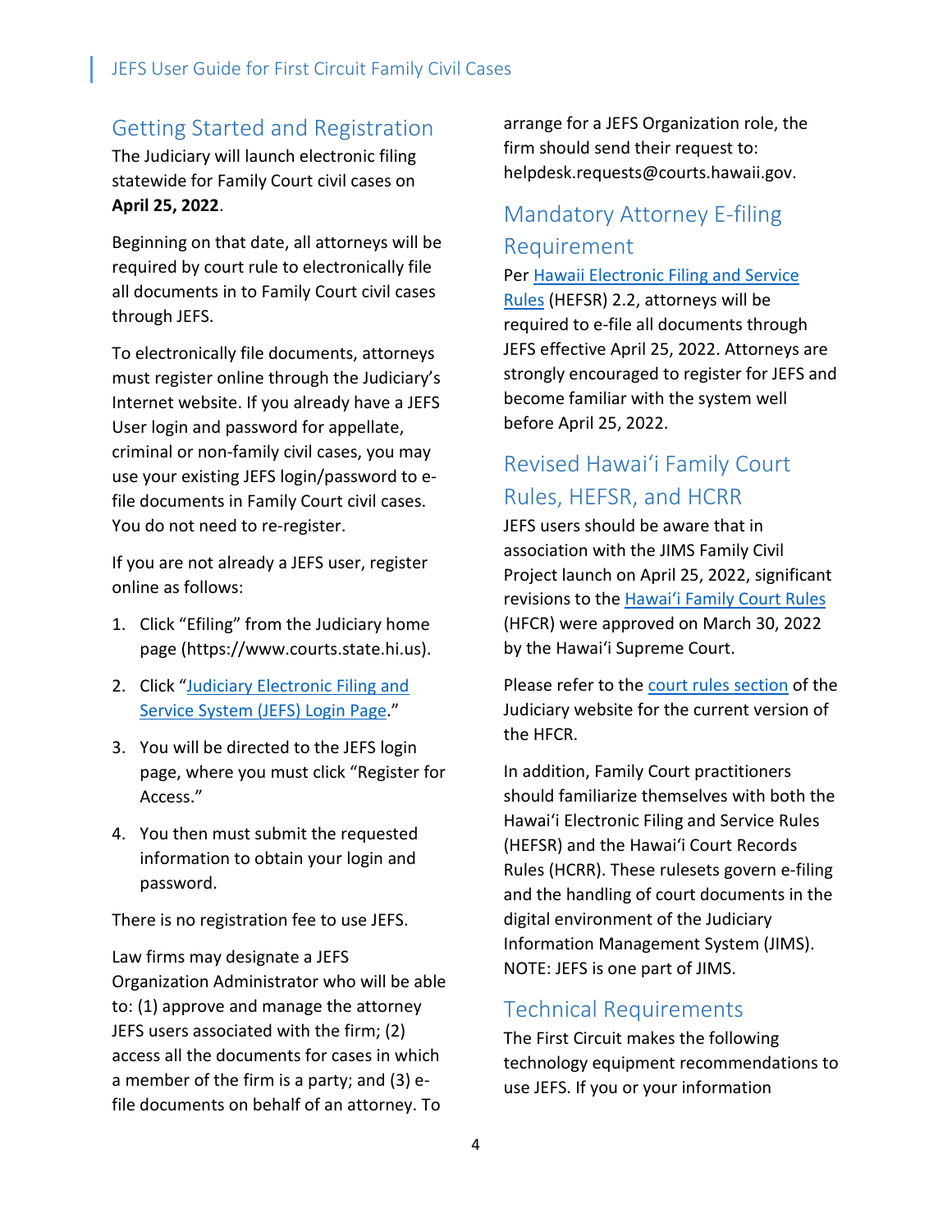## Getting Started and Registration

The Judiciary will launch electronic filing statewide for Family Court civil cases on **April 25, 2022**.

Beginning on that date, all attorneys will be required by court rule to electronically file all documents in to Family Court civil cases through JEFS.

To electronically file documents, attorneys must register online through the Judiciary's Internet website. If you already have a JEFS User login and password for appellate, criminal or non-family civil cases, you may use your existing JEFS login/password to e-file documents in Family Court civil cases. You do not need to re-register.

If you are not already a JEFS user, register online as follows:

1. Click "Efiling" from the Judiciary home page (https://www.courts.state.hi.us).
2. Click "Judiciary Electronic Filing and Service System (JEFS) Login Page."
3. You will be directed to the JEFS login page, where you must click "Register for Access."
4. You then must submit the requested information to obtain your login and password.

There is no registration fee to use JEFS.

Law firms may designate a JEFS Organization Administrator who will be able to: (1) approve and manage the attorney JEFS users associated with the firm; (2) access all the documents for cases in which a member of the firm is a party; and (3) e-file documents on behalf of an attorney. To arrange for a JEFS Organization role, the firm should send their request to: helpdesk.requests@courts.hawaii.gov.

## Mandatory Attorney E-filing Requirement

Per Hawaii Electronic Filing and Service Rules (HEFSR) 2.2, attorneys will be required to e-file all documents through JEFS effective April 25, 2022. Attorneys are strongly encouraged to register for JEFS and become familiar with the system well before April 25, 2022.

## Revised Hawaiʻi Family Court Rules, HEFSR, and HCRR

JEFS users should be aware that in association with the JIMS Family Civil Project launch on April 25, 2022, significant revisions to the Hawaiʻi Family Court Rules (HFCR) were approved on March 30, 2022 by the Hawaiʻi Supreme Court.

Please refer to the court rules section of the Judiciary website for the current version of the HFCR.

In addition, Family Court practitioners should familiarize themselves with both the Hawaiʻi Electronic Filing and Service Rules (HEFSR) and the Hawaiʻi Court Records Rules (HCRR). These rulesets govern e-filing and the handling of court documents in the digital environment of the Judiciary Information Management System (JIMS). NOTE: JEFS is one part of JIMS.

## Technical Requirements

The First Circuit makes the following technology equipment recommendations to use JEFS. If you or your information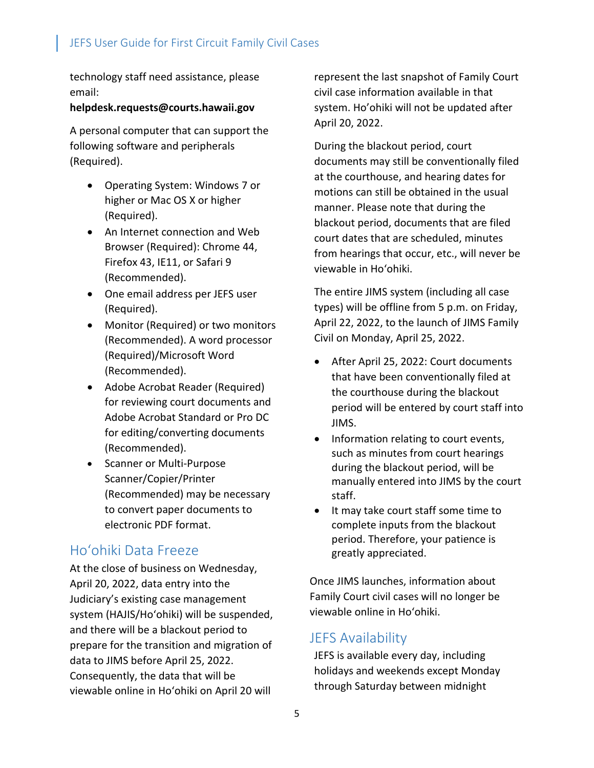technology staff need assistance, please email:
**helpdesk.requests@courts.hawaii.gov**

A personal computer that can support the following software and peripherals (Required).

- Operating System: Windows 7 or higher or Mac OS X or higher (Required).
- An Internet connection and Web Browser (Required): Chrome 44, Firefox 43, IE11, or Safari 9 (Recommended).
- One email address per JEFS user (Required).
- Monitor (Required) or two monitors (Recommended). A word processor (Required)/Microsoft Word (Recommended).
- Adobe Acrobat Reader (Required) for reviewing court documents and Adobe Acrobat Standard or Pro DC for editing/converting documents (Recommended).
- Scanner or Multi-Purpose Scanner/Copier/Printer (Recommended) may be necessary to convert paper documents to electronic PDF format.

## Hoʻohiki Data Freeze

At the close of business on Wednesday, April 20, 2022, data entry into the Judiciary's existing case management system (HAJIS/Hoʻohiki) will be suspended, and there will be a blackout period to prepare for the transition and migration of data to JIMS before April 25, 2022. Consequently, the data that will be viewable online in Hoʻohiki on April 20 will represent the last snapshot of Family Court civil case information available in that system. Ho'ohiki will not be updated after April 20, 2022.

During the blackout period, court documents may still be conventionally filed at the courthouse, and hearing dates for motions can still be obtained in the usual manner. Please note that during the blackout period, documents that are filed court dates that are scheduled, minutes from hearings that occur, etc., will never be viewable in Hoʻohiki.

The entire JIMS system (including all case types) will be offline from 5 p.m. on Friday, April 22, 2022, to the launch of JIMS Family Civil on Monday, April 25, 2022.

- After April 25, 2022: Court documents that have been conventionally filed at the courthouse during the blackout period will be entered by court staff into JIMS.
- Information relating to court events, such as minutes from court hearings during the blackout period, will be manually entered into JIMS by the court staff.
- It may take court staff some time to complete inputs from the blackout period. Therefore, your patience is greatly appreciated.

Once JIMS launches, information about Family Court civil cases will no longer be viewable online in Hoʻohiki.

## JEFS Availability

JEFS is available every day, including holidays and weekends except Monday through Saturday between midnight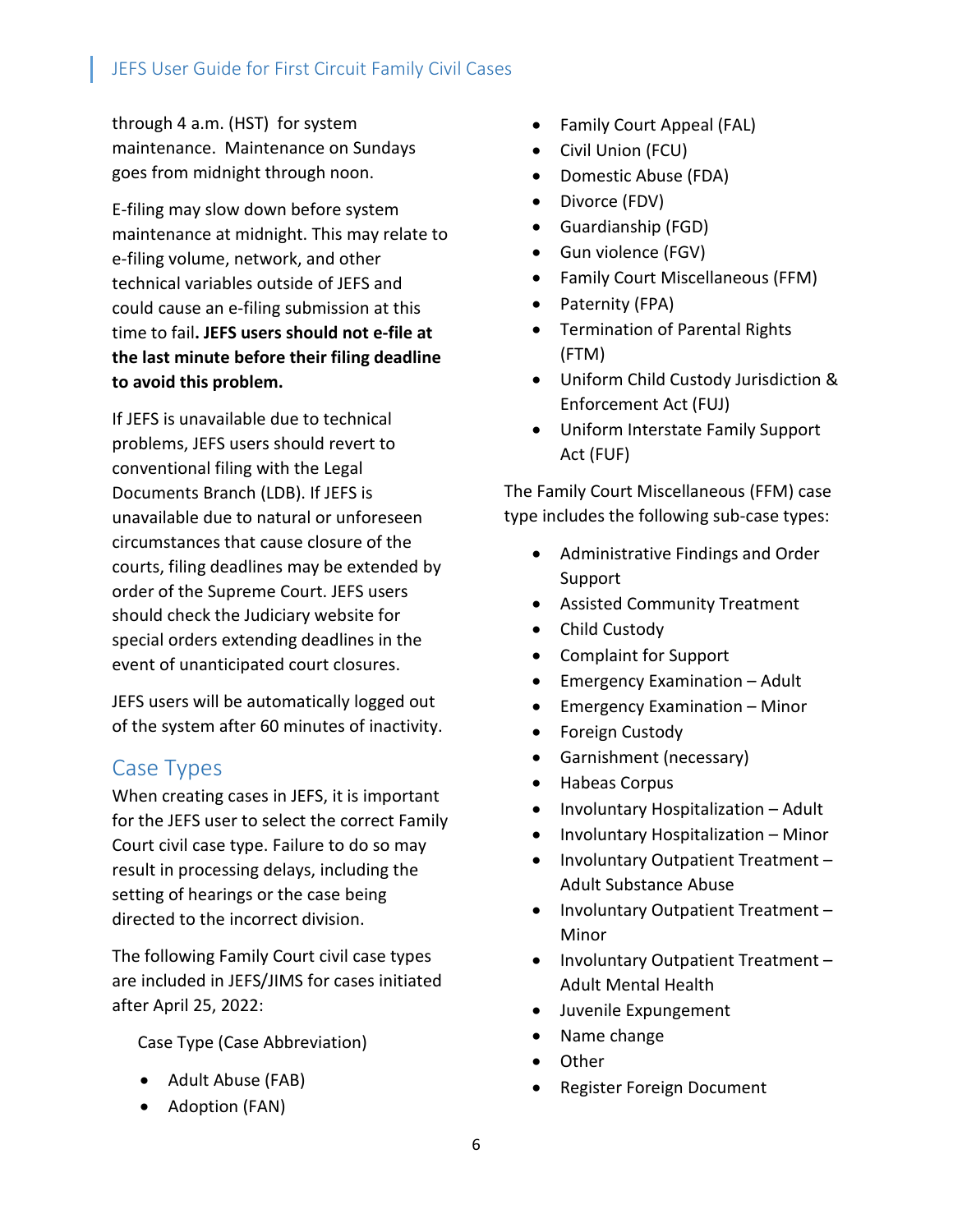through 4 a.m. (HST) for system maintenance. Maintenance on Sundays goes from midnight through noon.

E-filing may slow down before system maintenance at midnight. This may relate to e-filing volume, network, and other technical variables outside of JEFS and could cause an e-filing submission at this time to fail**. JEFS users should not e-file at the last minute before their filing deadline to avoid this problem.**

If JEFS is unavailable due to technical problems, JEFS users should revert to conventional filing with the Legal Documents Branch (LDB). If JEFS is unavailable due to natural or unforeseen circumstances that cause closure of the courts, filing deadlines may be extended by order of the Supreme Court. JEFS users should check the Judiciary website for special orders extending deadlines in the event of unanticipated court closures.

JEFS users will be automatically logged out of the system after 60 minutes of inactivity.

## Case Types

When creating cases in JEFS, it is important for the JEFS user to select the correct Family Court civil case type. Failure to do so may result in processing delays, including the setting of hearings or the case being directed to the incorrect division.

The following Family Court civil case types are included in JEFS/JIMS for cases initiated after April 25, 2022:

Case Type (Case Abbreviation)

- Adult Abuse (FAB)
- Adoption (FAN)
- Family Court Appeal (FAL)
- Civil Union (FCU)
- Domestic Abuse (FDA)
- Divorce (FDV)
- Guardianship (FGD)
- Gun violence (FGV)
- Family Court Miscellaneous (FFM)
- Paternity (FPA)
- Termination of Parental Rights (FTM)
- Uniform Child Custody Jurisdiction & Enforcement Act (FUJ)
- Uniform Interstate Family Support Act (FUF)

The Family Court Miscellaneous (FFM) case type includes the following sub-case types:

- Administrative Findings and Order Support
- Assisted Community Treatment
- Child Custody
- Complaint for Support
- Emergency Examination – Adult
- Emergency Examination – Minor
- Foreign Custody
- Garnishment (necessary)
- Habeas Corpus
- Involuntary Hospitalization – Adult
- Involuntary Hospitalization – Minor
- Involuntary Outpatient Treatment – Adult Substance Abuse
- Involuntary Outpatient Treatment – Minor
- Involuntary Outpatient Treatment – Adult Mental Health
- Juvenile Expungement
- Name change
- Other
- Register Foreign Document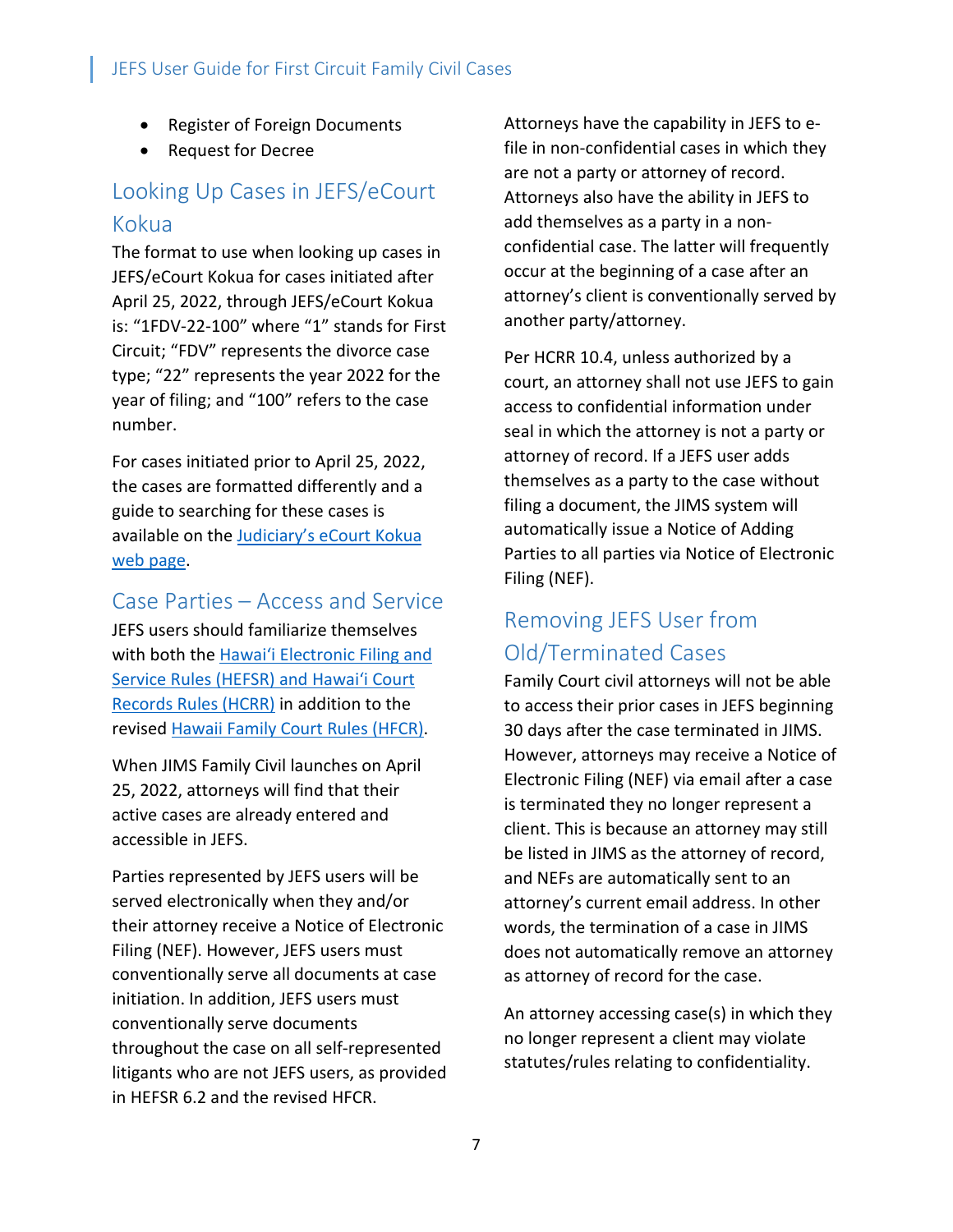- Register of Foreign Documents
- Request for Decree

## Looking Up Cases in JEFS/eCourt Kokua

The format to use when looking up cases in JEFS/eCourt Kokua for cases initiated after April 25, 2022, through JEFS/eCourt Kokua is: "1FDV-22-100" where "1" stands for First Circuit; "FDV" represents the divorce case type; "22" represents the year 2022 for the year of filing; and "100" refers to the case number.

For cases initiated prior to April 25, 2022, the cases are formatted differently and a guide to searching for these cases is available on the Judiciary's eCourt Kokua web page.

## Case Parties – Access and Service

JEFS users should familiarize themselves with both the Hawai'i Electronic Filing and Service Rules (HEFSR) and Hawai'i Court Records Rules (HCRR) in addition to the revised Hawaii Family Court Rules (HFCR).

When JIMS Family Civil launches on April 25, 2022, attorneys will find that their active cases are already entered and accessible in JEFS.

Parties represented by JEFS users will be served electronically when they and/or their attorney receive a Notice of Electronic Filing (NEF). However, JEFS users must conventionally serve all documents at case initiation. In addition, JEFS users must conventionally serve documents throughout the case on all self-represented litigants who are not JEFS users, as provided in HEFSR 6.2 and the revised HFCR.

Attorneys have the capability in JEFS to e-file in non-confidential cases in which they are not a party or attorney of record. Attorneys also have the ability in JEFS to add themselves as a party in a non-confidential case. The latter will frequently occur at the beginning of a case after an attorney's client is conventionally served by another party/attorney.

Per HCRR 10.4, unless authorized by a court, an attorney shall not use JEFS to gain access to confidential information under seal in which the attorney is not a party or attorney of record. If a JEFS user adds themselves as a party to the case without filing a document, the JIMS system will automatically issue a Notice of Adding Parties to all parties via Notice of Electronic Filing (NEF).

## Removing JEFS User from Old/Terminated Cases

Family Court civil attorneys will not be able to access their prior cases in JEFS beginning 30 days after the case terminated in JIMS. However, attorneys may receive a Notice of Electronic Filing (NEF) via email after a case is terminated they no longer represent a client. This is because an attorney may still be listed in JIMS as the attorney of record, and NEFs are automatically sent to an attorney's current email address. In other words, the termination of a case in JIMS does not automatically remove an attorney as attorney of record for the case.

An attorney accessing case(s) in which they no longer represent a client may violate statutes/rules relating to confidentiality.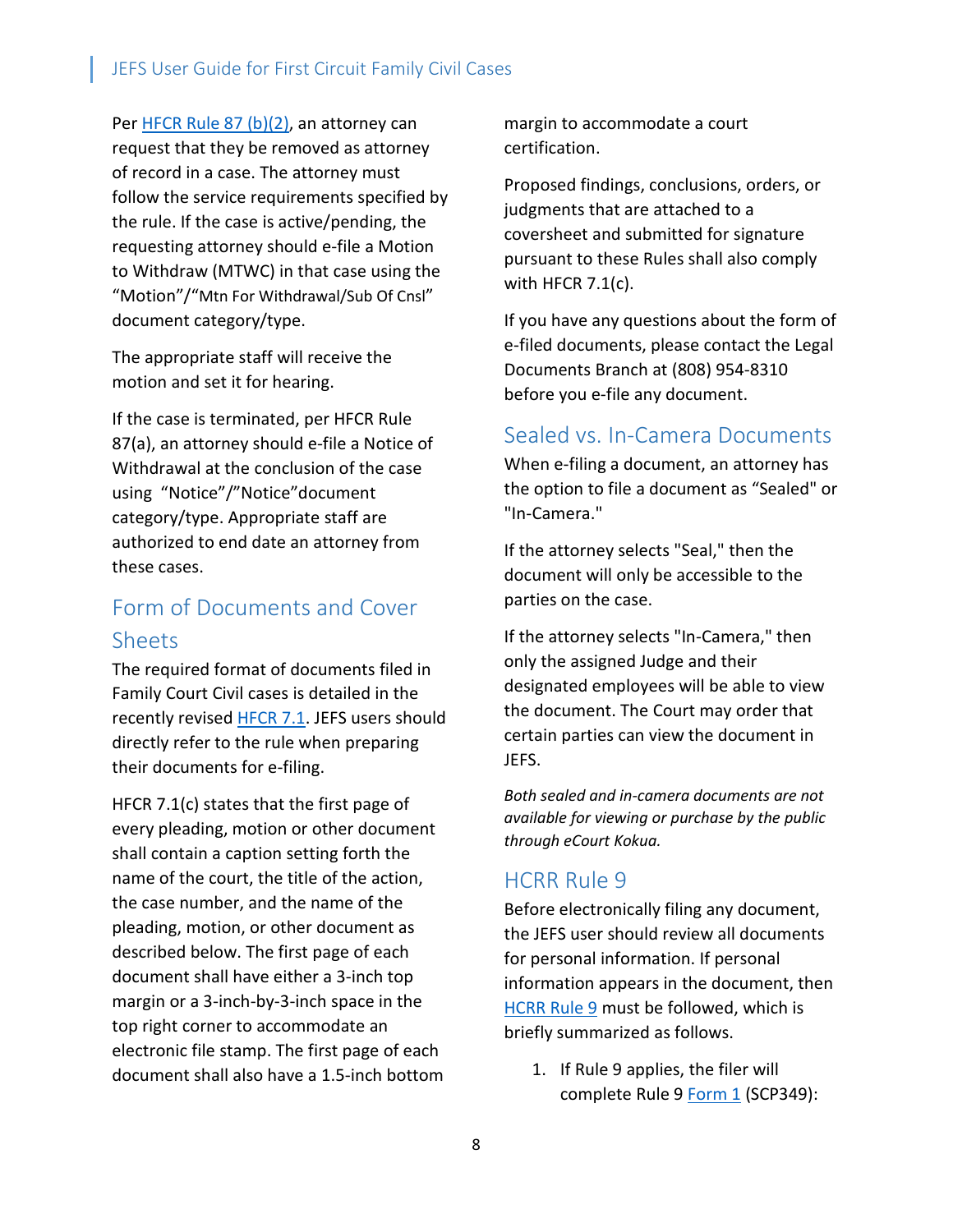Per HFCR Rule 87 (b)(2), an attorney can request that they be removed as attorney of record in a case. The attorney must follow the service requirements specified by the rule. If the case is active/pending, the requesting attorney should e-file a Motion to Withdraw (MTWC) in that case using the "Motion"/"Mtn For Withdrawal/Sub Of Cnsl" document category/type.

The appropriate staff will receive the motion and set it for hearing.

If the case is terminated, per HFCR Rule 87(a), an attorney should e-file a Notice of Withdrawal at the conclusion of the case using "Notice"/"Notice"document category/type. Appropriate staff are authorized to end date an attorney from these cases.

## Form of Documents and Cover Sheets

The required format of documents filed in Family Court Civil cases is detailed in the recently revised HFCR 7.1. JEFS users should directly refer to the rule when preparing their documents for e-filing.

HFCR 7.1(c) states that the first page of every pleading, motion or other document shall contain a caption setting forth the name of the court, the title of the action, the case number, and the name of the pleading, motion, or other document as described below. The first page of each document shall have either a 3-inch top margin or a 3-inch-by-3-inch space in the top right corner to accommodate an electronic file stamp. The first page of each document shall also have a 1.5-inch bottom margin to accommodate a court certification.

Proposed findings, conclusions, orders, or judgments that are attached to a coversheet and submitted for signature pursuant to these Rules shall also comply with HFCR 7.1(c).

If you have any questions about the form of e-filed documents, please contact the Legal Documents Branch at (808) 954-8310 before you e-file any document.

## Sealed vs. In-Camera Documents

When e-filing a document, an attorney has the option to file a document as "Sealed" or "In-Camera."

If the attorney selects "Seal," then the document will only be accessible to the parties on the case.

If the attorney selects "In-Camera," then only the assigned Judge and their designated employees will be able to view the document. The Court may order that certain parties can view the document in JEFS.

*Both sealed and in-camera documents are not available for viewing or purchase by the public through eCourt Kokua.*

## HCRR Rule 9

Before electronically filing any document, the JEFS user should review all documents for personal information. If personal information appears in the document, then HCRR Rule 9 must be followed, which is briefly summarized as follows.

1. If Rule 9 applies, the filer will complete Rule 9 Form 1 (SCP349):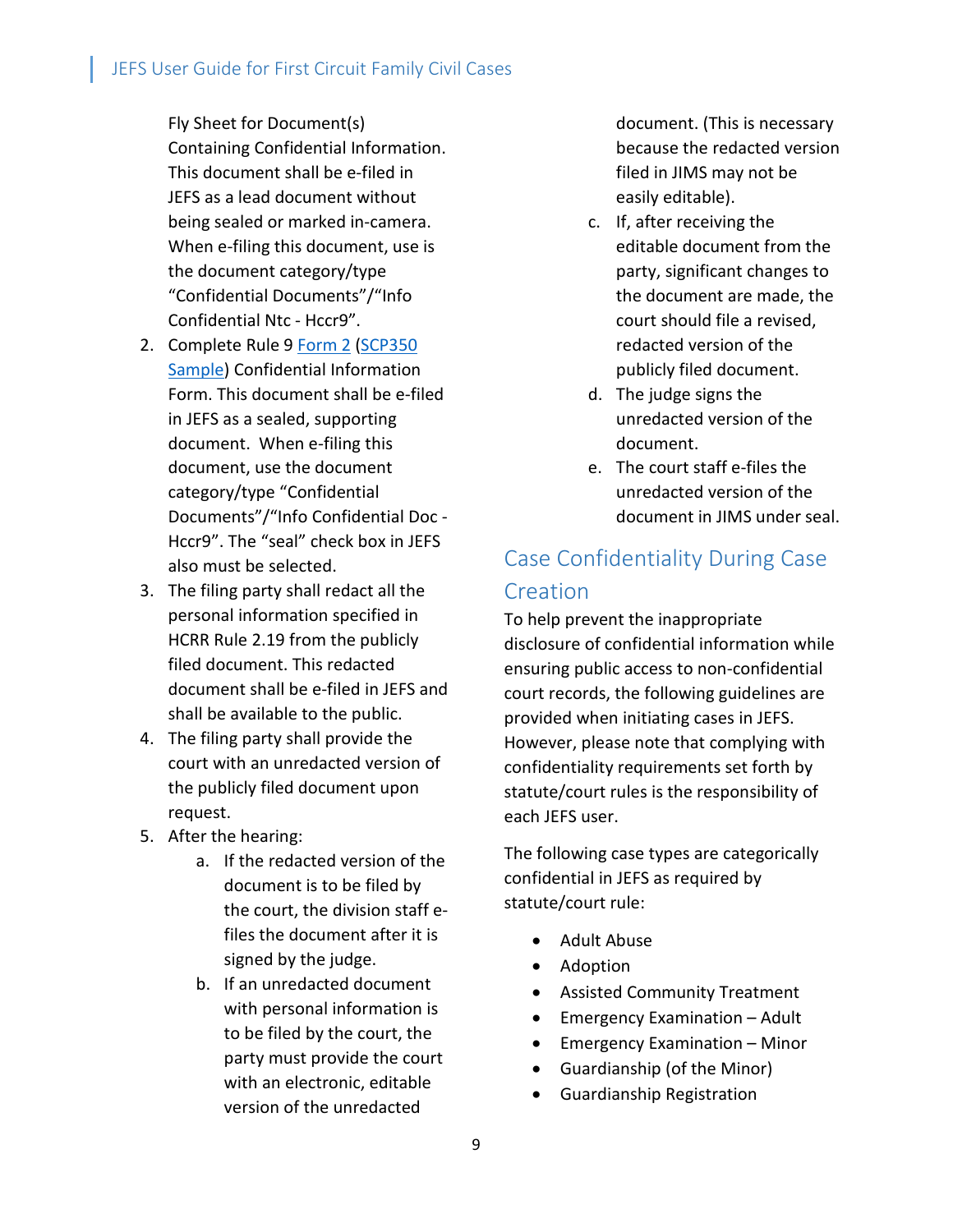Fly Sheet for Document(s) Containing Confidential Information. This document shall be e-filed in JEFS as a lead document without being sealed or marked in-camera. When e-filing this document, use is the document category/type “Confidential Documents”/“Info Confidential Ntc - Hccr9”.

2. Complete Rule 9 [Form 2](#) ([SCP350 Sample](#)) Confidential Information Form. This document shall be e-filed in JEFS as a sealed, supporting document. When e-filing this document, use the document category/type “Confidential Documents”/“Info Confidential Doc - Hccr9”. The “seal” check box in JEFS also must be selected.
3. The filing party shall redact all the personal information specified in HCRR Rule 2.19 from the publicly filed document. This redacted document shall be e-filed in JEFS and shall be available to the public.
4. The filing party shall provide the court with an unredacted version of the publicly filed document upon request.
5. After the hearing:
    a. If the redacted version of the document is to be filed by the court, the division staff e-files the document after it is signed by the judge.
    b. If an unredacted document with personal information is to be filed by the court, the party must provide the court with an electronic, editable version of the unredacted document. (This is necessary because the redacted version filed in JIMS may not be easily editable).
    c. If, after receiving the editable document from the party, significant changes to the document are made, the court should file a revised, redacted version of the publicly filed document.
    d. The judge signs the unredacted version of the document.
    e. The court staff e-files the unredacted version of the document in JIMS under seal.

## Case Confidentiality During Case Creation

To help prevent the inappropriate disclosure of confidential information while ensuring public access to non-confidential court records, the following guidelines are provided when initiating cases in JEFS. However, please note that complying with confidentiality requirements set forth by statute/court rules is the responsibility of each JEFS user.

The following case types are categorically confidential in JEFS as required by statute/court rule:

- Adult Abuse
- Adoption
- Assisted Community Treatment
- Emergency Examination – Adult
- Emergency Examination – Minor
- Guardianship (of the Minor)
- Guardianship Registration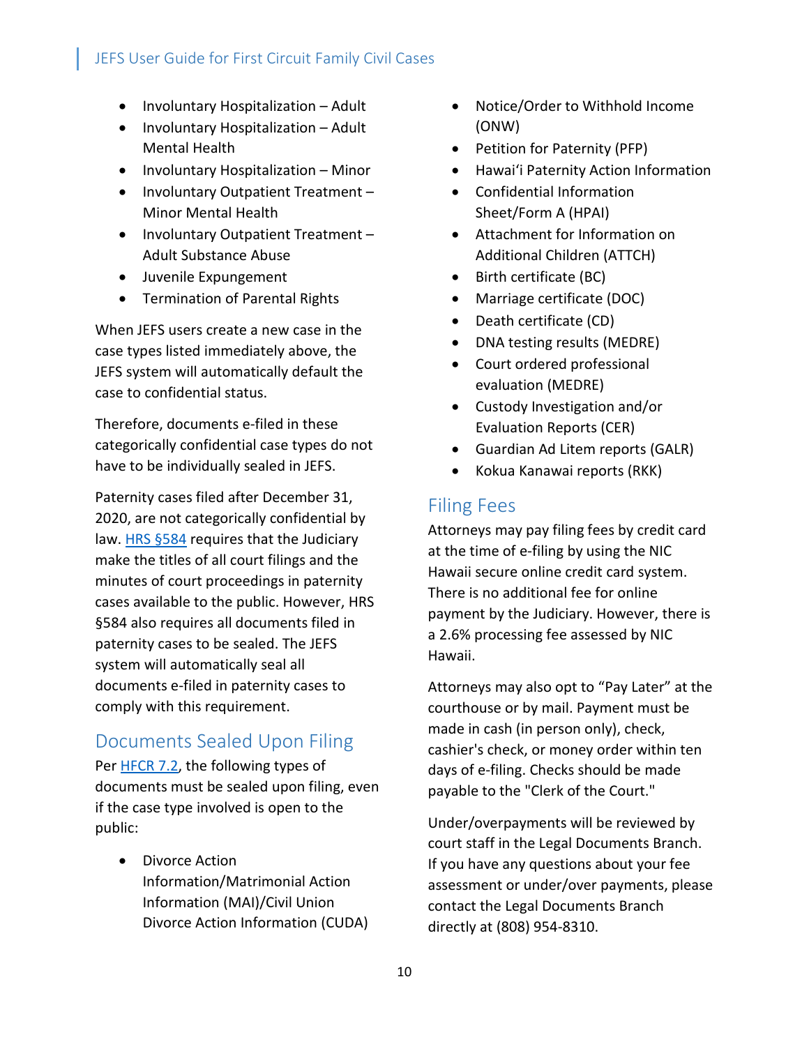- Involuntary Hospitalization – Adult
- Involuntary Hospitalization – Adult Mental Health
- Involuntary Hospitalization – Minor
- Involuntary Outpatient Treatment – Minor Mental Health
- Involuntary Outpatient Treatment – Adult Substance Abuse
- Juvenile Expungement
- Termination of Parental Rights

When JEFS users create a new case in the case types listed immediately above, the JEFS system will automatically default the case to confidential status.

Therefore, documents e-filed in these categorically confidential case types do not have to be individually sealed in JEFS.

Paternity cases filed after December 31, 2020, are not categorically confidential by law. [HRS §584](#) requires that the Judiciary make the titles of all court filings and the minutes of court proceedings in paternity cases available to the public. However, HRS §584 also requires all documents filed in paternity cases to be sealed. The JEFS system will automatically seal all documents e-filed in paternity cases to comply with this requirement.

## Documents Sealed Upon Filing

Per [HFCR 7.2](#), the following types of documents must be sealed upon filing, even if the case type involved is open to the public:

- Divorce Action Information/Matrimonial Action Information (MAI)/Civil Union Divorce Action Information (CUDA)
- Notice/Order to Withhold Income (ONW)
- Petition for Paternity (PFP)
- Hawaiʻi Paternity Action Information
- Confidential Information Sheet/Form A (HPAI)
- Attachment for Information on Additional Children (ATTCH)
- Birth certificate (BC)
- Marriage certificate (DOC)
- Death certificate (CD)
- DNA testing results (MEDRE)
- Court ordered professional evaluation (MEDRE)
- Custody Investigation and/or Evaluation Reports (CER)
- Guardian Ad Litem reports (GALR)
- Kokua Kanawai reports (RKK)

## Filing Fees

Attorneys may pay filing fees by credit card at the time of e-filing by using the NIC Hawaii secure online credit card system. There is no additional fee for online payment by the Judiciary. However, there is a 2.6% processing fee assessed by NIC Hawaii.

Attorneys may also opt to "Pay Later" at the courthouse or by mail. Payment must be made in cash (in person only), check, cashier's check, or money order within ten days of e-filing. Checks should be made payable to the "Clerk of the Court."

Under/overpayments will be reviewed by court staff in the Legal Documents Branch. If you have any questions about your fee assessment or under/over payments, please contact the Legal Documents Branch directly at (808) 954-8310.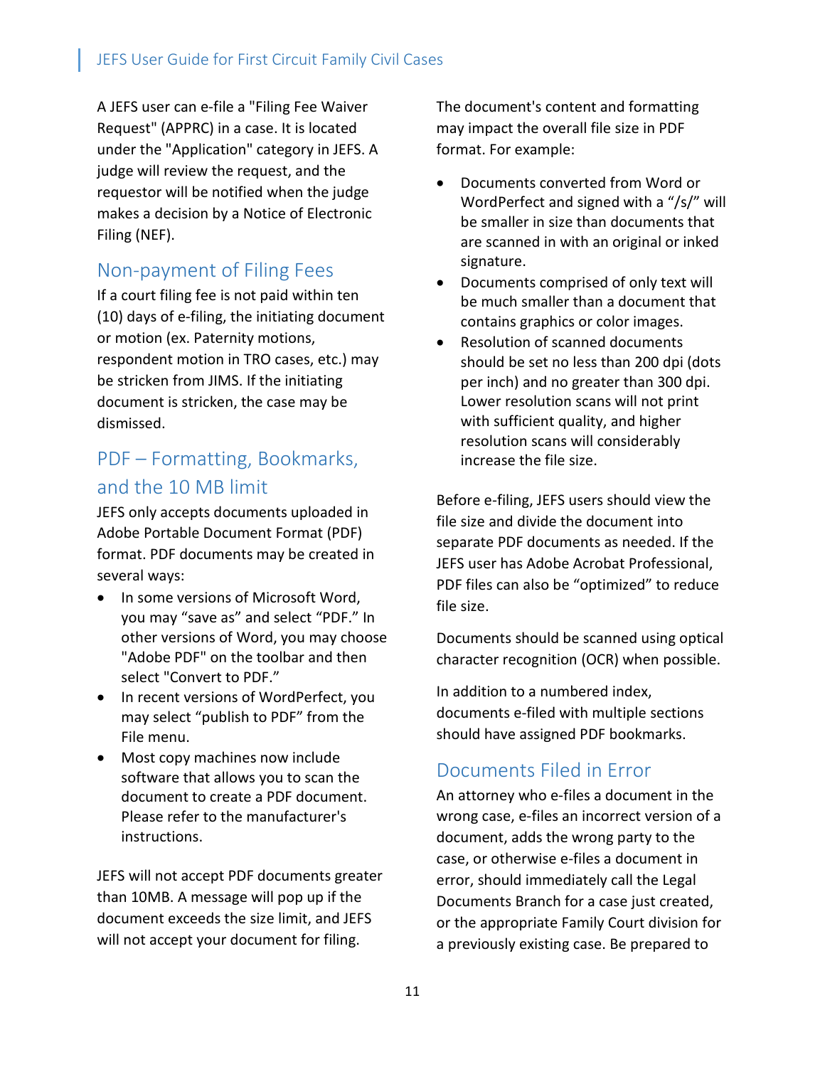A JEFS user can e-file a "Filing Fee Waiver Request" (APPRC) in a case. It is located under the "Application" category in JEFS. A judge will review the request, and the requestor will be notified when the judge makes a decision by a Notice of Electronic Filing (NEF).

## Non-payment of Filing Fees

If a court filing fee is not paid within ten (10) days of e-filing, the initiating document or motion (ex. Paternity motions, respondent motion in TRO cases, etc.) may be stricken from JIMS. If the initiating document is stricken, the case may be dismissed.

## PDF – Formatting, Bookmarks, and the 10 MB limit

JEFS only accepts documents uploaded in Adobe Portable Document Format (PDF) format. PDF documents may be created in several ways:

- In some versions of Microsoft Word, you may “save as” and select “PDF.” In other versions of Word, you may choose "Adobe PDF" on the toolbar and then select "Convert to PDF.”
- In recent versions of WordPerfect, you may select “publish to PDF” from the File menu.
- Most copy machines now include software that allows you to scan the document to create a PDF document. Please refer to the manufacturer's instructions.

JEFS will not accept PDF documents greater than 10MB. A message will pop up if the document exceeds the size limit, and JEFS will not accept your document for filing.

The document's content and formatting may impact the overall file size in PDF format. For example:

- Documents converted from Word or WordPerfect and signed with a “/s/” will be smaller in size than documents that are scanned in with an original or inked signature.
- Documents comprised of only text will be much smaller than a document that contains graphics or color images.
- Resolution of scanned documents should be set no less than 200 dpi (dots per inch) and no greater than 300 dpi. Lower resolution scans will not print with sufficient quality, and higher resolution scans will considerably increase the file size.

Before e-filing, JEFS users should view the file size and divide the document into separate PDF documents as needed. If the JEFS user has Adobe Acrobat Professional, PDF files can also be “optimized” to reduce file size.

Documents should be scanned using optical character recognition (OCR) when possible.

In addition to a numbered index, documents e-filed with multiple sections should have assigned PDF bookmarks.

## Documents Filed in Error

An attorney who e-files a document in the wrong case, e-files an incorrect version of a document, adds the wrong party to the case, or otherwise e-files a document in error, should immediately call the Legal Documents Branch for a case just created, or the appropriate Family Court division for a previously existing case. Be prepared to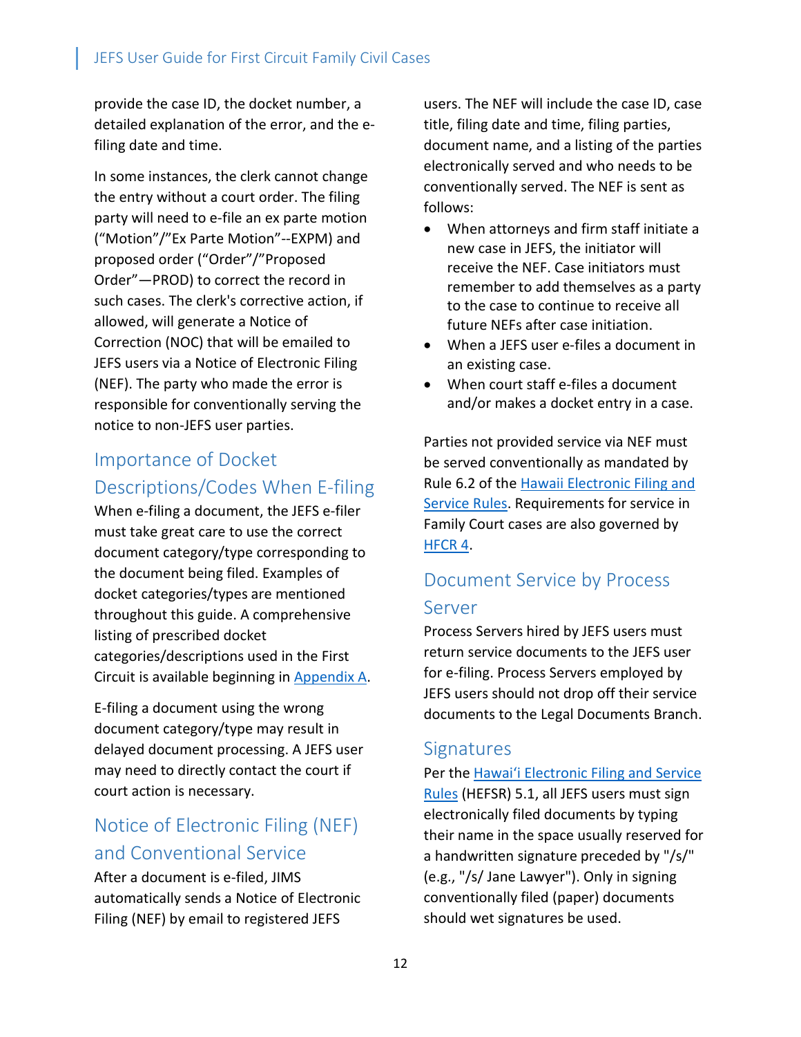provide the case ID, the docket number, a detailed explanation of the error, and the e-filing date and time.

In some instances, the clerk cannot change the entry without a court order. The filing party will need to e-file an ex parte motion (“Motion”/”Ex Parte Motion”--EXPM) and proposed order (“Order”/”Proposed Order”—PROD) to correct the record in such cases. The clerk's corrective action, if allowed, will generate a Notice of Correction (NOC) that will be emailed to JEFS users via a Notice of Electronic Filing (NEF). The party who made the error is responsible for conventionally serving the notice to non-JEFS user parties.

## Importance of Docket Descriptions/Codes When E-filing

When e-filing a document, the JEFS e-filer must take great care to use the correct document category/type corresponding to the document being filed. Examples of docket categories/types are mentioned throughout this guide. A comprehensive listing of prescribed docket categories/descriptions used in the First Circuit is available beginning in Appendix A.

E-filing a document using the wrong document category/type may result in delayed document processing. A JEFS user may need to directly contact the court if court action is necessary.

## Notice of Electronic Filing (NEF) and Conventional Service

After a document is e-filed, JIMS automatically sends a Notice of Electronic Filing (NEF) by email to registered JEFS users. The NEF will include the case ID, case title, filing date and time, filing parties, document name, and a listing of the parties electronically served and who needs to be conventionally served. The NEF is sent as follows:

- When attorneys and firm staff initiate a new case in JEFS, the initiator will receive the NEF. Case initiators must remember to add themselves as a party to the case to continue to receive all future NEFs after case initiation.
- When a JEFS user e-files a document in an existing case.
- When court staff e-files a document and/or makes a docket entry in a case.

Parties not provided service via NEF must be served conventionally as mandated by Rule 6.2 of the Hawaii Electronic Filing and Service Rules. Requirements for service in Family Court cases are also governed by HFCR 4.

## Document Service by Process Server

Process Servers hired by JEFS users must return service documents to the JEFS user for e-filing. Process Servers employed by JEFS users should not drop off their service documents to the Legal Documents Branch.

## Signatures

Per the Hawaiʻi Electronic Filing and Service Rules (HEFSR) 5.1, all JEFS users must sign electronically filed documents by typing their name in the space usually reserved for a handwritten signature preceded by "/s/" (e.g., "/s/ Jane Lawyer"). Only in signing conventionally filed (paper) documents should wet signatures be used.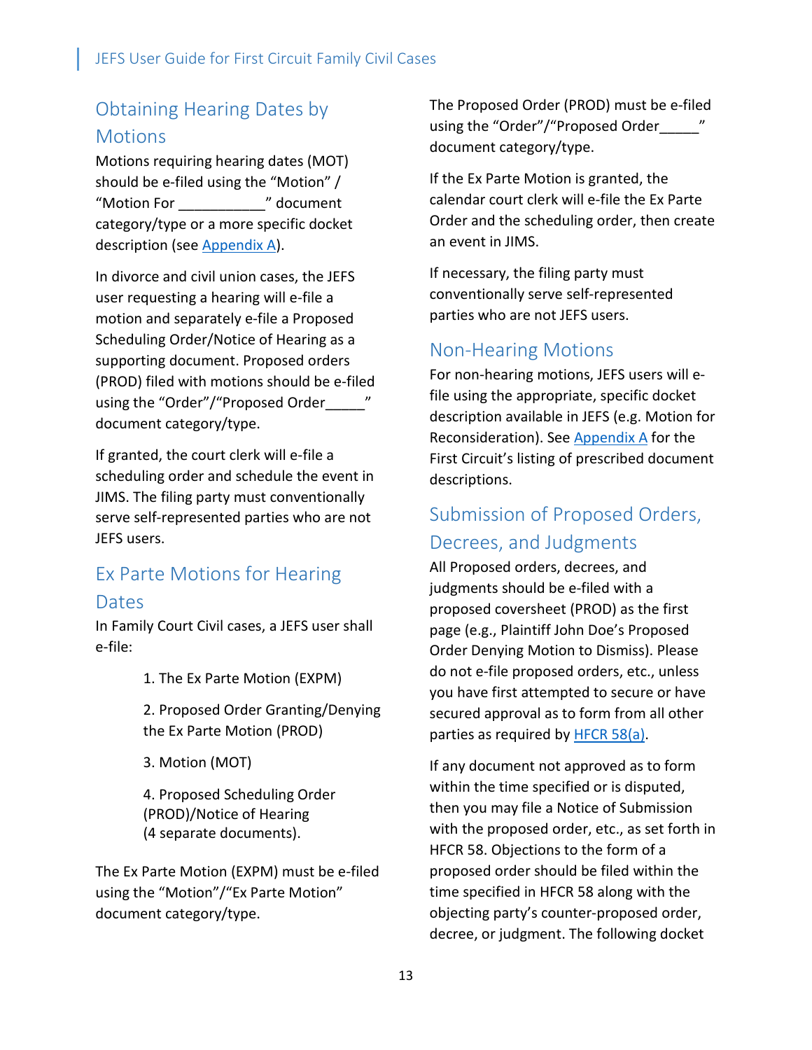## Obtaining Hearing Dates by Motions

Motions requiring hearing dates (MOT) should be e-filed using the "Motion" / "Motion For ___________" document category/type or a more specific docket description (see Appendix A).

In divorce and civil union cases, the JEFS user requesting a hearing will e-file a motion and separately e-file a Proposed Scheduling Order/Notice of Hearing as a supporting document. Proposed orders (PROD) filed with motions should be e-filed using the "Order"/"Proposed Order_____" document category/type.

If granted, the court clerk will e-file a scheduling order and schedule the event in JIMS. The filing party must conventionally serve self-represented parties who are not JEFS users.

## Ex Parte Motions for Hearing Dates

In Family Court Civil cases, a JEFS user shall e-file:

1. The Ex Parte Motion (EXPM)
2. Proposed Order Granting/Denying the Ex Parte Motion (PROD)
3. Motion (MOT)
4. Proposed Scheduling Order (PROD)/Notice of Hearing (4 separate documents).

The Ex Parte Motion (EXPM) must be e-filed using the "Motion"/"Ex Parte Motion" document category/type.

The Proposed Order (PROD) must be e-filed using the "Order"/"Proposed Order_____" document category/type.

If the Ex Parte Motion is granted, the calendar court clerk will e-file the Ex Parte Order and the scheduling order, then create an event in JIMS.

If necessary, the filing party must conventionally serve self-represented parties who are not JEFS users.

## Non-Hearing Motions

For non-hearing motions, JEFS users will e-file using the appropriate, specific docket description available in JEFS (e.g. Motion for Reconsideration). See Appendix A for the First Circuit's listing of prescribed document descriptions.

## Submission of Proposed Orders, Decrees, and Judgments

All Proposed orders, decrees, and judgments should be e-filed with a proposed coversheet (PROD) as the first page (e.g., Plaintiff John Doe's Proposed Order Denying Motion to Dismiss). Please do not e-file proposed orders, etc., unless you have first attempted to secure or have secured approval as to form from all other parties as required by HFCR 58(a).

If any document not approved as to form within the time specified or is disputed, then you may file a Notice of Submission with the proposed order, etc., as set forth in HFCR 58. Objections to the form of a proposed order should be filed within the time specified in HFCR 58 along with the objecting party's counter-proposed order, decree, or judgment. The following docket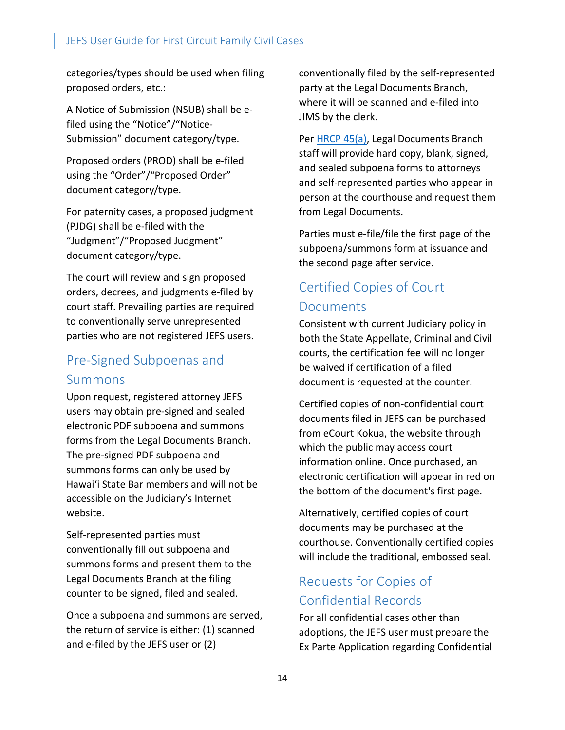categories/types should be used when filing proposed orders, etc.:

A Notice of Submission (NSUB) shall be e-filed using the "Notice"/"Notice-Submission" document category/type.

Proposed orders (PROD) shall be e-filed using the "Order"/"Proposed Order" document category/type.

For paternity cases, a proposed judgment (PJDG) shall be e-filed with the "Judgment"/"Proposed Judgment" document category/type.

The court will review and sign proposed orders, decrees, and judgments e-filed by court staff. Prevailing parties are required to conventionally serve unrepresented parties who are not registered JEFS users.

## Pre-Signed Subpoenas and Summons

Upon request, registered attorney JEFS users may obtain pre-signed and sealed electronic PDF subpoena and summons forms from the Legal Documents Branch. The pre-signed PDF subpoena and summons forms can only be used by Hawaiʻi State Bar members and will not be accessible on the Judiciary's Internet website.

Self-represented parties must conventionally fill out subpoena and summons forms and present them to the Legal Documents Branch at the filing counter to be signed, filed and sealed.

Once a subpoena and summons are served, the return of service is either: (1) scanned and e-filed by the JEFS user or (2) conventionally filed by the self-represented party at the Legal Documents Branch, where it will be scanned and e-filed into JIMS by the clerk.

Per HRCP 45(a), Legal Documents Branch staff will provide hard copy, blank, signed, and sealed subpoena forms to attorneys and self-represented parties who appear in person at the courthouse and request them from Legal Documents.

Parties must e-file/file the first page of the subpoena/summons form at issuance and the second page after service.

## Certified Copies of Court Documents

Consistent with current Judiciary policy in both the State Appellate, Criminal and Civil courts, the certification fee will no longer be waived if certification of a filed document is requested at the counter.

Certified copies of non-confidential court documents filed in JEFS can be purchased from eCourt Kokua, the website through which the public may access court information online. Once purchased, an electronic certification will appear in red on the bottom of the document's first page.

Alternatively, certified copies of court documents may be purchased at the courthouse. Conventionally certified copies will include the traditional, embossed seal.

## Requests for Copies of Confidential Records

For all confidential cases other than adoptions, the JEFS user must prepare the Ex Parte Application regarding Confidential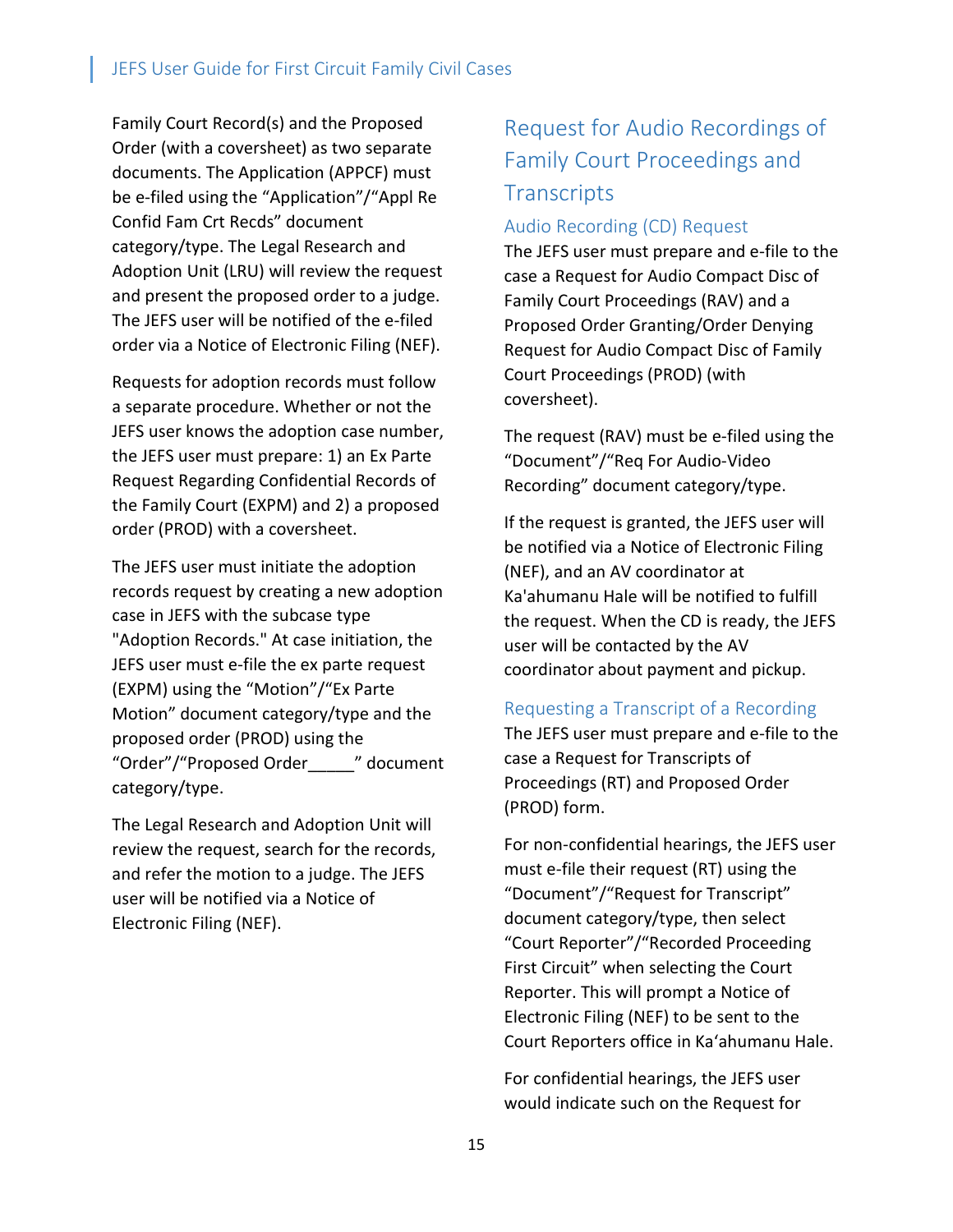Family Court Record(s) and the Proposed Order (with a coversheet) as two separate documents. The Application (APPCF) must be e-filed using the “Application”/“Appl Re Confid Fam Crt Recds” document category/type. The Legal Research and Adoption Unit (LRU) will review the request and present the proposed order to a judge. The JEFS user will be notified of the e-filed order via a Notice of Electronic Filing (NEF).

Requests for adoption records must follow a separate procedure. Whether or not the JEFS user knows the adoption case number, the JEFS user must prepare: 1) an Ex Parte Request Regarding Confidential Records of the Family Court (EXPM) and 2) a proposed order (PROD) with a coversheet.

The JEFS user must initiate the adoption records request by creating a new adoption case in JEFS with the subcase type "Adoption Records." At case initiation, the JEFS user must e-file the ex parte request (EXPM) using the “Motion”/“Ex Parte Motion” document category/type and the proposed order (PROD) using the “Order”/“Proposed Order_____” document category/type.

The Legal Research and Adoption Unit will review the request, search for the records, and refer the motion to a judge. The JEFS user will be notified via a Notice of Electronic Filing (NEF).

## Request for Audio Recordings of Family Court Proceedings and Transcripts

### Audio Recording (CD) Request

The JEFS user must prepare and e-file to the case a Request for Audio Compact Disc of Family Court Proceedings (RAV) and a Proposed Order Granting/Order Denying Request for Audio Compact Disc of Family Court Proceedings (PROD) (with coversheet).

The request (RAV) must be e-filed using the “Document”/“Req For Audio-Video Recording” document category/type.

If the request is granted, the JEFS user will be notified via a Notice of Electronic Filing (NEF), and an AV coordinator at Ka'ahumanu Hale will be notified to fulfill the request. When the CD is ready, the JEFS user will be contacted by the AV coordinator about payment and pickup.

### Requesting a Transcript of a Recording

The JEFS user must prepare and e-file to the case a Request for Transcripts of Proceedings (RT) and Proposed Order (PROD) form.

For non-confidential hearings, the JEFS user must e-file their request (RT) using the “Document”/“Request for Transcript” document category/type, then select “Court Reporter”/“Recorded Proceeding First Circuit” when selecting the Court Reporter. This will prompt a Notice of Electronic Filing (NEF) to be sent to the Court Reporters office in Ka‘ahumanu Hale.

For confidential hearings, the JEFS user would indicate such on the Request for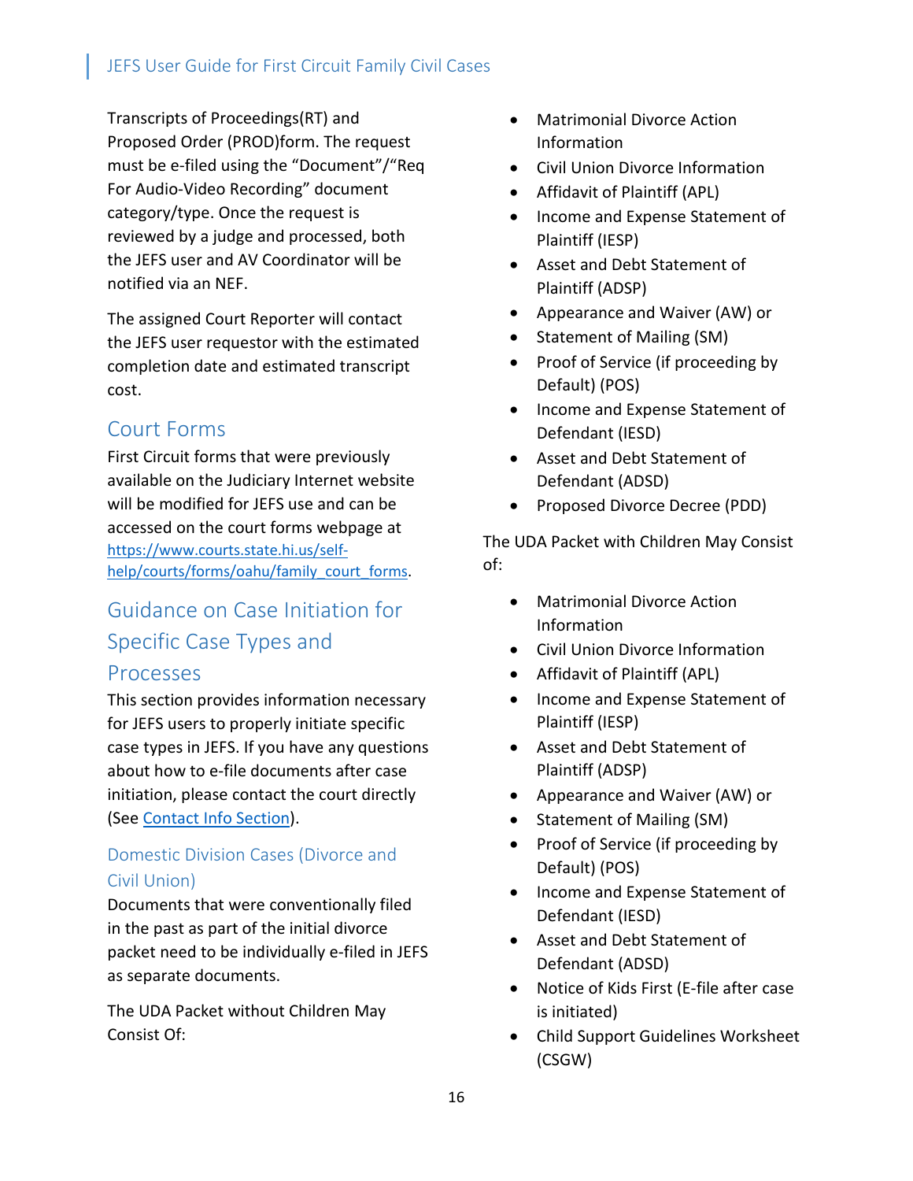Transcripts of Proceedings(RT) and Proposed Order (PROD)form. The request must be e-filed using the "Document"/"Req For Audio-Video Recording" document category/type. Once the request is reviewed by a judge and processed, both the JEFS user and AV Coordinator will be notified via an NEF.

The assigned Court Reporter will contact the JEFS user requestor with the estimated completion date and estimated transcript cost.

## Court Forms

First Circuit forms that were previously available on the Judiciary Internet website will be modified for JEFS use and can be accessed on the court forms webpage at https://www.courts.state.hi.us/self-help/courts/forms/oahu/family_court_forms.

## Guidance on Case Initiation for Specific Case Types and Processes

This section provides information necessary for JEFS users to properly initiate specific case types in JEFS. If you have any questions about how to e-file documents after case initiation, please contact the court directly (See Contact Info Section).

### Domestic Division Cases (Divorce and Civil Union)

Documents that were conventionally filed in the past as part of the initial divorce packet need to be individually e-filed in JEFS as separate documents.

The UDA Packet without Children May Consist Of:

- Matrimonial Divorce Action Information
- Civil Union Divorce Information
- Affidavit of Plaintiff (APL)
- Income and Expense Statement of Plaintiff (IESP)
- Asset and Debt Statement of Plaintiff (ADSP)
- Appearance and Waiver (AW) or
- Statement of Mailing (SM)
- Proof of Service (if proceeding by Default) (POS)
- Income and Expense Statement of Defendant (IESD)
- Asset and Debt Statement of Defendant (ADSD)
- Proposed Divorce Decree (PDD)

The UDA Packet with Children May Consist of:

- Matrimonial Divorce Action Information
- Civil Union Divorce Information
- Affidavit of Plaintiff (APL)
- Income and Expense Statement of Plaintiff (IESP)
- Asset and Debt Statement of Plaintiff (ADSP)
- Appearance and Waiver (AW) or
- Statement of Mailing (SM)
- Proof of Service (if proceeding by Default) (POS)
- Income and Expense Statement of Defendant (IESD)
- Asset and Debt Statement of Defendant (ADSD)
- Notice of Kids First (E-file after case is initiated)
- Child Support Guidelines Worksheet (CSGW)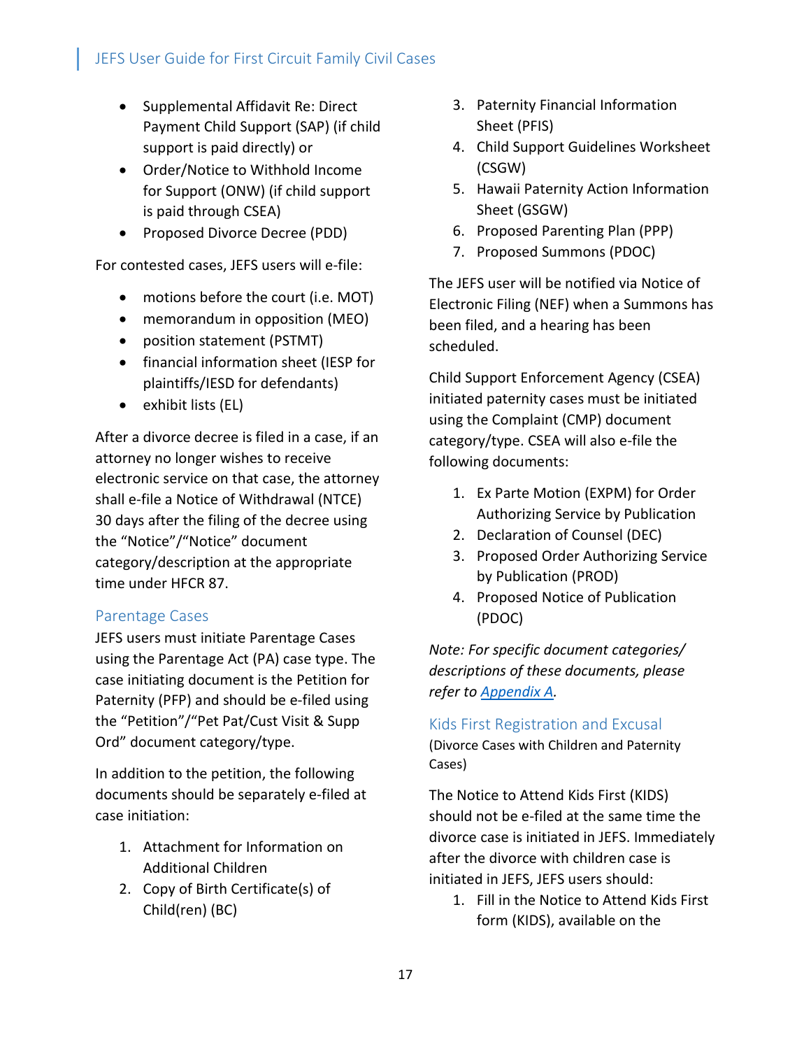- Supplemental Affidavit Re: Direct Payment Child Support (SAP) (if child support is paid directly) or
- Order/Notice to Withhold Income for Support (ONW) (if child support is paid through CSEA)
- Proposed Divorce Decree (PDD)

For contested cases, JEFS users will e-file:

- motions before the court (i.e. MOT)
- memorandum in opposition (MEO)
- position statement (PSTMT)
- financial information sheet (IESP for plaintiffs/IESD for defendants)
- exhibit lists (EL)

After a divorce decree is filed in a case, if an attorney no longer wishes to receive electronic service on that case, the attorney shall e-file a Notice of Withdrawal (NTCE) 30 days after the filing of the decree using the "Notice"/"Notice" document category/description at the appropriate time under HFCR 87.

## Parentage Cases

JEFS users must initiate Parentage Cases using the Parentage Act (PA) case type. The case initiating document is the Petition for Paternity (PFP) and should be e-filed using the "Petition"/"Pet Pat/Cust Visit & Supp Ord" document category/type.

In addition to the petition, the following documents should be separately e-filed at case initiation:

1. Attachment for Information on Additional Children
2. Copy of Birth Certificate(s) of Child(ren) (BC)
3. Paternity Financial Information Sheet (PFIS)
4. Child Support Guidelines Worksheet (CSGW)
5. Hawaii Paternity Action Information Sheet (GSGW)
6. Proposed Parenting Plan (PPP)
7. Proposed Summons (PDOC)

The JEFS user will be notified via Notice of Electronic Filing (NEF) when a Summons has been filed, and a hearing has been scheduled.

Child Support Enforcement Agency (CSEA) initiated paternity cases must be initiated using the Complaint (CMP) document category/type. CSEA will also e-file the following documents:

1. Ex Parte Motion (EXPM) for Order Authorizing Service by Publication
2. Declaration of Counsel (DEC)
3. Proposed Order Authorizing Service by Publication (PROD)
4. Proposed Notice of Publication (PDOC)

*Note: For specific document categories/ descriptions of these documents, please refer to Appendix A.*

## Kids First Registration and Excusal

(Divorce Cases with Children and Paternity Cases)

The Notice to Attend Kids First (KIDS) should not be e-filed at the same time the divorce case is initiated in JEFS. Immediately after the divorce with children case is initiated in JEFS, JEFS users should:

1. Fill in the Notice to Attend Kids First form (KIDS), available on the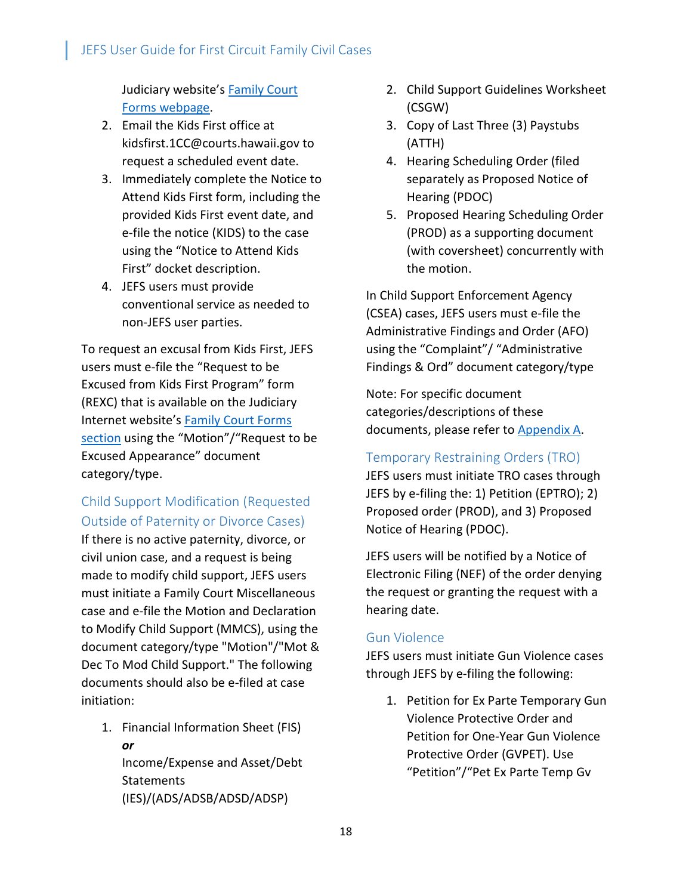Judiciary website's [Family Court Forms webpage](#).

2. Email the Kids First office at kidsfirst.1CC@courts.hawaii.gov to request a scheduled event date.
3. Immediately complete the Notice to Attend Kids First form, including the provided Kids First event date, and e-file the notice (KIDS) to the case using the "Notice to Attend Kids First" docket description.
4. JEFS users must provide conventional service as needed to non-JEFS user parties.

To request an excusal from Kids First, JEFS users must e-file the "Request to be Excused from Kids First Program" form (REXC) that is available on the Judiciary Internet website's [Family Court Forms section](#) using the "Motion"/"Request to be Excused Appearance" document category/type.

### Child Support Modification (Requested Outside of Paternity or Divorce Cases)

If there is no active paternity, divorce, or civil union case, and a request is being made to modify child support, JEFS users must initiate a Family Court Miscellaneous case and e-file the Motion and Declaration to Modify Child Support (MMCS), using the document category/type "Motion"/"Mot & Dec To Mod Child Support." The following documents should also be e-filed at case initiation:

1. Financial Information Sheet (FIS)
   ***or***
   Income/Expense and Asset/Debt Statements (IES)/(ADS/ADSB/ADSD/ADSP)
2. Child Support Guidelines Worksheet (CSGW)
3. Copy of Last Three (3) Paystubs (ATTH)
4. Hearing Scheduling Order (filed separately as Proposed Notice of Hearing (PDOC)
5. Proposed Hearing Scheduling Order (PROD) as a supporting document (with coversheet) concurrently with the motion.

In Child Support Enforcement Agency (CSEA) cases, JEFS users must e-file the Administrative Findings and Order (AFO) using the "Complaint"/ "Administrative Findings & Ord" document category/type

Note: For specific document categories/descriptions of these documents, please refer to [Appendix A](#).

### Temporary Restraining Orders (TRO)

JEFS users must initiate TRO cases through JEFS by e-filing the: 1) Petition (EPTRO); 2) Proposed order (PROD), and 3) Proposed Notice of Hearing (PDOC).

JEFS users will be notified by a Notice of Electronic Filing (NEF) of the order denying the request or granting the request with a hearing date.

### Gun Violence

JEFS users must initiate Gun Violence cases through JEFS by e-filing the following:

1. Petition for Ex Parte Temporary Gun Violence Protective Order and Petition for One-Year Gun Violence Protective Order (GVPET). Use "Petition"/"Pet Ex Parte Temp Gv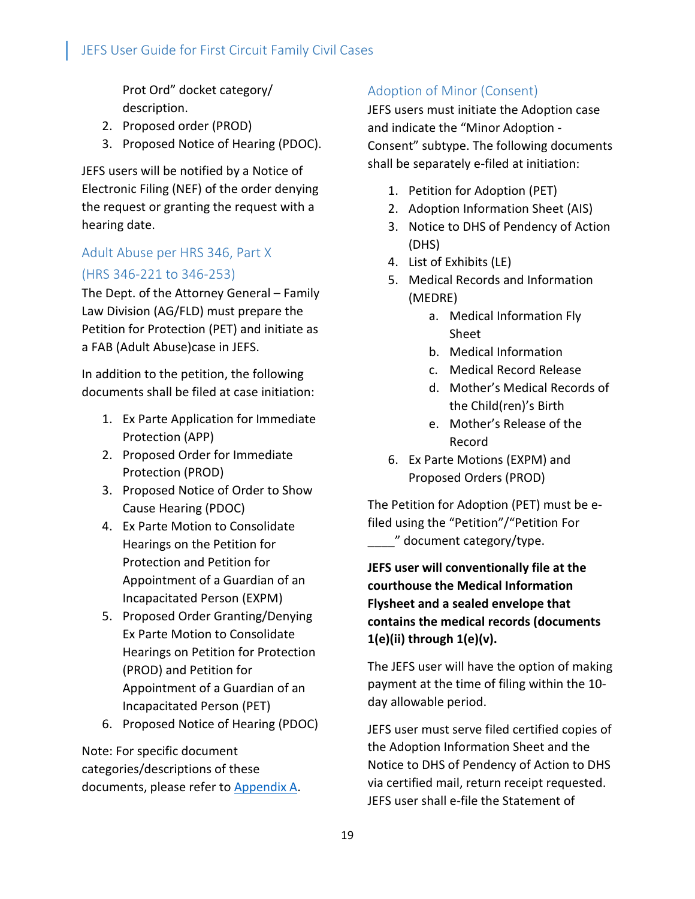Prot Ord" docket category/ description.

2. Proposed order (PROD)
3. Proposed Notice of Hearing (PDOC).

JEFS users will be notified by a Notice of Electronic Filing (NEF) of the order denying the request or granting the request with a hearing date.

### Adult Abuse per HRS 346, Part X (HRS 346-221 to 346-253)

The Dept. of the Attorney General – Family Law Division (AG/FLD) must prepare the Petition for Protection (PET) and initiate as a FAB (Adult Abuse)case in JEFS.

In addition to the petition, the following documents shall be filed at case initiation:

1. Ex Parte Application for Immediate Protection (APP)
2. Proposed Order for Immediate Protection (PROD)
3. Proposed Notice of Order to Show Cause Hearing (PDOC)
4. Ex Parte Motion to Consolidate Hearings on the Petition for Protection and Petition for Appointment of a Guardian of an Incapacitated Person (EXPM)
5. Proposed Order Granting/Denying Ex Parte Motion to Consolidate Hearings on Petition for Protection (PROD) and Petition for Appointment of a Guardian of an Incapacitated Person (PET)
6. Proposed Notice of Hearing (PDOC)

Note: For specific document categories/descriptions of these documents, please refer to Appendix A.

### Adoption of Minor (Consent)

JEFS users must initiate the Adoption case and indicate the "Minor Adoption - Consent" subtype. The following documents shall be separately e-filed at initiation:

1. Petition for Adoption (PET)
2. Adoption Information Sheet (AIS)
3. Notice to DHS of Pendency of Action (DHS)
4. List of Exhibits (LE)
5. Medical Records and Information (MEDRE)
   a. Medical Information Fly Sheet
   b. Medical Information
   c. Medical Record Release
   d. Mother's Medical Records of the Child(ren)'s Birth
   e. Mother's Release of the Record
6. Ex Parte Motions (EXPM) and Proposed Orders (PROD)

The Petition for Adoption (PET) must be e-filed using the "Petition"/"Petition For ____" document category/type.

**JEFS user will conventionally file at the courthouse the Medical Information Flysheet and a sealed envelope that contains the medical records (documents 1(e)(ii) through 1(e)(v).**

The JEFS user will have the option of making payment at the time of filing within the 10-day allowable period.

JEFS user must serve filed certified copies of the Adoption Information Sheet and the Notice to DHS of Pendency of Action to DHS via certified mail, return receipt requested. JEFS user shall e-file the Statement of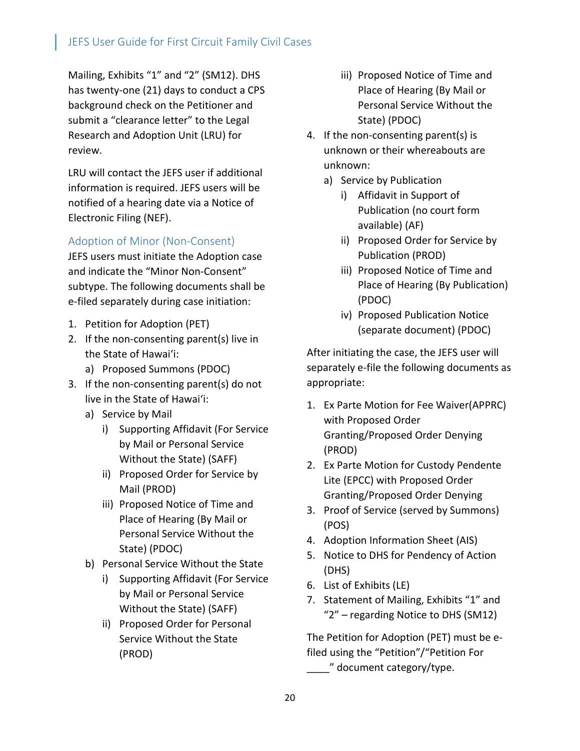Mailing, Exhibits “1” and “2” (SM12). DHS has twenty-one (21) days to conduct a CPS background check on the Petitioner and submit a “clearance letter” to the Legal Research and Adoption Unit (LRU) for review.

LRU will contact the JEFS user if additional information is required. JEFS users will be notified of a hearing date via a Notice of Electronic Filing (NEF).

### Adoption of Minor (Non-Consent)

JEFS users must initiate the Adoption case and indicate the “Minor Non-Consent” subtype. The following documents shall be e-filed separately during case initiation:

1. Petition for Adoption (PET)
2. If the non-consenting parent(s) live in the State of Hawaiʻi:
   a) Proposed Summons (PDOC)
3. If the non-consenting parent(s) do not live in the State of Hawaiʻi:
   a) Service by Mail
      i) Supporting Affidavit (For Service by Mail or Personal Service Without the State) (SAFF)
      ii) Proposed Order for Service by Mail (PROD)
      iii) Proposed Notice of Time and Place of Hearing (By Mail or Personal Service Without the State) (PDOC)
   b) Personal Service Without the State
      i) Supporting Affidavit (For Service by Mail or Personal Service Without the State) (SAFF)
      ii) Proposed Order for Personal Service Without the State (PROD)
      iii) Proposed Notice of Time and Place of Hearing (By Mail or Personal Service Without the State) (PDOC)
4. If the non-consenting parent(s) is unknown or their whereabouts are unknown:
   a) Service by Publication
      i) Affidavit in Support of Publication (no court form available) (AF)
      ii) Proposed Order for Service by Publication (PROD)
      iii) Proposed Notice of Time and Place of Hearing (By Publication) (PDOC)
      iv) Proposed Publication Notice (separate document) (PDOC)

After initiating the case, the JEFS user will separately e-file the following documents as appropriate:

1. Ex Parte Motion for Fee Waiver(APPRC) with Proposed Order Granting/Proposed Order Denying (PROD)
2. Ex Parte Motion for Custody Pendente Lite (EPCC) with Proposed Order Granting/Proposed Order Denying
3. Proof of Service (served by Summons) (POS)
4. Adoption Information Sheet (AIS)
5. Notice to DHS for Pendency of Action (DHS)
6. List of Exhibits (LE)
7. Statement of Mailing, Exhibits “1” and “2” – regarding Notice to DHS (SM12)

The Petition for Adoption (PET) must be e-filed using the “Petition”/“Petition For ____” document category/type.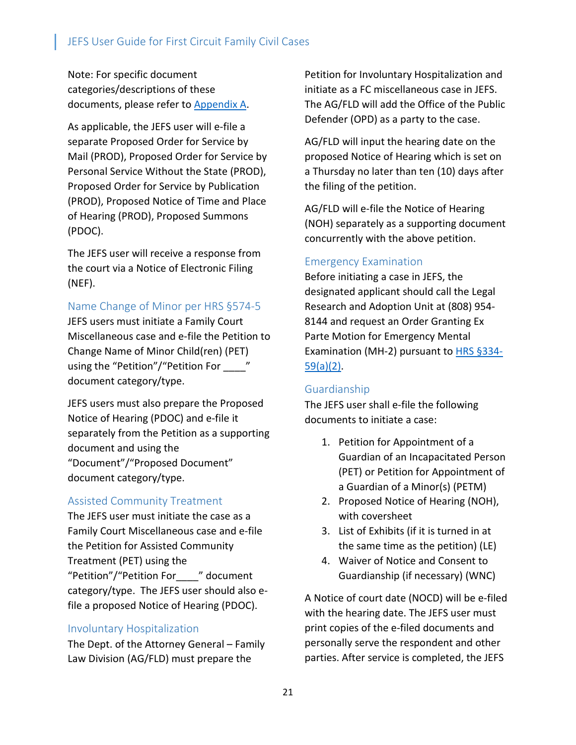Note: For specific document categories/descriptions of these documents, please refer to [Appendix A](#).

As applicable, the JEFS user will e-file a separate Proposed Order for Service by Mail (PROD), Proposed Order for Service by Personal Service Without the State (PROD), Proposed Order for Service by Publication (PROD), Proposed Notice of Time and Place of Hearing (PROD), Proposed Summons (PDOC).

The JEFS user will receive a response from the court via a Notice of Electronic Filing (NEF).

### Name Change of Minor per HRS §574-5

JEFS users must initiate a Family Court Miscellaneous case and e-file the Petition to Change Name of Minor Child(ren) (PET) using the "Petition"/"Petition For ____" document category/type.

JEFS users must also prepare the Proposed Notice of Hearing (PDOC) and e-file it separately from the Petition as a supporting document and using the "Document"/"Proposed Document" document category/type.

### Assisted Community Treatment

The JEFS user must initiate the case as a Family Court Miscellaneous case and e-file the Petition for Assisted Community Treatment (PET) using the "Petition"/"Petition For____" document category/type. The JEFS user should also e-file a proposed Notice of Hearing (PDOC).

### Involuntary Hospitalization

The Dept. of the Attorney General – Family Law Division (AG/FLD) must prepare the Petition for Involuntary Hospitalization and initiate as a FC miscellaneous case in JEFS. The AG/FLD will add the Office of the Public Defender (OPD) as a party to the case.

AG/FLD will input the hearing date on the proposed Notice of Hearing which is set on a Thursday no later than ten (10) days after the filing of the petition.

AG/FLD will e-file the Notice of Hearing (NOH) separately as a supporting document concurrently with the above petition.

### Emergency Examination

Before initiating a case in JEFS, the designated applicant should call the Legal Research and Adoption Unit at (808) 954-8144 and request an Order Granting Ex Parte Motion for Emergency Mental Examination (MH-2) pursuant to [HRS §334-59(a)(2)](#).

### Guardianship

The JEFS user shall e-file the following documents to initiate a case:

1. Petition for Appointment of a Guardian of an Incapacitated Person (PET) or Petition for Appointment of a Guardian of a Minor(s) (PETM)
2. Proposed Notice of Hearing (NOH), with coversheet
3. List of Exhibits (if it is turned in at the same time as the petition) (LE)
4. Waiver of Notice and Consent to Guardianship (if necessary) (WNC)

A Notice of court date (NOCD) will be e-filed with the hearing date. The JEFS user must print copies of the e-filed documents and personally serve the respondent and other parties. After service is completed, the JEFS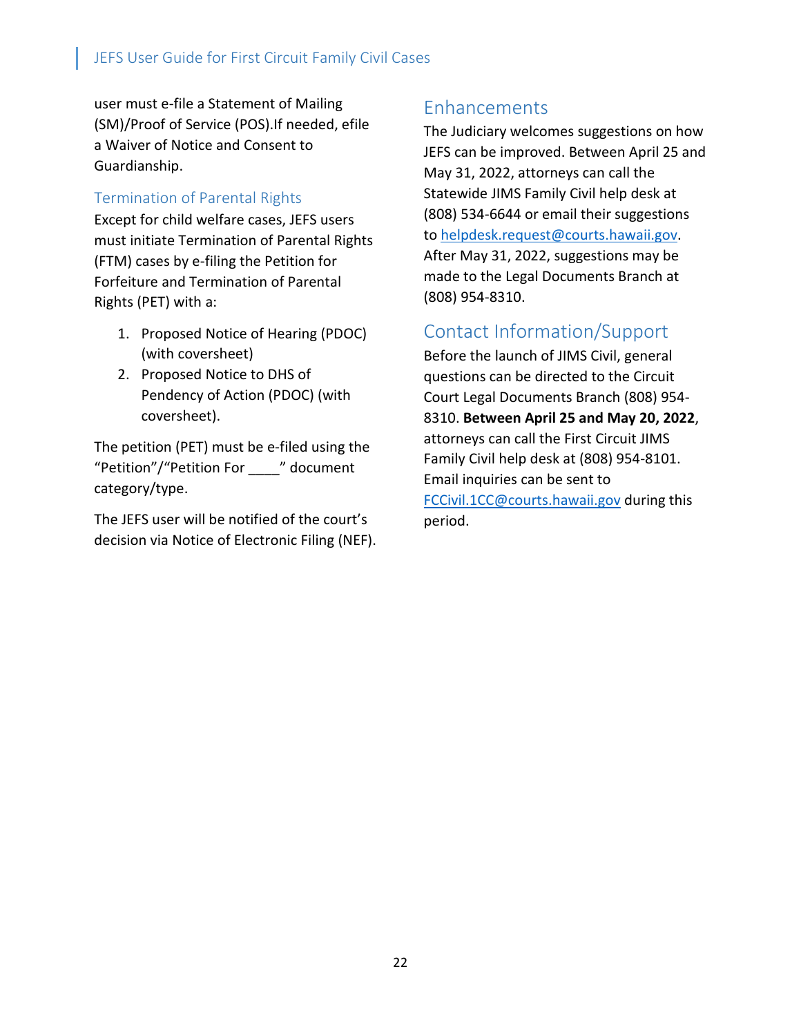user must e-file a Statement of Mailing (SM)/Proof of Service (POS).If needed, efile a Waiver of Notice and Consent to Guardianship.

### Termination of Parental Rights

Except for child welfare cases, JEFS users must initiate Termination of Parental Rights (FTM) cases by e-filing the Petition for Forfeiture and Termination of Parental Rights (PET) with a:

1. Proposed Notice of Hearing (PDOC) (with coversheet)
2. Proposed Notice to DHS of Pendency of Action (PDOC) (with coversheet).

The petition (PET) must be e-filed using the "Petition"/"Petition For ____" document category/type.

The JEFS user will be notified of the court's decision via Notice of Electronic Filing (NEF).

## Enhancements

The Judiciary welcomes suggestions on how JEFS can be improved. Between April 25 and May 31, 2022, attorneys can call the Statewide JIMS Family Civil help desk at (808) 534-6644 or email their suggestions to helpdesk.request@courts.hawaii.gov. After May 31, 2022, suggestions may be made to the Legal Documents Branch at (808) 954-8310.

## Contact Information/Support

Before the launch of JIMS Civil, general questions can be directed to the Circuit Court Legal Documents Branch (808) 954-8310. **Between April 25 and May 20, 2022**, attorneys can call the First Circuit JIMS Family Civil help desk at (808) 954-8101. Email inquiries can be sent to FCCivil.1CC@courts.hawaii.gov during this period.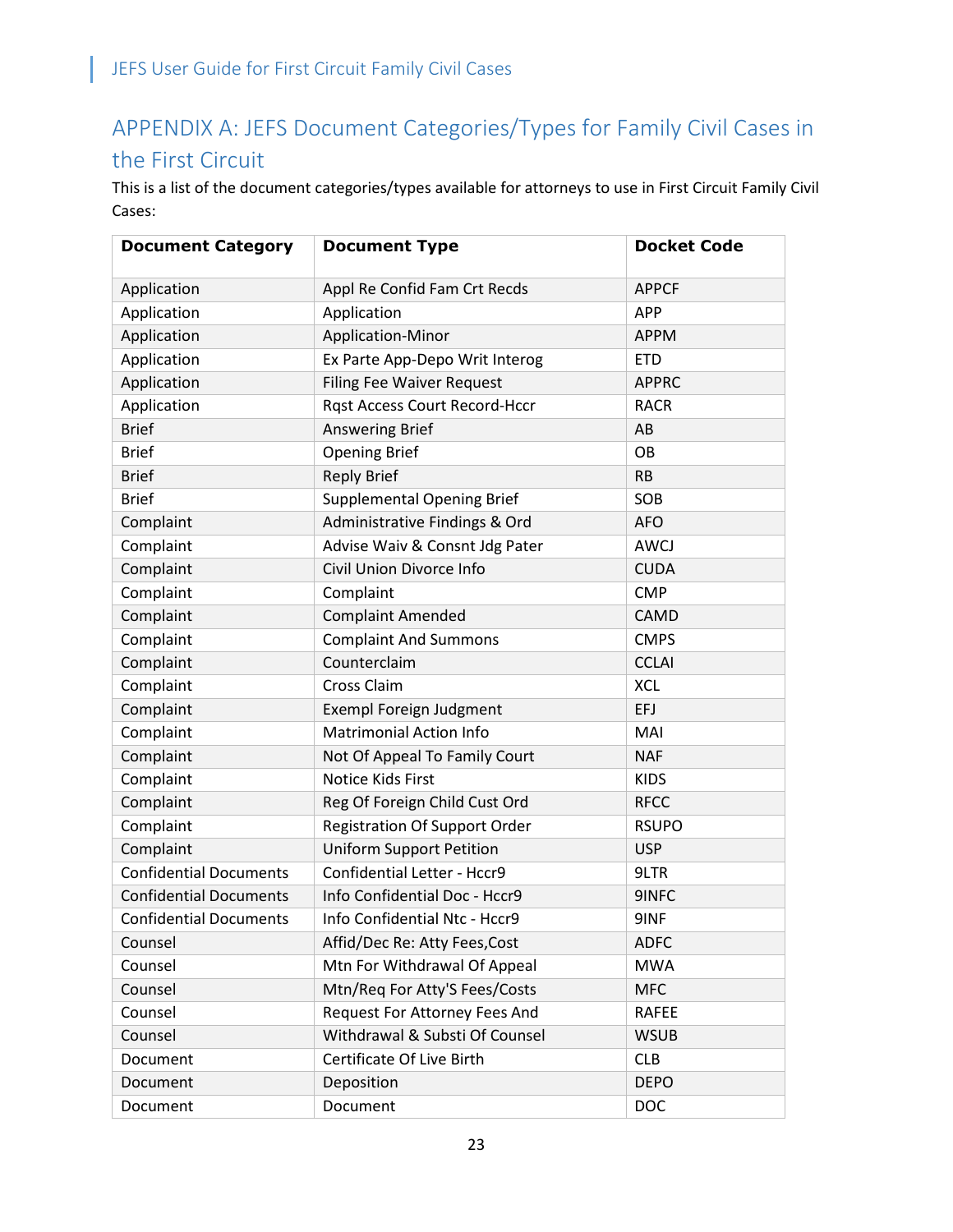## APPENDIX A: JEFS Document Categories/Types for Family Civil Cases in the First Circuit

This is a list of the document categories/types available for attorneys to use in First Circuit Family Civil Cases:

| Document Category | Document Type | Docket Code |
|---|---|---|
| Application | Appl Re Confid Fam Crt Recds | APPCF |
| Application | Application | APP |
| Application | Application-Minor | APPM |
| Application | Ex Parte App-Depo Writ Interog | ETD |
| Application | Filing Fee Waiver Request | APPRC |
| Application | Rqst Access Court Record-Hccr | RACR |
| Brief | Answering Brief | AB |
| Brief | Opening Brief | OB |
| Brief | Reply Brief | RB |
| Brief | Supplemental Opening Brief | SOB |
| Complaint | Administrative Findings & Ord | AFO |
| Complaint | Advise Waiv & Consnt Jdg Pater | AWCJ |
| Complaint | Civil Union Divorce Info | CUDA |
| Complaint | Complaint | CMP |
| Complaint | Complaint Amended | CAMD |
| Complaint | Complaint And Summons | CMPS |
| Complaint | Counterclaim | CCLAI |
| Complaint | Cross Claim | XCL |
| Complaint | Exempl Foreign Judgment | EFJ |
| Complaint | Matrimonial Action Info | MAI |
| Complaint | Not Of Appeal To Family Court | NAF |
| Complaint | Notice Kids First | KIDS |
| Complaint | Reg Of Foreign Child Cust Ord | RFCC |
| Complaint | Registration Of Support Order | RSUPO |
| Complaint | Uniform Support Petition | USP |
| Confidential Documents | Confidential Letter - Hccr9 | 9LTR |
| Confidential Documents | Info Confidential Doc - Hccr9 | 9INFC |
| Confidential Documents | Info Confidential Ntc - Hccr9 | 9INF |
| Counsel | Affid/Dec Re: Atty Fees,Cost | ADFC |
| Counsel | Mtn For Withdrawal Of Appeal | MWA |
| Counsel | Mtn/Req For Atty'S Fees/Costs | MFC |
| Counsel | Request For Attorney Fees And | RAFEE |
| Counsel | Withdrawal & Substi Of Counsel | WSUB |
| Document | Certificate Of Live Birth | CLB |
| Document | Deposition | DEPO |
| Document | Document | DOC |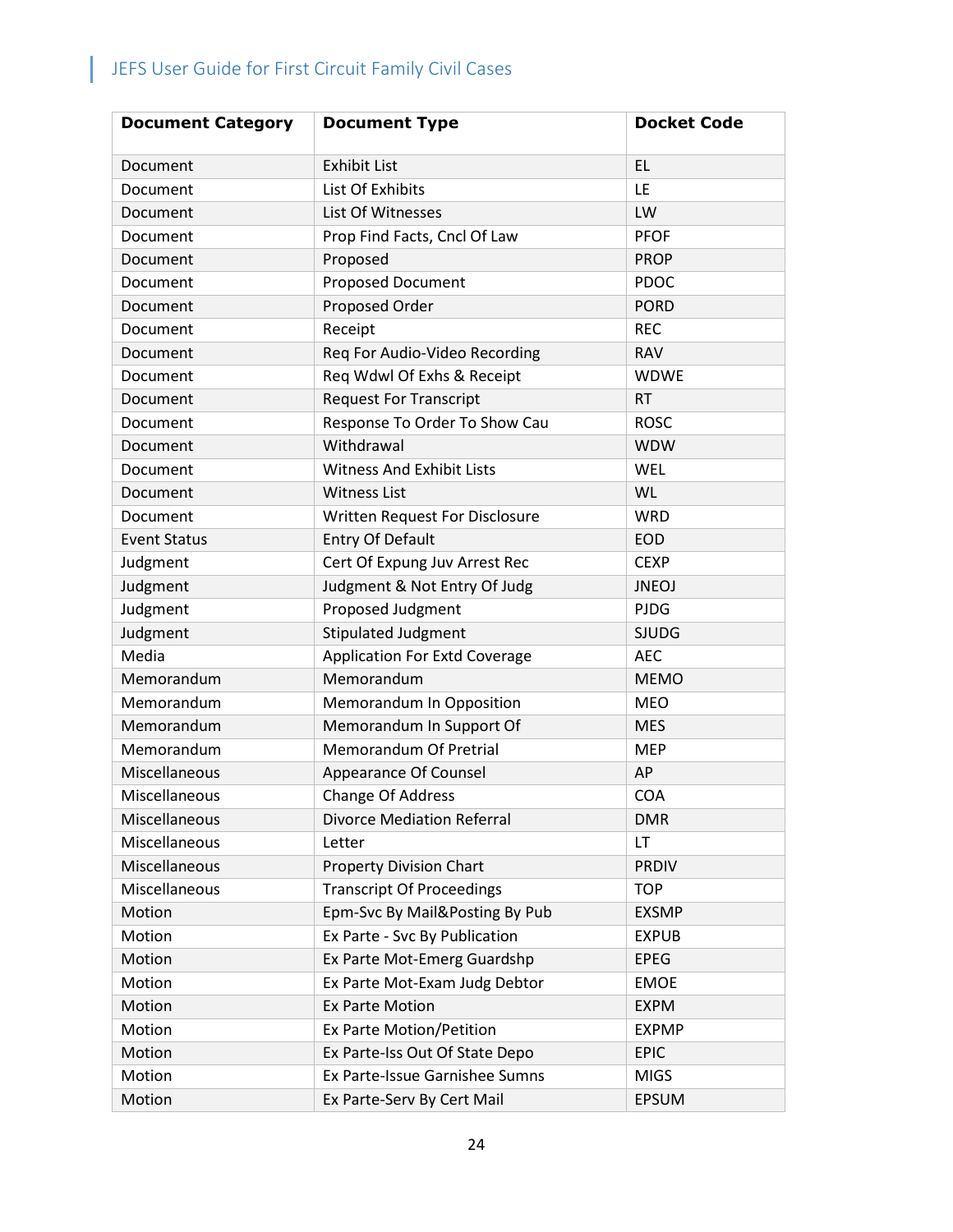| Document Category | Document Type | Docket Code |
| --- | --- | --- |
| Document | Exhibit List | EL |
| Document | List Of Exhibits | LE |
| Document | List Of Witnesses | LW |
| Document | Prop Find Facts, Cncl Of Law | PFOF |
| Document | Proposed | PROP |
| Document | Proposed Document | PDOC |
| Document | Proposed Order | PORD |
| Document | Receipt | REC |
| Document | Req For Audio-Video Recording | RAV |
| Document | Req Wdwl Of Exhs & Receipt | WDWE |
| Document | Request For Transcript | RT |
| Document | Response To Order To Show Cau | ROSC |
| Document | Withdrawal | WDW |
| Document | Witness And Exhibit Lists | WEL |
| Document | Witness List | WL |
| Document | Written Request For Disclosure | WRD |
| Event Status | Entry Of Default | EOD |
| Judgment | Cert Of Expung Juv Arrest Rec | CEXP |
| Judgment | Judgment & Not Entry Of Judg | JNEOJ |
| Judgment | Proposed Judgment | PJDG |
| Judgment | Stipulated Judgment | SJUDG |
| Media | Application For Extd Coverage | AEC |
| Memorandum | Memorandum | MEMO |
| Memorandum | Memorandum In Opposition | MEO |
| Memorandum | Memorandum In Support Of | MES |
| Memorandum | Memorandum Of Pretrial | MEP |
| Miscellaneous | Appearance Of Counsel | AP |
| Miscellaneous | Change Of Address | COA |
| Miscellaneous | Divorce Mediation Referral | DMR |
| Miscellaneous | Letter | LT |
| Miscellaneous | Property Division Chart | PRDIV |
| Miscellaneous | Transcript Of Proceedings | TOP |
| Motion | Epm-Svc By Mail&Posting By Pub | EXSMP |
| Motion | Ex Parte - Svc By Publication | EXPUB |
| Motion | Ex Parte Mot-Emerg Guardshp | EPEG |
| Motion | Ex Parte Mot-Exam Judg Debtor | EMOE |
| Motion | Ex Parte Motion | EXPM |
| Motion | Ex Parte Motion/Petition | EXPMP |
| Motion | Ex Parte-Iss Out Of State Depo | EPIC |
| Motion | Ex Parte-Issue Garnishee Sumns | MIGS |
| Motion | Ex Parte-Serv By Cert Mail | EPSUM |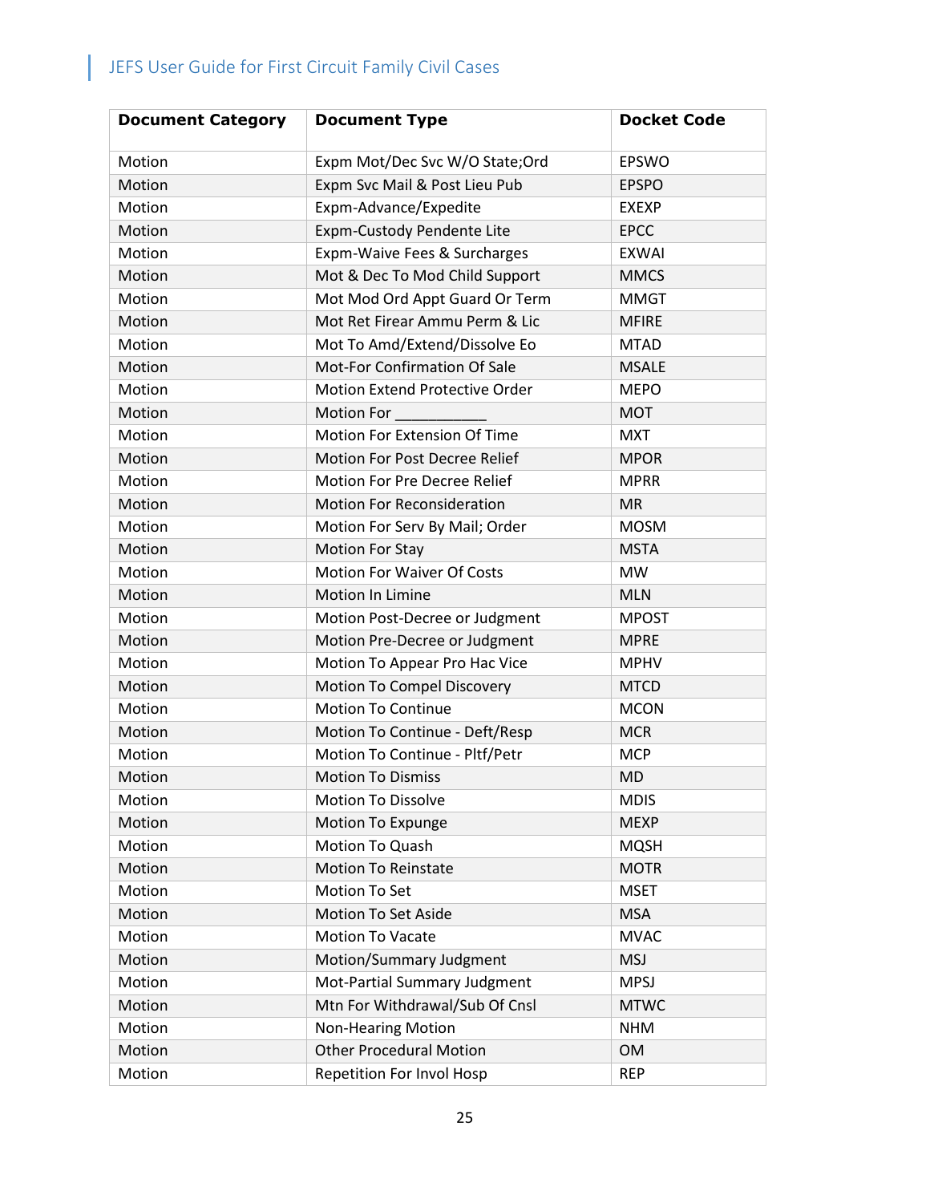| Document Category | Document Type | Docket Code |
|---|---|---|
| Motion | Expm Mot/Dec Svc W/O State;Ord | EPSWO |
| Motion | Expm Svc Mail & Post Lieu Pub | EPSPO |
| Motion | Expm-Advance/Expedite | EXEXP |
| Motion | Expm-Custody Pendente Lite | EPCC |
| Motion | Expm-Waive Fees & Surcharges | EXWAI |
| Motion | Mot & Dec To Mod Child Support | MMCS |
| Motion | Mot Mod Ord Appt Guard Or Term | MMGT |
| Motion | Mot Ret Firear Ammu Perm & Lic | MFIRE |
| Motion | Mot To Amd/Extend/Dissolve Eo | MTAD |
| Motion | Mot-For Confirmation Of Sale | MSALE |
| Motion | Motion Extend Protective Order | MEPO |
| Motion | Motion For ___________ | MOT |
| Motion | Motion For Extension Of Time | MXT |
| Motion | Motion For Post Decree Relief | MPOR |
| Motion | Motion For Pre Decree Relief | MPRR |
| Motion | Motion For Reconsideration | MR |
| Motion | Motion For Serv By Mail; Order | MOSM |
| Motion | Motion For Stay | MSTA |
| Motion | Motion For Waiver Of Costs | MW |
| Motion | Motion In Limine | MLN |
| Motion | Motion Post-Decree or Judgment | MPOST |
| Motion | Motion Pre-Decree or Judgment | MPRE |
| Motion | Motion To Appear Pro Hac Vice | MPHV |
| Motion | Motion To Compel Discovery | MTCD |
| Motion | Motion To Continue | MCON |
| Motion | Motion To Continue - Deft/Resp | MCR |
| Motion | Motion To Continue - Pltf/Petr | MCP |
| Motion | Motion To Dismiss | MD |
| Motion | Motion To Dissolve | MDIS |
| Motion | Motion To Expunge | MEXP |
| Motion | Motion To Quash | MQSH |
| Motion | Motion To Reinstate | MOTR |
| Motion | Motion To Set | MSET |
| Motion | Motion To Set Aside | MSA |
| Motion | Motion To Vacate | MVAC |
| Motion | Motion/Summary Judgment | MSJ |
| Motion | Mot-Partial Summary Judgment | MPSJ |
| Motion | Mtn For Withdrawal/Sub Of Cnsl | MTWC |
| Motion | Non-Hearing Motion | NHM |
| Motion | Other Procedural Motion | OM |
| Motion | Repetition For Invol Hosp | REP |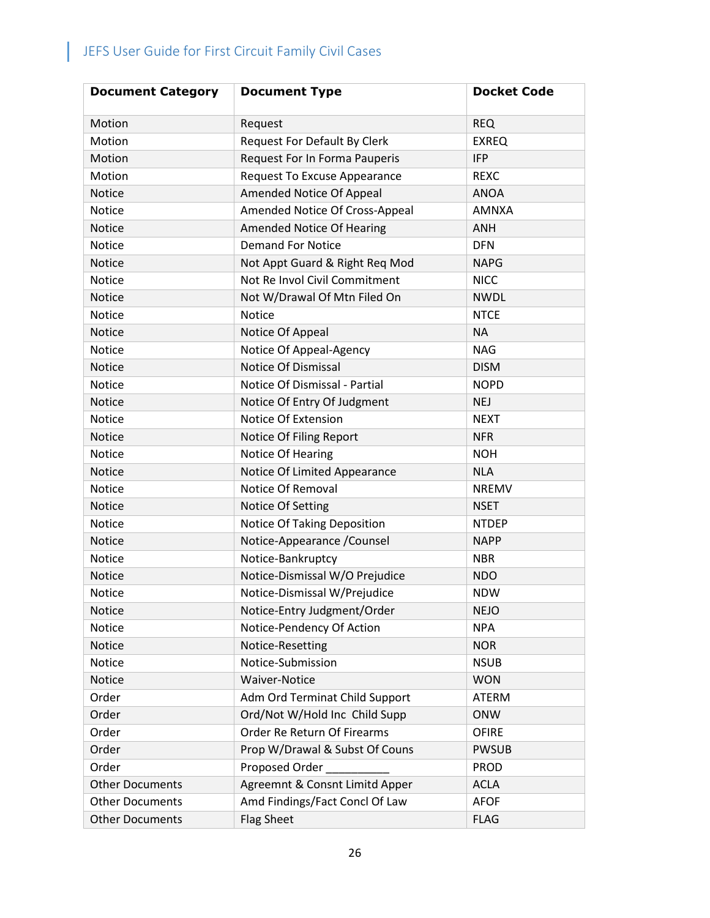| Document Category | Document Type | Docket Code |
|---|---|---|
| Motion | Request | REQ |
| Motion | Request For Default By Clerk | EXREQ |
| Motion | Request For In Forma Pauperis | IFP |
| Motion | Request To Excuse Appearance | REXC |
| Notice | Amended Notice Of Appeal | ANOA |
| Notice | Amended Notice Of Cross-Appeal | AMNXA |
| Notice | Amended Notice Of Hearing | ANH |
| Notice | Demand For Notice | DFN |
| Notice | Not Appt Guard & Right Req Mod | NAPG |
| Notice | Not Re Invol Civil Commitment | NICC |
| Notice | Not W/Drawal Of Mtn Filed On | NWDL |
| Notice | Notice | NTCE |
| Notice | Notice Of Appeal | NA |
| Notice | Notice Of Appeal-Agency | NAG |
| Notice | Notice Of Dismissal | DISM |
| Notice | Notice Of Dismissal - Partial | NOPD |
| Notice | Notice Of Entry Of Judgment | NEJ |
| Notice | Notice Of Extension | NEXT |
| Notice | Notice Of Filing Report | NFR |
| Notice | Notice Of Hearing | NOH |
| Notice | Notice Of Limited Appearance | NLA |
| Notice | Notice Of Removal | NREMV |
| Notice | Notice Of Setting | NSET |
| Notice | Notice Of Taking Deposition | NTDEP |
| Notice | Notice-Appearance /Counsel | NAPP |
| Notice | Notice-Bankruptcy | NBR |
| Notice | Notice-Dismissal W/O Prejudice | NDO |
| Notice | Notice-Dismissal W/Prejudice | NDW |
| Notice | Notice-Entry Judgment/Order | NEJO |
| Notice | Notice-Pendency Of Action | NPA |
| Notice | Notice-Resetting | NOR |
| Notice | Notice-Submission | NSUB |
| Notice | Waiver-Notice | WON |
| Order | Adm Ord Terminat Child Support | ATERM |
| Order | Ord/Not W/Hold Inc Child Supp | ONW |
| Order | Order Re Return Of Firearms | OFIRE |
| Order | Prop W/Drawal & Subst Of Couns | PWSUB |
| Order | Proposed Order __________ | PROD |
| Other Documents | Agreemnt & Consnt Limitd Apper | ACLA |
| Other Documents | Amd Findings/Fact Concl Of Law | AFOF |
| Other Documents | Flag Sheet | FLAG |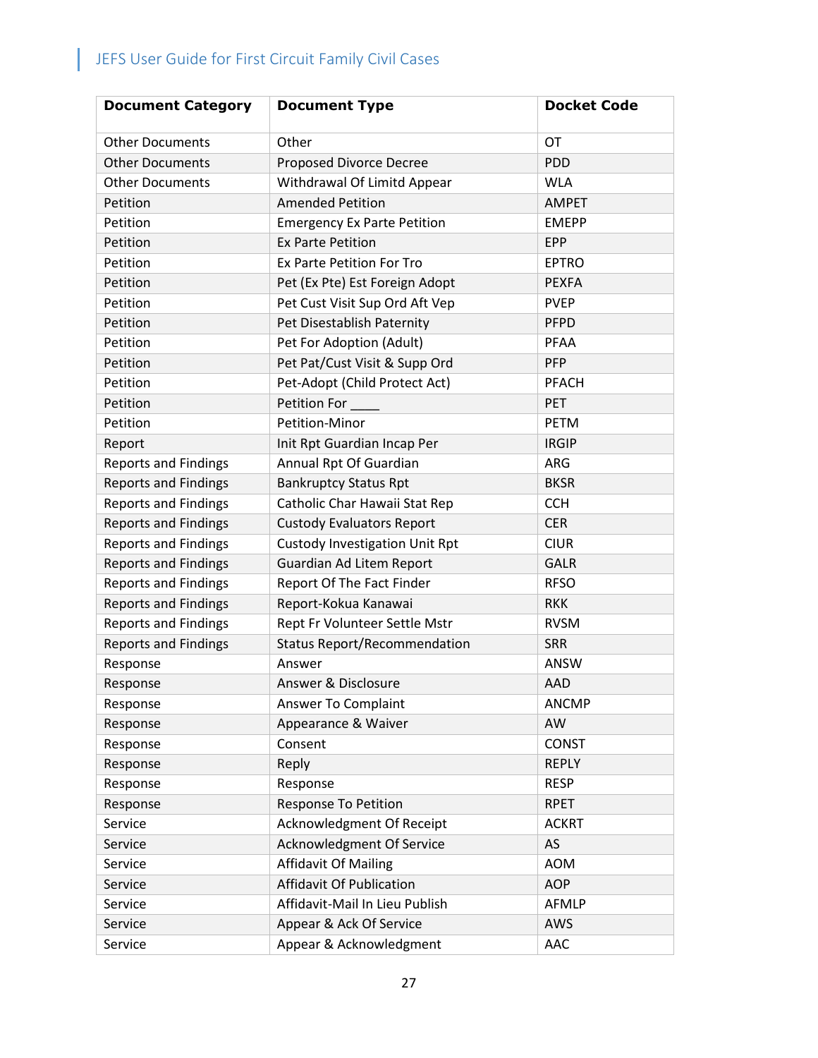| Document Category | Document Type | Docket Code |
|---|---|---|
| Other Documents | Other | OT |
| Other Documents | Proposed Divorce Decree | PDD |
| Other Documents | Withdrawal Of Limitd Appear | WLA |
| Petition | Amended Petition | AMPET |
| Petition | Emergency Ex Parte Petition | EMEPP |
| Petition | Ex Parte Petition | EPP |
| Petition | Ex Parte Petition For Tro | EPTRO |
| Petition | Pet (Ex Pte) Est Foreign Adopt | PEXFA |
| Petition | Pet Cust Visit Sup Ord Aft Vep | PVEP |
| Petition | Pet Disestablish Paternity | PFPD |
| Petition | Pet For Adoption (Adult) | PFAA |
| Petition | Pet Pat/Cust Visit & Supp Ord | PFP |
| Petition | Pet-Adopt (Child Protect Act) | PFACH |
| Petition | Petition For ____ | PET |
| Petition | Petition-Minor | PETM |
| Report | Init Rpt Guardian Incap Per | IRGIP |
| Reports and Findings | Annual Rpt Of Guardian | ARG |
| Reports and Findings | Bankruptcy Status Rpt | BKSR |
| Reports and Findings | Catholic Char Hawaii Stat Rep | CCH |
| Reports and Findings | Custody Evaluators Report | CER |
| Reports and Findings | Custody Investigation Unit Rpt | CIUR |
| Reports and Findings | Guardian Ad Litem Report | GALR |
| Reports and Findings | Report Of The Fact Finder | RFSO |
| Reports and Findings | Report-Kokua Kanawai | RKK |
| Reports and Findings | Rept Fr Volunteer Settle Mstr | RVSM |
| Reports and Findings | Status Report/Recommendation | SRR |
| Response | Answer | ANSW |
| Response | Answer & Disclosure | AAD |
| Response | Answer To Complaint | ANCMP |
| Response | Appearance & Waiver | AW |
| Response | Consent | CONST |
| Response | Reply | REPLY |
| Response | Response | RESP |
| Response | Response To Petition | RPET |
| Service | Acknowledgment Of Receipt | ACKRT |
| Service | Acknowledgment Of Service | AS |
| Service | Affidavit Of Mailing | AOM |
| Service | Affidavit Of Publication | AOP |
| Service | Affidavit-Mail In Lieu Publish | AFMLP |
| Service | Appear & Ack Of Service | AWS |
| Service | Appear & Acknowledgment | AAC |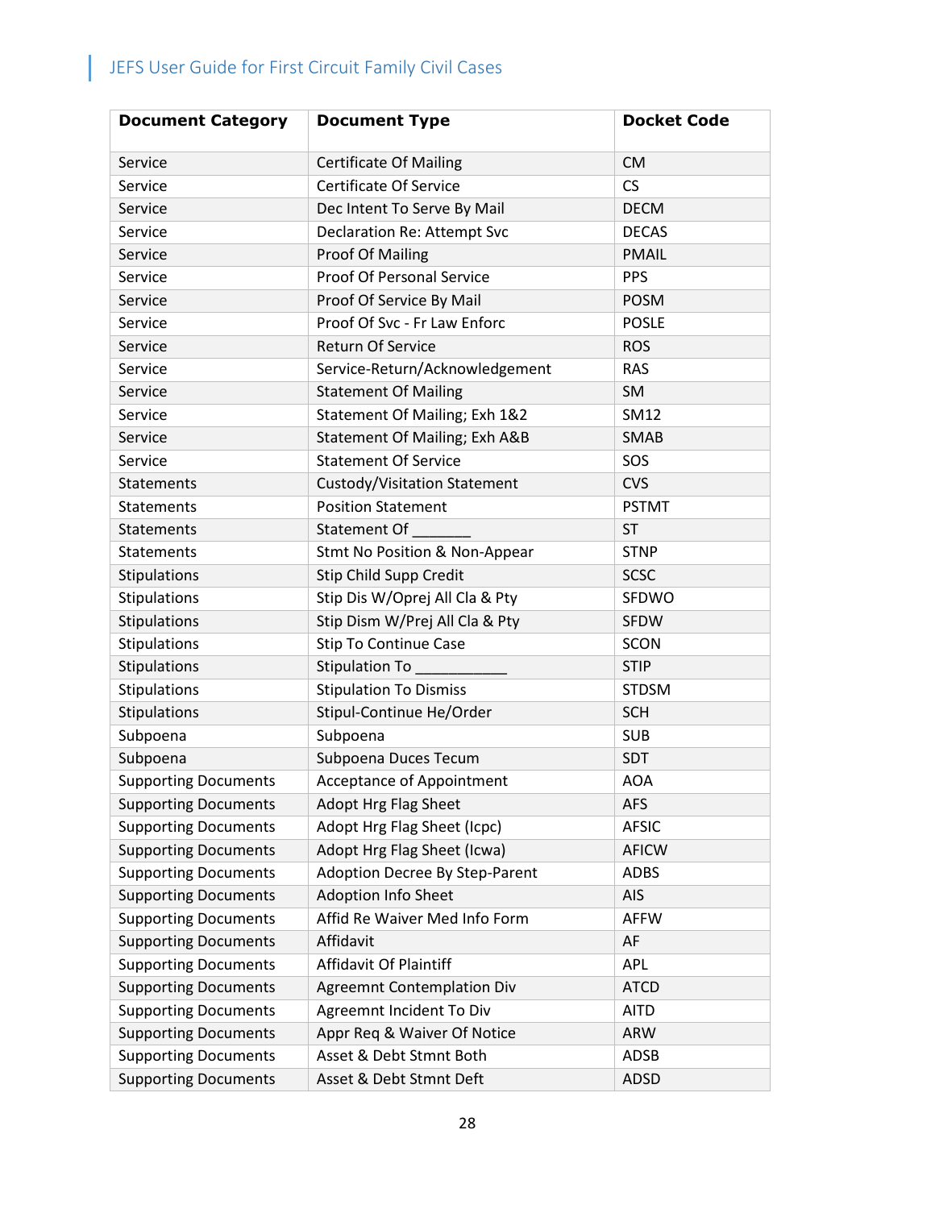| Document Category | Document Type | Docket Code |
|---|---|---|
| Service | Certificate Of Mailing | CM |
| Service | Certificate Of Service | CS |
| Service | Dec Intent To Serve By Mail | DECM |
| Service | Declaration Re: Attempt Svc | DECAS |
| Service | Proof Of Mailing | PMAIL |
| Service | Proof Of Personal Service | PPS |
| Service | Proof Of Service By Mail | POSM |
| Service | Proof Of Svc - Fr Law Enforc | POSLE |
| Service | Return Of Service | ROS |
| Service | Service-Return/Acknowledgement | RAS |
| Service | Statement Of Mailing | SM |
| Service | Statement Of Mailing; Exh 1&2 | SM12 |
| Service | Statement Of Mailing; Exh A&B | SMAB |
| Service | Statement Of Service | SOS |
| Statements | Custody/Visitation Statement | CVS |
| Statements | Position Statement | PSTMT |
| Statements | Statement Of _______ | ST |
| Statements | Stmt No Position & Non-Appear | STNP |
| Stipulations | Stip Child Supp Credit | SCSC |
| Stipulations | Stip Dis W/Oprej All Cla & Pty | SFDWO |
| Stipulations | Stip Dism W/Prej All Cla & Pty | SFDW |
| Stipulations | Stip To Continue Case | SCON |
| Stipulations | Stipulation To ___________ | STIP |
| Stipulations | Stipulation To Dismiss | STDSM |
| Stipulations | Stipul-Continue He/Order | SCH |
| Subpoena | Subpoena | SUB |
| Subpoena | Subpoena Duces Tecum | SDT |
| Supporting Documents | Acceptance of Appointment | AOA |
| Supporting Documents | Adopt Hrg Flag Sheet | AFS |
| Supporting Documents | Adopt Hrg Flag Sheet (Icpc) | AFSIC |
| Supporting Documents | Adopt Hrg Flag Sheet (Icwa) | AFICW |
| Supporting Documents | Adoption Decree By Step-Parent | ADBS |
| Supporting Documents | Adoption Info Sheet | AIS |
| Supporting Documents | Affid Re Waiver Med Info Form | AFFW |
| Supporting Documents | Affidavit | AF |
| Supporting Documents | Affidavit Of Plaintiff | APL |
| Supporting Documents | Agreemnt Contemplation Div | ATCD |
| Supporting Documents | Agreemnt Incident To Div | AITD |
| Supporting Documents | Appr Req & Waiver Of Notice | ARW |
| Supporting Documents | Asset & Debt Stmnt Both | ADSB |
| Supporting Documents | Asset & Debt Stmnt Deft | ADSD |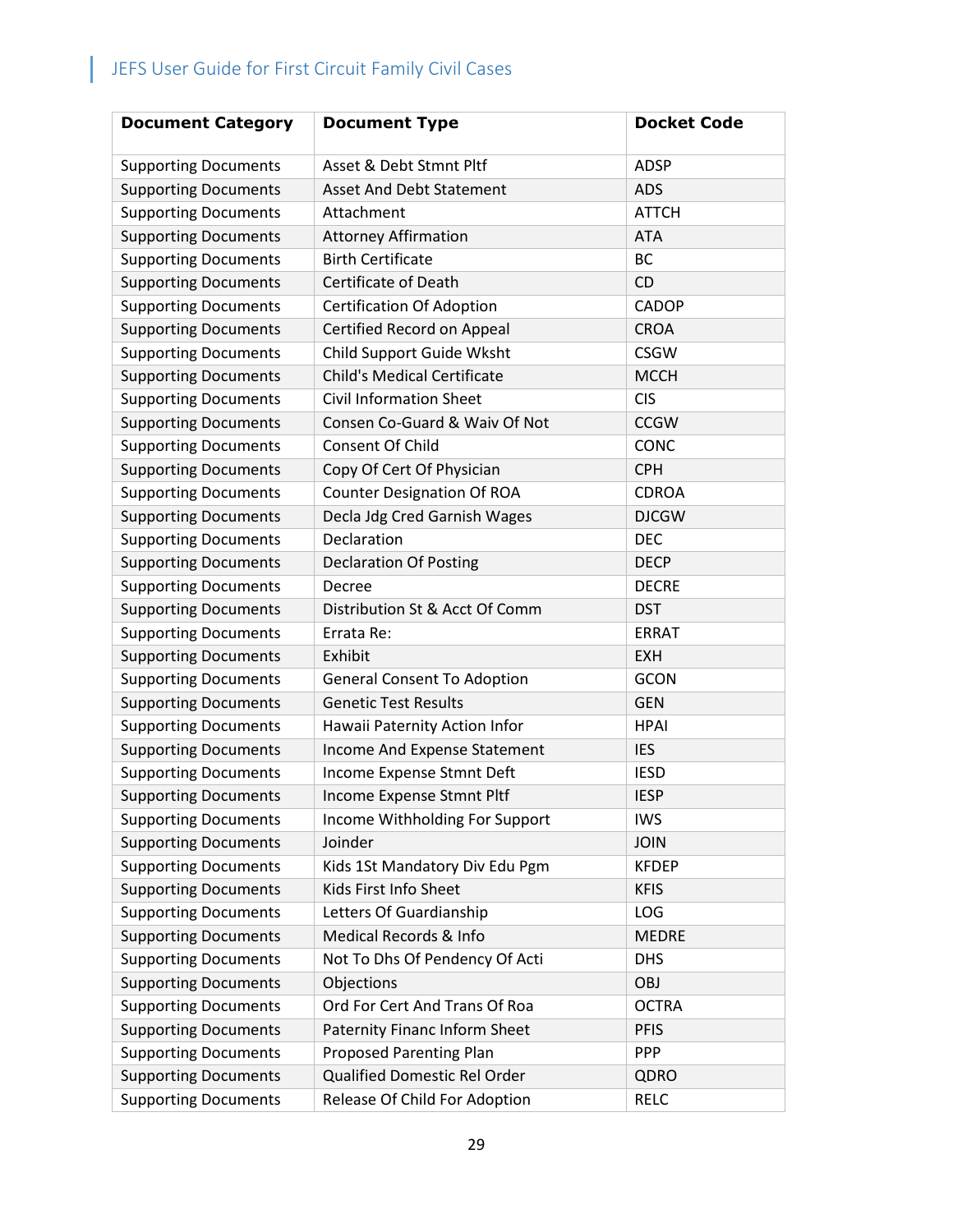| Document Category | Document Type | Docket Code |
| --- | --- | --- |
| Supporting Documents | Asset & Debt Stmnt Pltf | ADSP |
| Supporting Documents | Asset And Debt Statement | ADS |
| Supporting Documents | Attachment | ATTCH |
| Supporting Documents | Attorney Affirmation | ATA |
| Supporting Documents | Birth Certificate | BC |
| Supporting Documents | Certificate of Death | CD |
| Supporting Documents | Certification Of Adoption | CADOP |
| Supporting Documents | Certified Record on Appeal | CROA |
| Supporting Documents | Child Support Guide Wksht | CSGW |
| Supporting Documents | Child's Medical Certificate | MCCH |
| Supporting Documents | Civil Information Sheet | CIS |
| Supporting Documents | Consen Co-Guard & Waiv Of Not | CCGW |
| Supporting Documents | Consent Of Child | CONC |
| Supporting Documents | Copy Of Cert Of Physician | CPH |
| Supporting Documents | Counter Designation Of ROA | CDROA |
| Supporting Documents | Decla Jdg Cred Garnish Wages | DJCGW |
| Supporting Documents | Declaration | DEC |
| Supporting Documents | Declaration Of Posting | DECP |
| Supporting Documents | Decree | DECRE |
| Supporting Documents | Distribution St & Acct Of Comm | DST |
| Supporting Documents | Errata Re: | ERRAT |
| Supporting Documents | Exhibit | EXH |
| Supporting Documents | General Consent To Adoption | GCON |
| Supporting Documents | Genetic Test Results | GEN |
| Supporting Documents | Hawaii Paternity Action Infor | HPAI |
| Supporting Documents | Income And Expense Statement | IES |
| Supporting Documents | Income Expense Stmnt Deft | IESD |
| Supporting Documents | Income Expense Stmnt Pltf | IESP |
| Supporting Documents | Income Withholding For Support | IWS |
| Supporting Documents | Joinder | JOIN |
| Supporting Documents | Kids 1St Mandatory Div Edu Pgm | KFDEP |
| Supporting Documents | Kids First Info Sheet | KFIS |
| Supporting Documents | Letters Of Guardianship | LOG |
| Supporting Documents | Medical Records & Info | MEDRE |
| Supporting Documents | Not To Dhs Of Pendency Of Acti | DHS |
| Supporting Documents | Objections | OBJ |
| Supporting Documents | Ord For Cert And Trans Of Roa | OCTRA |
| Supporting Documents | Paternity Financ Inform Sheet | PFIS |
| Supporting Documents | Proposed Parenting Plan | PPP |
| Supporting Documents | Qualified Domestic Rel Order | QDRO |
| Supporting Documents | Release Of Child For Adoption | RELC |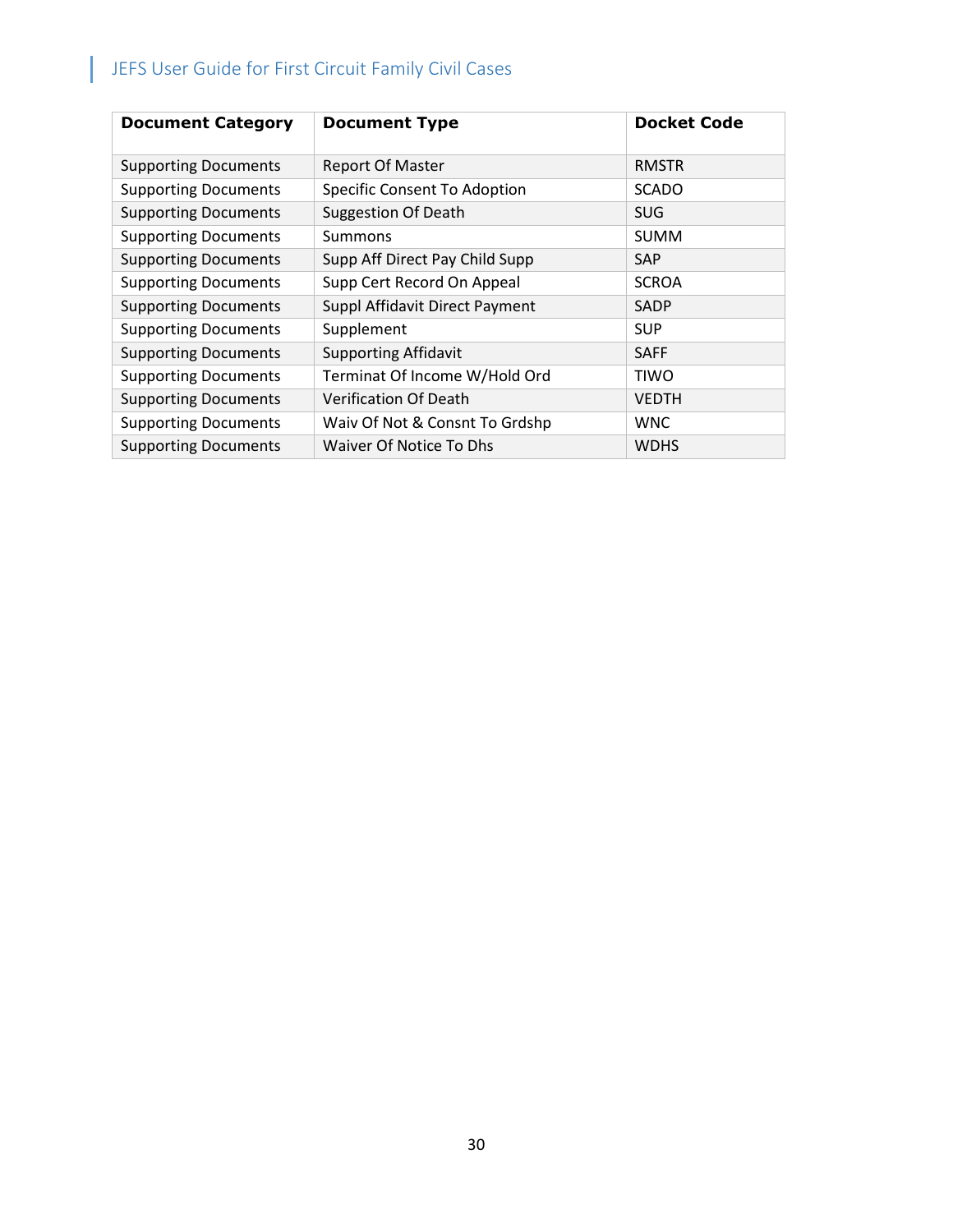| Document Category | Document Type | Docket Code |
|---|---|---|
| Supporting Documents | Report Of Master | RMSTR |
| Supporting Documents | Specific Consent To Adoption | SCADO |
| Supporting Documents | Suggestion Of Death | SUG |
| Supporting Documents | Summons | SUMM |
| Supporting Documents | Supp Aff Direct Pay Child Supp | SAP |
| Supporting Documents | Supp Cert Record On Appeal | SCROA |
| Supporting Documents | Suppl Affidavit Direct Payment | SADP |
| Supporting Documents | Supplement | SUP |
| Supporting Documents | Supporting Affidavit | SAFF |
| Supporting Documents | Terminat Of Income W/Hold Ord | TIWO |
| Supporting Documents | Verification Of Death | VEDTH |
| Supporting Documents | Waiv Of Not & Consnt To Grdshp | WNC |
| Supporting Documents | Waiver Of Notice To Dhs | WDHS |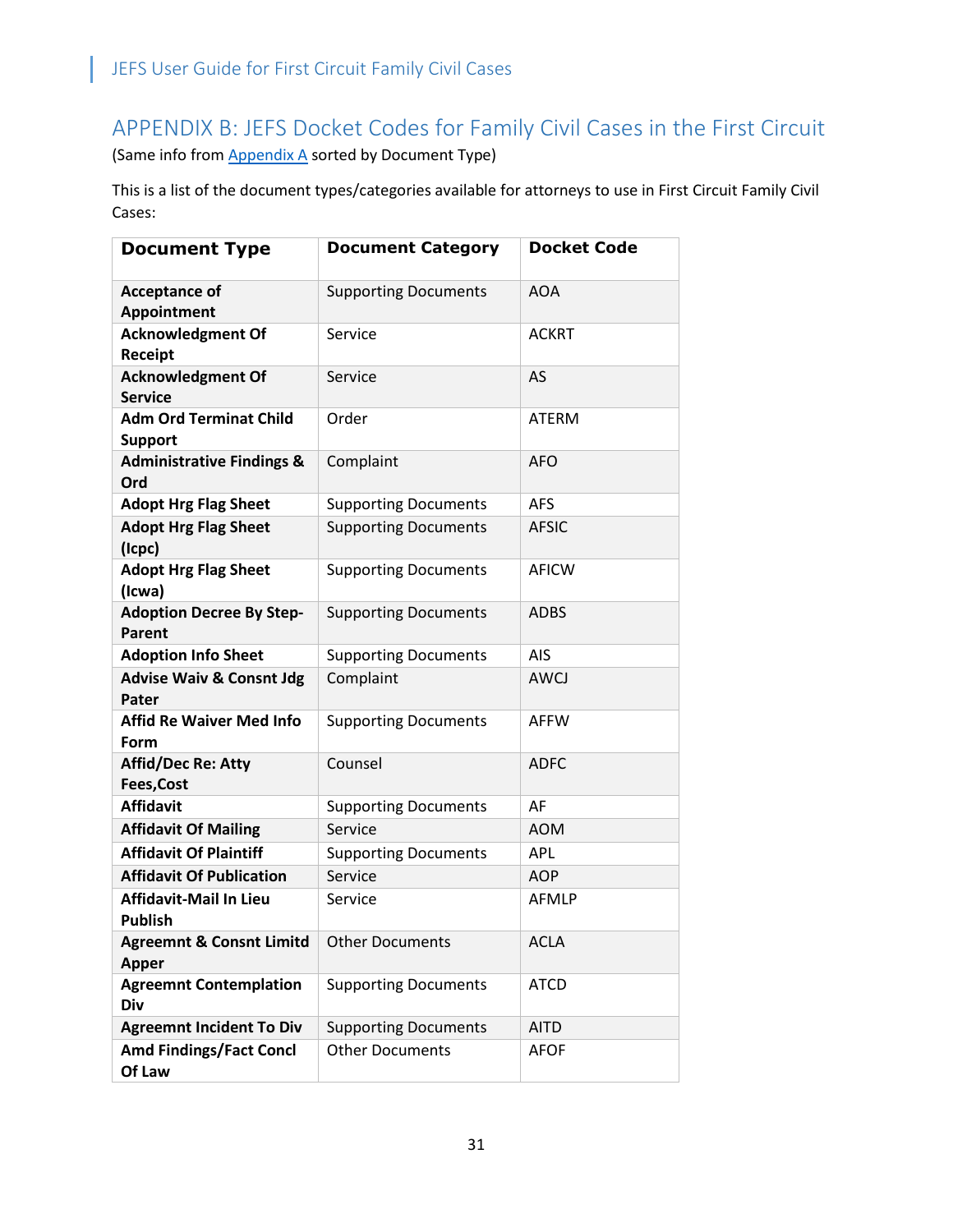## APPENDIX B: JEFS Docket Codes for Family Civil Cases in the First Circuit

(Same info from Appendix A sorted by Document Type)

This is a list of the document types/categories available for attorneys to use in First Circuit Family Civil Cases:

| Document Type | Document Category | Docket Code |
|---|---|---|
| **Acceptance of Appointment** | Supporting Documents | AOA |
| **Acknowledgment Of Receipt** | Service | ACKRT |
| **Acknowledgment Of Service** | Service | AS |
| **Adm Ord Terminat Child Support** | Order | ATERM |
| **Administrative Findings & Ord** | Complaint | AFO |
| **Adopt Hrg Flag Sheet** | Supporting Documents | AFS |
| **Adopt Hrg Flag Sheet (Icpc)** | Supporting Documents | AFSIC |
| **Adopt Hrg Flag Sheet (Icwa)** | Supporting Documents | AFICW |
| **Adoption Decree By Step-Parent** | Supporting Documents | ADBS |
| **Adoption Info Sheet** | Supporting Documents | AIS |
| **Advise Waiv & Consnt Jdg Pater** | Complaint | AWCJ |
| **Affid Re Waiver Med Info Form** | Supporting Documents | AFFW |
| **Affid/Dec Re: Atty Fees,Cost** | Counsel | ADFC |
| **Affidavit** | Supporting Documents | AF |
| **Affidavit Of Mailing** | Service | AOM |
| **Affidavit Of Plaintiff** | Supporting Documents | APL |
| **Affidavit Of Publication** | Service | AOP |
| **Affidavit-Mail In Lieu Publish** | Service | AFMLP |
| **Agreemnt & Consnt Limitd Apper** | Other Documents | ACLA |
| **Agreemnt Contemplation Div** | Supporting Documents | ATCD |
| **Agreemnt Incident To Div** | Supporting Documents | AITD |
| **Amd Findings/Fact Concl Of Law** | Other Documents | AFOF |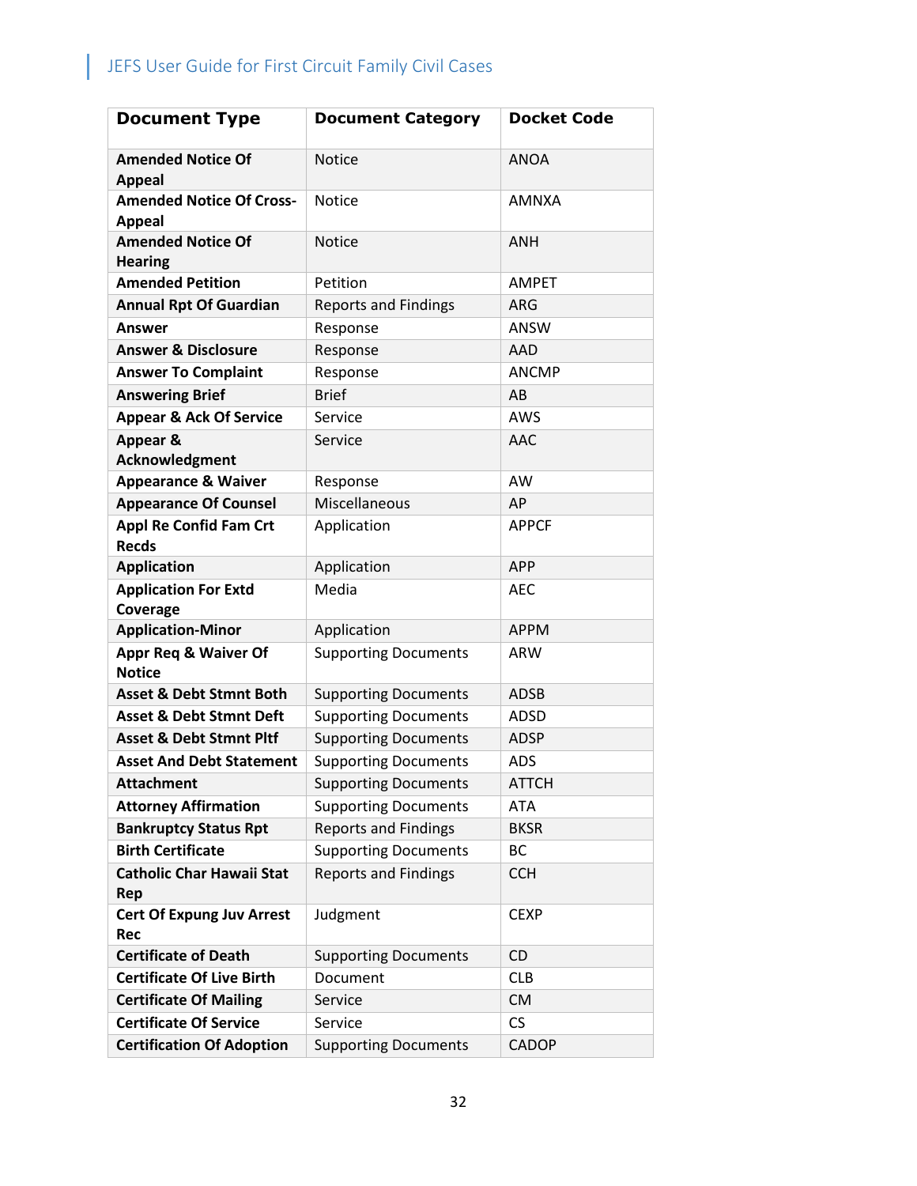| Document Type | Document Category | Docket Code |
|---|---|---|
| **Amended Notice Of Appeal** | Notice | ANOA |
| **Amended Notice Of Cross-Appeal** | Notice | AMNXA |
| **Amended Notice Of Hearing** | Notice | ANH |
| **Amended Petition** | Petition | AMPET |
| **Annual Rpt Of Guardian** | Reports and Findings | ARG |
| **Answer** | Response | ANSW |
| **Answer & Disclosure** | Response | AAD |
| **Answer To Complaint** | Response | ANCMP |
| **Answering Brief** | Brief | AB |
| **Appear & Ack Of Service** | Service | AWS |
| **Appear & Acknowledgment** | Service | AAC |
| **Appearance & Waiver** | Response | AW |
| **Appearance Of Counsel** | Miscellaneous | AP |
| **Appl Re Confid Fam Crt Recds** | Application | APPCF |
| **Application** | Application | APP |
| **Application For Extd Coverage** | Media | AEC |
| **Application-Minor** | Application | APPM |
| **Appr Req & Waiver Of Notice** | Supporting Documents | ARW |
| **Asset & Debt Stmnt Both** | Supporting Documents | ADSB |
| **Asset & Debt Stmnt Deft** | Supporting Documents | ADSD |
| **Asset & Debt Stmnt Pltf** | Supporting Documents | ADSP |
| **Asset And Debt Statement** | Supporting Documents | ADS |
| **Attachment** | Supporting Documents | ATTCH |
| **Attorney Affirmation** | Supporting Documents | ATA |
| **Bankruptcy Status Rpt** | Reports and Findings | BKSR |
| **Birth Certificate** | Supporting Documents | BC |
| **Catholic Char Hawaii Stat Rep** | Reports and Findings | CCH |
| **Cert Of Expung Juv Arrest Rec** | Judgment | CEXP |
| **Certificate of Death** | Supporting Documents | CD |
| **Certificate Of Live Birth** | Document | CLB |
| **Certificate Of Mailing** | Service | CM |
| **Certificate Of Service** | Service | CS |
| **Certification Of Adoption** | Supporting Documents | CADOP |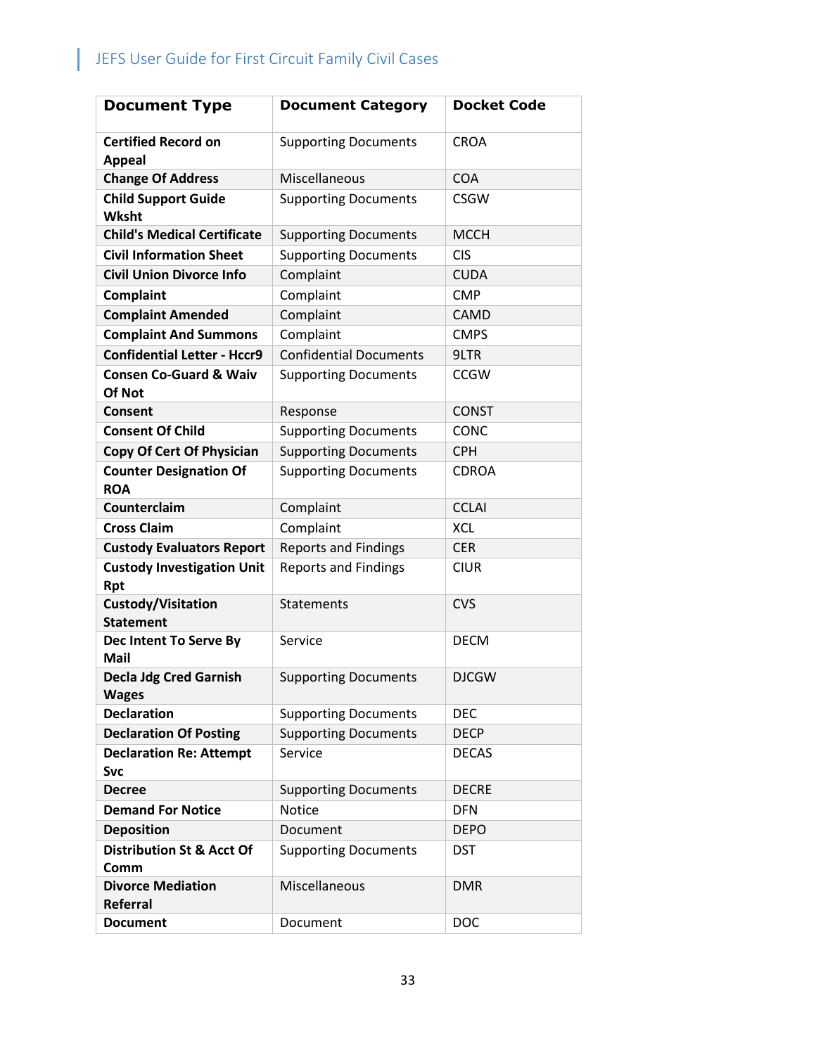| Document Type | Document Category | Docket Code |
| --- | --- | --- |
| **Certified Record on Appeal** | Supporting Documents | CROA |
| **Change Of Address** | Miscellaneous | COA |
| **Child Support Guide Wksht** | Supporting Documents | CSGW |
| **Child's Medical Certificate** | Supporting Documents | MCCH |
| **Civil Information Sheet** | Supporting Documents | CIS |
| **Civil Union Divorce Info** | Complaint | CUDA |
| **Complaint** | Complaint | CMP |
| **Complaint Amended** | Complaint | CAMD |
| **Complaint And Summons** | Complaint | CMPS |
| **Confidential Letter - Hccr9** | Confidential Documents | 9LTR |
| **Consen Co-Guard & Waiv Of Not** | Supporting Documents | CCGW |
| **Consent** | Response | CONST |
| **Consent Of Child** | Supporting Documents | CONC |
| **Copy Of Cert Of Physician** | Supporting Documents | CPH |
| **Counter Designation Of ROA** | Supporting Documents | CDROA |
| **Counterclaim** | Complaint | CCLAI |
| **Cross Claim** | Complaint | XCL |
| **Custody Evaluators Report** | Reports and Findings | CER |
| **Custody Investigation Unit Rpt** | Reports and Findings | CIUR |
| **Custody/Visitation Statement** | Statements | CVS |
| **Dec Intent To Serve By Mail** | Service | DECM |
| **Decla Jdg Cred Garnish Wages** | Supporting Documents | DJCGW |
| **Declaration** | Supporting Documents | DEC |
| **Declaration Of Posting** | Supporting Documents | DECP |
| **Declaration Re: Attempt Svc** | Service | DECAS |
| **Decree** | Supporting Documents | DECRE |
| **Demand For Notice** | Notice | DFN |
| **Deposition** | Document | DEPO |
| **Distribution St & Acct Of Comm** | Supporting Documents | DST |
| **Divorce Mediation Referral** | Miscellaneous | DMR |
| **Document** | Document | DOC |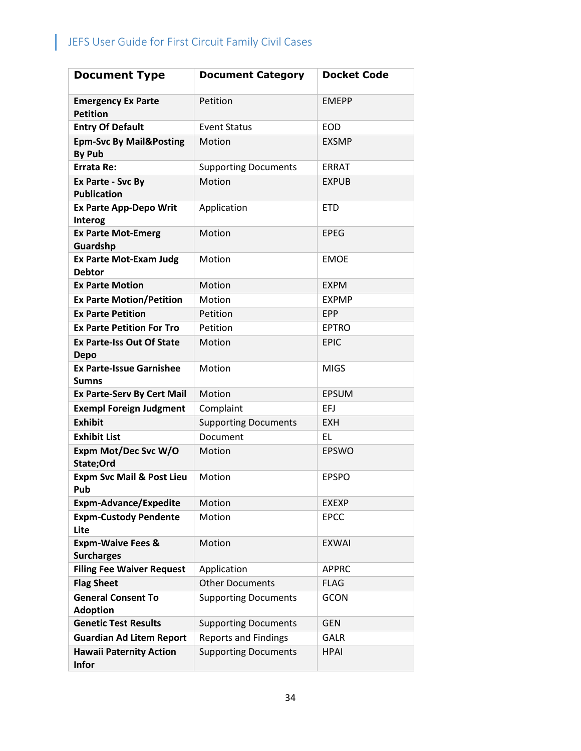| Document Type | Document Category | Docket Code |
|---|---|---|
| **Emergency Ex Parte Petition** | Petition | EMEPP |
| **Entry Of Default** | Event Status | EOD |
| **Epm-Svc By Mail&Posting By Pub** | Motion | EXSMP |
| **Errata Re:** | Supporting Documents | ERRAT |
| **Ex Parte - Svc By Publication** | Motion | EXPUB |
| **Ex Parte App-Depo Writ Interog** | Application | ETD |
| **Ex Parte Mot-Emerg Guardshp** | Motion | EPEG |
| **Ex Parte Mot-Exam Judg Debtor** | Motion | EMOE |
| **Ex Parte Motion** | Motion | EXPM |
| **Ex Parte Motion/Petition** | Motion | EXPMP |
| **Ex Parte Petition** | Petition | EPP |
| **Ex Parte Petition For Tro** | Petition | EPTRO |
| **Ex Parte-Iss Out Of State Depo** | Motion | EPIC |
| **Ex Parte-Issue Garnishee Sumns** | Motion | MIGS |
| **Ex Parte-Serv By Cert Mail** | Motion | EPSUM |
| **Exempl Foreign Judgment** | Complaint | EFJ |
| **Exhibit** | Supporting Documents | EXH |
| **Exhibit List** | Document | EL |
| **Expm Mot/Dec Svc W/O State;Ord** | Motion | EPSWO |
| **Expm Svc Mail & Post Lieu Pub** | Motion | EPSPO |
| **Expm-Advance/Expedite** | Motion | EXEXP |
| **Expm-Custody Pendente Lite** | Motion | EPCC |
| **Expm-Waive Fees & Surcharges** | Motion | EXWAI |
| **Filing Fee Waiver Request** | Application | APPRC |
| **Flag Sheet** | Other Documents | FLAG |
| **General Consent To Adoption** | Supporting Documents | GCON |
| **Genetic Test Results** | Supporting Documents | GEN |
| **Guardian Ad Litem Report** | Reports and Findings | GALR |
| **Hawaii Paternity Action Infor** | Supporting Documents | HPAI |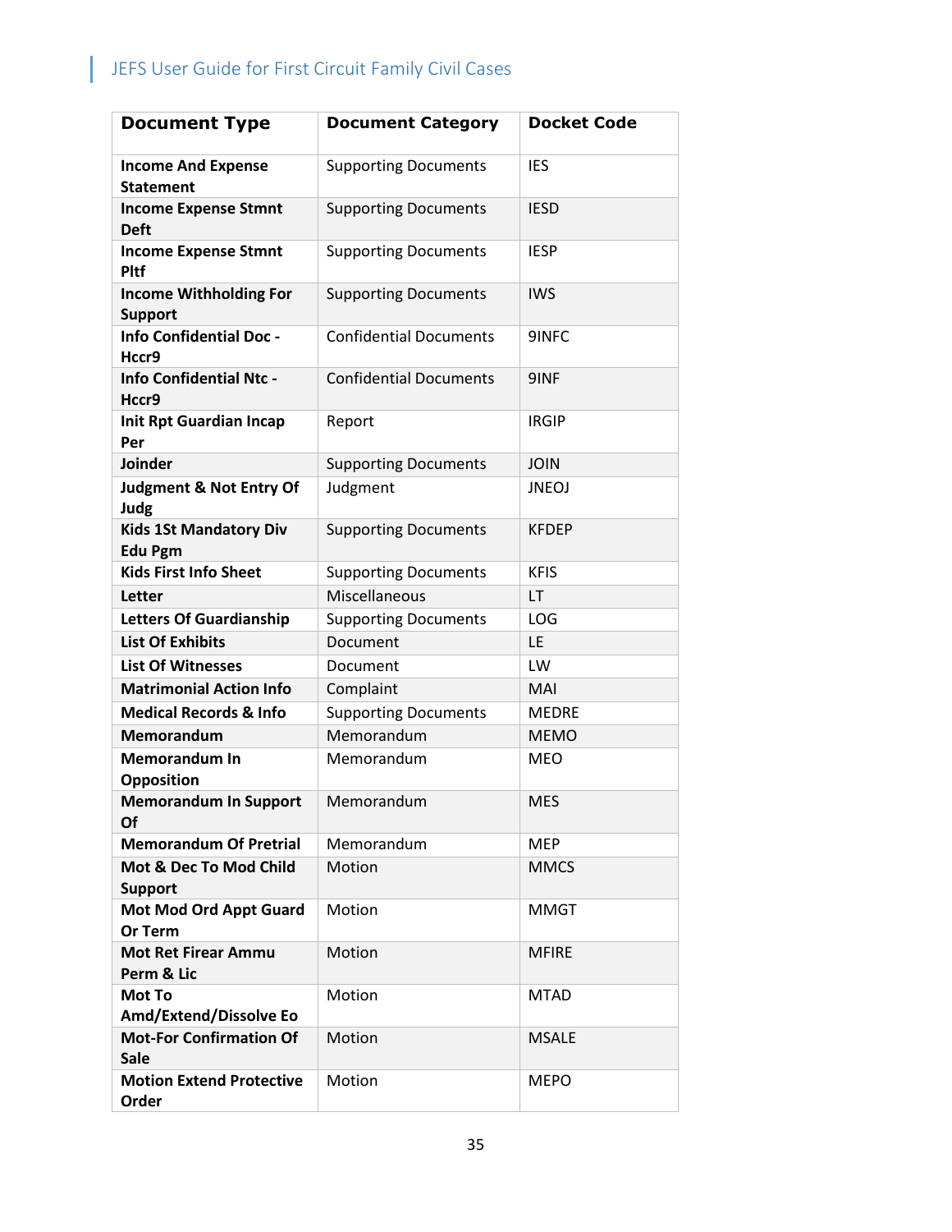| Document Type | Document Category | Docket Code |
|---|---|---|
| **Income And Expense Statement** | Supporting Documents | IES |
| **Income Expense Stmnt Deft** | Supporting Documents | IESD |
| **Income Expense Stmnt Pltf** | Supporting Documents | IESP |
| **Income Withholding For Support** | Supporting Documents | IWS |
| **Info Confidential Doc - Hccr9** | Confidential Documents | 9INFC |
| **Info Confidential Ntc - Hccr9** | Confidential Documents | 9INF |
| **Init Rpt Guardian Incap Per** | Report | IRGIP |
| **Joinder** | Supporting Documents | JOIN |
| **Judgment & Not Entry Of Judg** | Judgment | JNEOJ |
| **Kids 1St Mandatory Div Edu Pgm** | Supporting Documents | KFDEP |
| **Kids First Info Sheet** | Supporting Documents | KFIS |
| **Letter** | Miscellaneous | LT |
| **Letters Of Guardianship** | Supporting Documents | LOG |
| **List Of Exhibits** | Document | LE |
| **List Of Witnesses** | Document | LW |
| **Matrimonial Action Info** | Complaint | MAI |
| **Medical Records & Info** | Supporting Documents | MEDRE |
| **Memorandum** | Memorandum | MEMO |
| **Memorandum In Opposition** | Memorandum | MEO |
| **Memorandum In Support Of** | Memorandum | MES |
| **Memorandum Of Pretrial** | Memorandum | MEP |
| **Mot & Dec To Mod Child Support** | Motion | MMCS |
| **Mot Mod Ord Appt Guard Or Term** | Motion | MMGT |
| **Mot Ret Firear Ammu Perm & Lic** | Motion | MFIRE |
| **Mot To Amd/Extend/Dissolve Eo** | Motion | MTAD |
| **Mot-For Confirmation Of Sale** | Motion | MSALE |
| **Motion Extend Protective Order** | Motion | MEPO |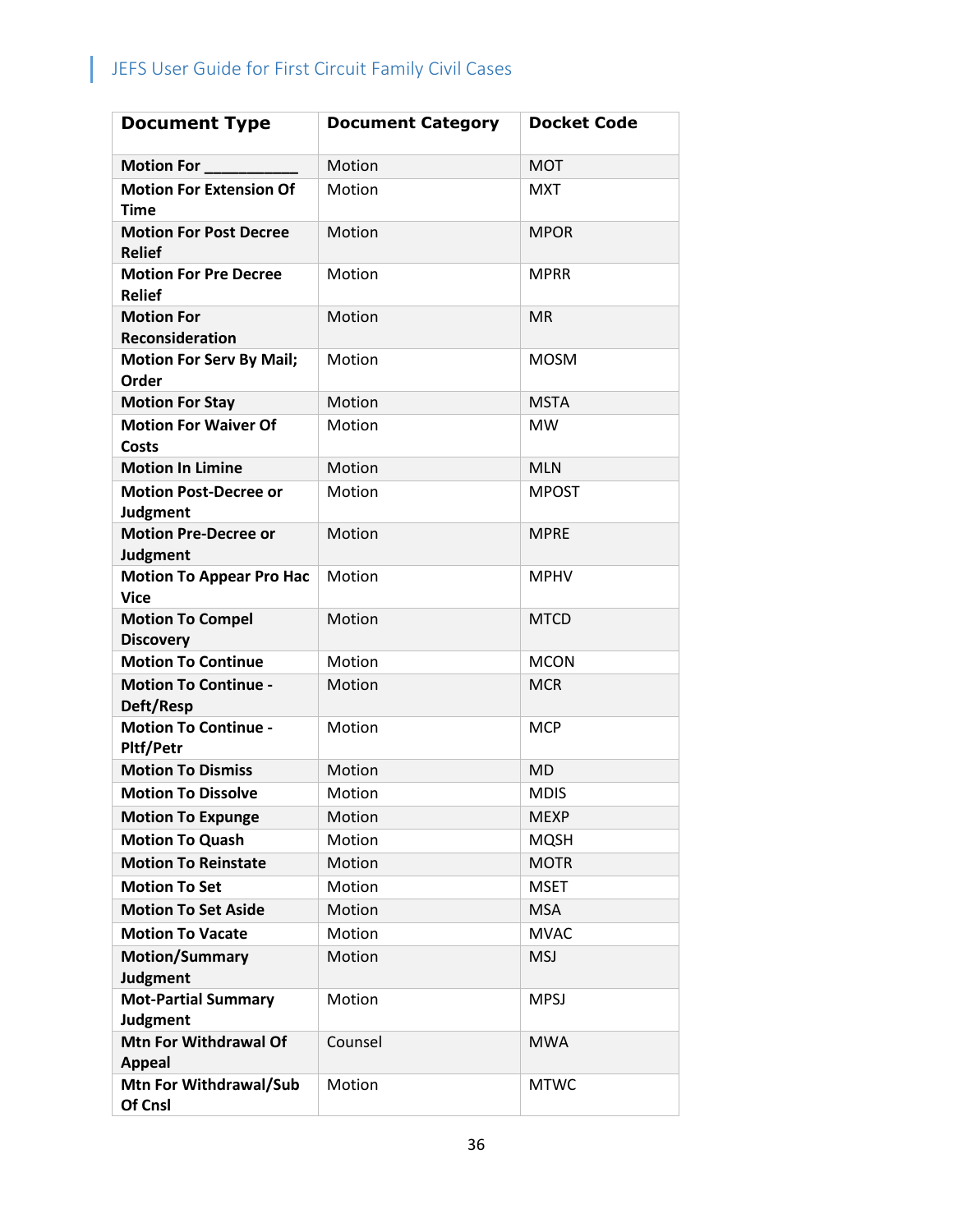| **Document Type** | **Document Category** | **Docket Code** |
|---|---|---|
| **Motion For ___________** | Motion | MOT |
| **Motion For Extension Of Time** | Motion | MXT |
| **Motion For Post Decree Relief** | Motion | MPOR |
| **Motion For Pre Decree Relief** | Motion | MPRR |
| **Motion For Reconsideration** | Motion | MR |
| **Motion For Serv By Mail; Order** | Motion | MOSM |
| **Motion For Stay** | Motion | MSTA |
| **Motion For Waiver Of Costs** | Motion | MW |
| **Motion In Limine** | Motion | MLN |
| **Motion Post-Decree or Judgment** | Motion | MPOST |
| **Motion Pre-Decree or Judgment** | Motion | MPRE |
| **Motion To Appear Pro Hac Vice** | Motion | MPHV |
| **Motion To Compel Discovery** | Motion | MTCD |
| **Motion To Continue** | Motion | MCON |
| **Motion To Continue - Deft/Resp** | Motion | MCR |
| **Motion To Continue - Pltf/Petr** | Motion | MCP |
| **Motion To Dismiss** | Motion | MD |
| **Motion To Dissolve** | Motion | MDIS |
| **Motion To Expunge** | Motion | MEXP |
| **Motion To Quash** | Motion | MQSH |
| **Motion To Reinstate** | Motion | MOTR |
| **Motion To Set** | Motion | MSET |
| **Motion To Set Aside** | Motion | MSA |
| **Motion To Vacate** | Motion | MVAC |
| **Motion/Summary Judgment** | Motion | MSJ |
| **Mot-Partial Summary Judgment** | Motion | MPSJ |
| **Mtn For Withdrawal Of Appeal** | Counsel | MWA |
| **Mtn For Withdrawal/Sub Of Cnsl** | Motion | MTWC |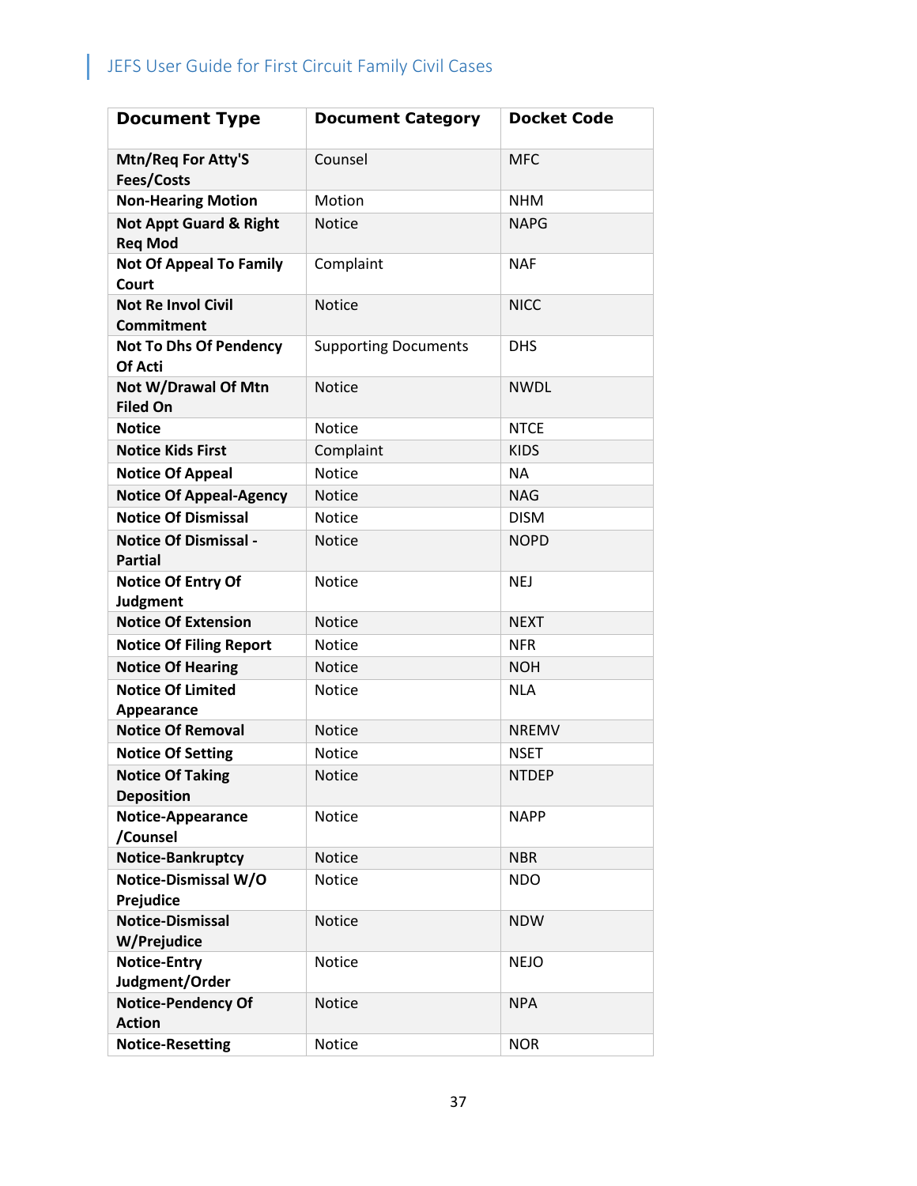| Document Type | Document Category | Docket Code |
|---|---|---|
| **Mtn/Req For Atty'S Fees/Costs** | Counsel | MFC |
| **Non-Hearing Motion** | Motion | NHM |
| **Not Appt Guard & Right Req Mod** | Notice | NAPG |
| **Not Of Appeal To Family Court** | Complaint | NAF |
| **Not Re Invol Civil Commitment** | Notice | NICC |
| **Not To Dhs Of Pendency Of Acti** | Supporting Documents | DHS |
| **Not W/Drawal Of Mtn Filed On** | Notice | NWDL |
| **Notice** | Notice | NTCE |
| **Notice Kids First** | Complaint | KIDS |
| **Notice Of Appeal** | Notice | NA |
| **Notice Of Appeal-Agency** | Notice | NAG |
| **Notice Of Dismissal** | Notice | DISM |
| **Notice Of Dismissal - Partial** | Notice | NOPD |
| **Notice Of Entry Of Judgment** | Notice | NEJ |
| **Notice Of Extension** | Notice | NEXT |
| **Notice Of Filing Report** | Notice | NFR |
| **Notice Of Hearing** | Notice | NOH |
| **Notice Of Limited Appearance** | Notice | NLA |
| **Notice Of Removal** | Notice | NREMV |
| **Notice Of Setting** | Notice | NSET |
| **Notice Of Taking Deposition** | Notice | NTDEP |
| **Notice-Appearance /Counsel** | Notice | NAPP |
| **Notice-Bankruptcy** | Notice | NBR |
| **Notice-Dismissal W/O Prejudice** | Notice | NDO |
| **Notice-Dismissal W/Prejudice** | Notice | NDW |
| **Notice-Entry Judgment/Order** | Notice | NEJO |
| **Notice-Pendency Of Action** | Notice | NPA |
| **Notice-Resetting** | Notice | NOR |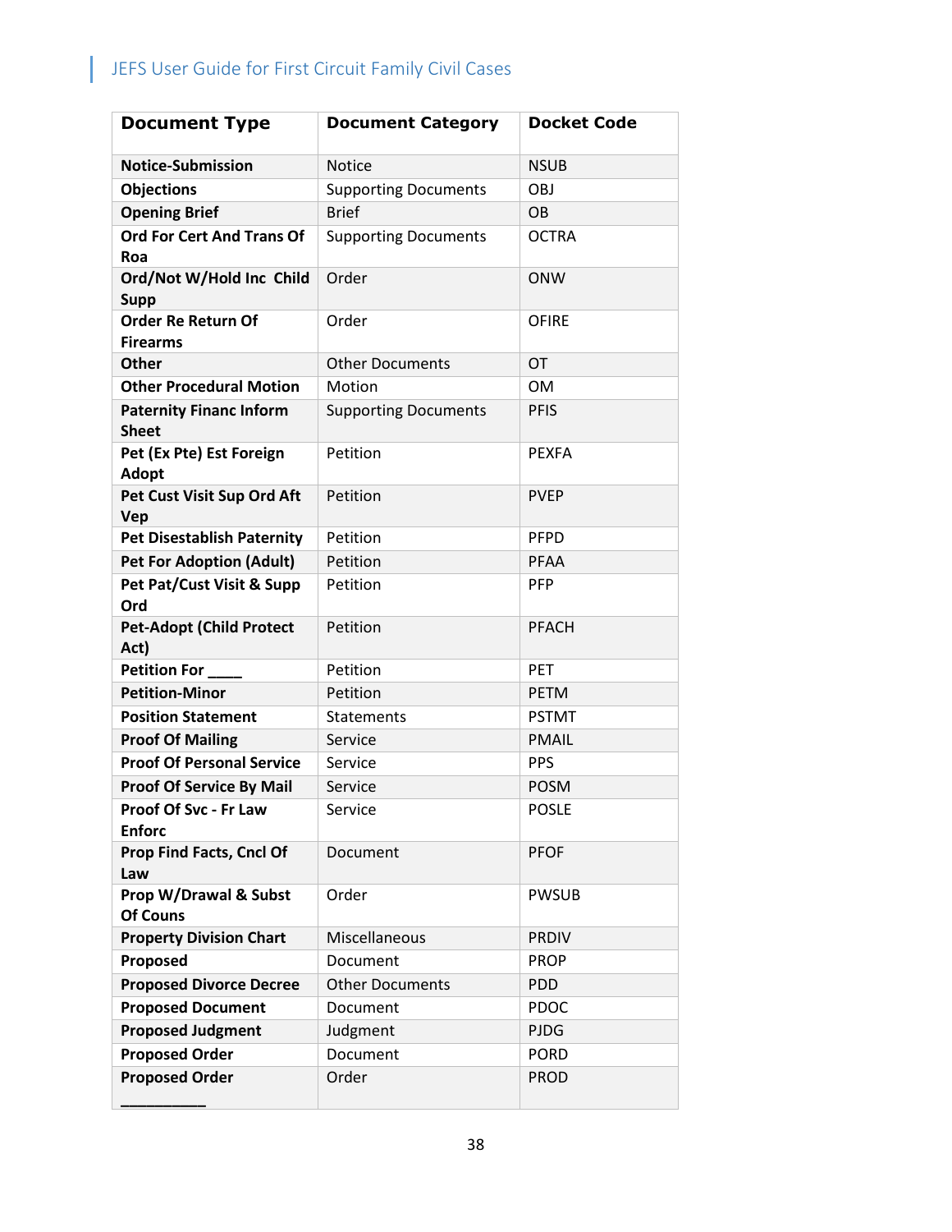| Document Type | Document Category | Docket Code |
|---|---|---|
| **Notice-Submission** | Notice | NSUB |
| **Objections** | Supporting Documents | OBJ |
| **Opening Brief** | Brief | OB |
| **Ord For Cert And Trans Of Roa** | Supporting Documents | OCTRA |
| **Ord/Not W/Hold Inc  Child Supp** | Order | ONW |
| **Order Re Return Of Firearms** | Order | OFIRE |
| **Other** | Other Documents | OT |
| **Other Procedural Motion** | Motion | OM |
| **Paternity Financ Inform Sheet** | Supporting Documents | PFIS |
| **Pet (Ex Pte) Est Foreign Adopt** | Petition | PEXFA |
| **Pet Cust Visit Sup Ord Aft Vep** | Petition | PVEP |
| **Pet Disestablish Paternity** | Petition | PFPD |
| **Pet For Adoption (Adult)** | Petition | PFAA |
| **Pet Pat/Cust Visit & Supp Ord** | Petition | PFP |
| **Pet-Adopt (Child Protect Act)** | Petition | PFACH |
| **Petition For ____** | Petition | PET |
| **Petition-Minor** | Petition | PETM |
| **Position Statement** | Statements | PSTMT |
| **Proof Of Mailing** | Service | PMAIL |
| **Proof Of Personal Service** | Service | PPS |
| **Proof Of Service By Mail** | Service | POSM |
| **Proof Of Svc - Fr Law Enforc** | Service | POSLE |
| **Prop Find Facts, Cncl Of Law** | Document | PFOF |
| **Prop W/Drawal & Subst Of Couns** | Order | PWSUB |
| **Property Division Chart** | Miscellaneous | PRDIV |
| **Proposed** | Document | PROP |
| **Proposed Divorce Decree** | Other Documents | PDD |
| **Proposed Document** | Document | PDOC |
| **Proposed Judgment** | Judgment | PJDG |
| **Proposed Order** | Document | PORD |
| **Proposed Order __________** | Order | PROD |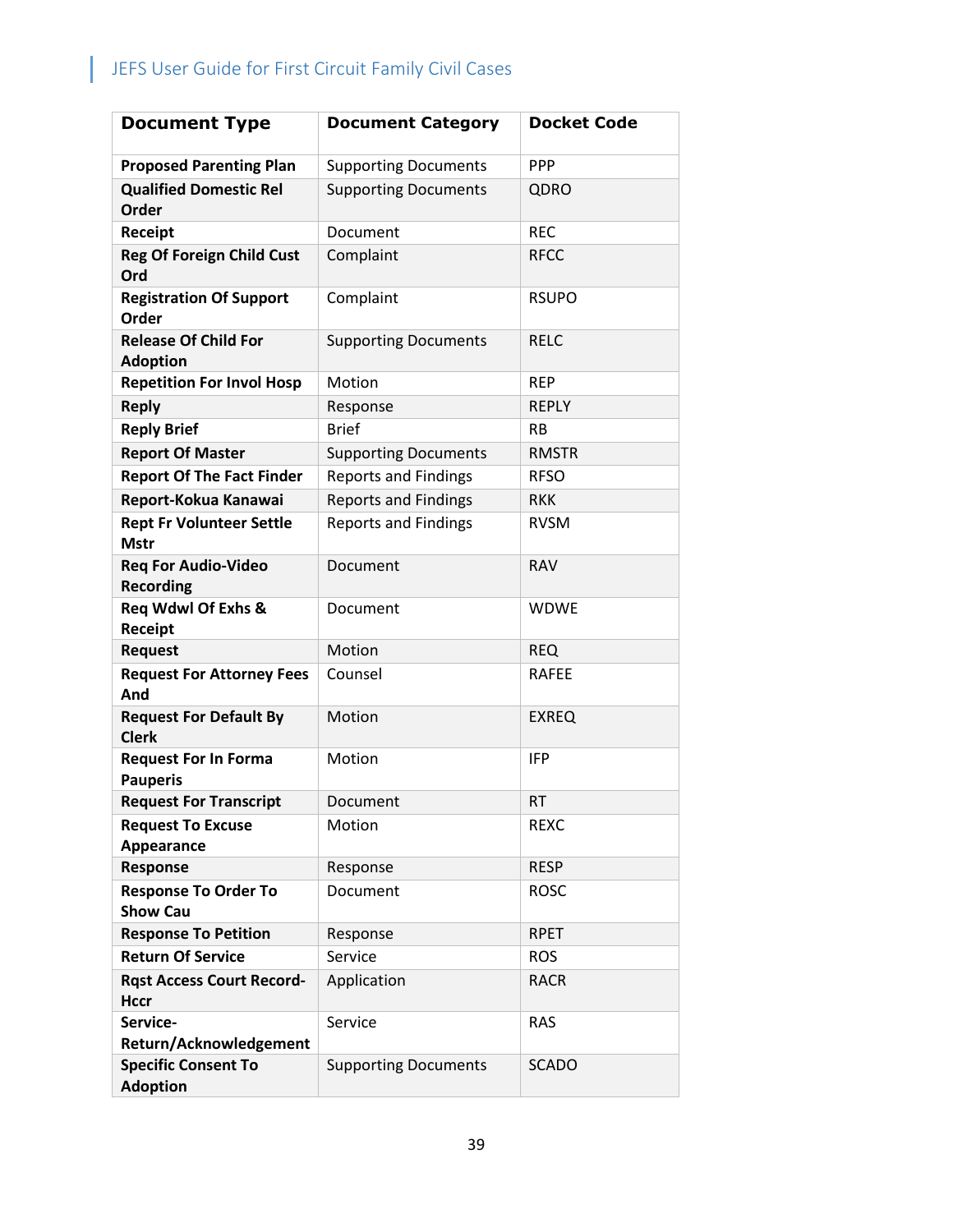| Document Type | Document Category | Docket Code |
|---|---|---|
| **Proposed Parenting Plan** | Supporting Documents | PPP |
| **Qualified Domestic Rel Order** | Supporting Documents | QDRO |
| **Receipt** | Document | REC |
| **Reg Of Foreign Child Cust Ord** | Complaint | RFCC |
| **Registration Of Support Order** | Complaint | RSUPO |
| **Release Of Child For Adoption** | Supporting Documents | RELC |
| **Repetition For Invol Hosp** | Motion | REP |
| **Reply** | Response | REPLY |
| **Reply Brief** | Brief | RB |
| **Report Of Master** | Supporting Documents | RMSTR |
| **Report Of The Fact Finder** | Reports and Findings | RFSO |
| **Report-Kokua Kanawai** | Reports and Findings | RKK |
| **Rept Fr Volunteer Settle Mstr** | Reports and Findings | RVSM |
| **Req For Audio-Video Recording** | Document | RAV |
| **Req Wdwl Of Exhs & Receipt** | Document | WDWE |
| **Request** | Motion | REQ |
| **Request For Attorney Fees And** | Counsel | RAFEE |
| **Request For Default By Clerk** | Motion | EXREQ |
| **Request For In Forma Pauperis** | Motion | IFP |
| **Request For Transcript** | Document | RT |
| **Request To Excuse Appearance** | Motion | REXC |
| **Response** | Response | RESP |
| **Response To Order To Show Cau** | Document | ROSC |
| **Response To Petition** | Response | RPET |
| **Return Of Service** | Service | ROS |
| **Rqst Access Court Record-Hccr** | Application | RACR |
| **Service-Return/Acknowledgement** | Service | RAS |
| **Specific Consent To Adoption** | Supporting Documents | SCADO |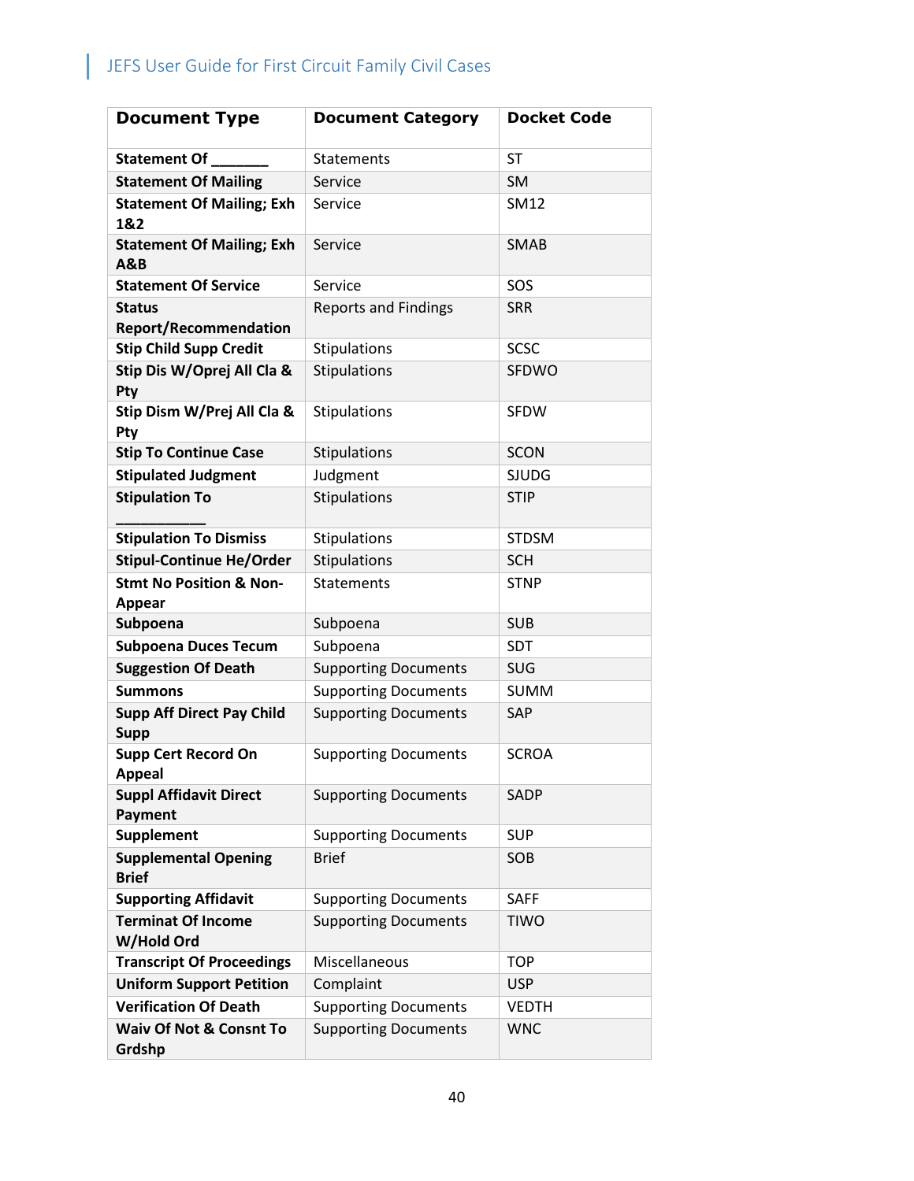| Document Type | Document Category | Docket Code |
|---|---|---|
| **Statement Of _______** | Statements | ST |
| **Statement Of Mailing** | Service | SM |
| **Statement Of Mailing; Exh 1&2** | Service | SM12 |
| **Statement Of Mailing; Exh A&B** | Service | SMAB |
| **Statement Of Service** | Service | SOS |
| **Status Report/Recommendation** | Reports and Findings | SRR |
| **Stip Child Supp Credit** | Stipulations | SCSC |
| **Stip Dis W/Oprej All Cla & Pty** | Stipulations | SFDWO |
| **Stip Dism W/Prej All Cla & Pty** | Stipulations | SFDW |
| **Stip To Continue Case** | Stipulations | SCON |
| **Stipulated Judgment** | Judgment | SJUDG |
| **Stipulation To ___________** | Stipulations | STIP |
| **Stipulation To Dismiss** | Stipulations | STDSM |
| **Stipul-Continue He/Order** | Stipulations | SCH |
| **Stmt No Position & Non-Appear** | Statements | STNP |
| **Subpoena** | Subpoena | SUB |
| **Subpoena Duces Tecum** | Subpoena | SDT |
| **Suggestion Of Death** | Supporting Documents | SUG |
| **Summons** | Supporting Documents | SUMM |
| **Supp Aff Direct Pay Child Supp** | Supporting Documents | SAP |
| **Supp Cert Record On Appeal** | Supporting Documents | SCROA |
| **Suppl Affidavit Direct Payment** | Supporting Documents | SADP |
| **Supplement** | Supporting Documents | SUP |
| **Supplemental Opening Brief** | Brief | SOB |
| **Supporting Affidavit** | Supporting Documents | SAFF |
| **Terminat Of Income W/Hold Ord** | Supporting Documents | TIWO |
| **Transcript Of Proceedings** | Miscellaneous | TOP |
| **Uniform Support Petition** | Complaint | USP |
| **Verification Of Death** | Supporting Documents | VEDTH |
| **Waiv Of Not & Consnt To Grdshp** | Supporting Documents | WNC |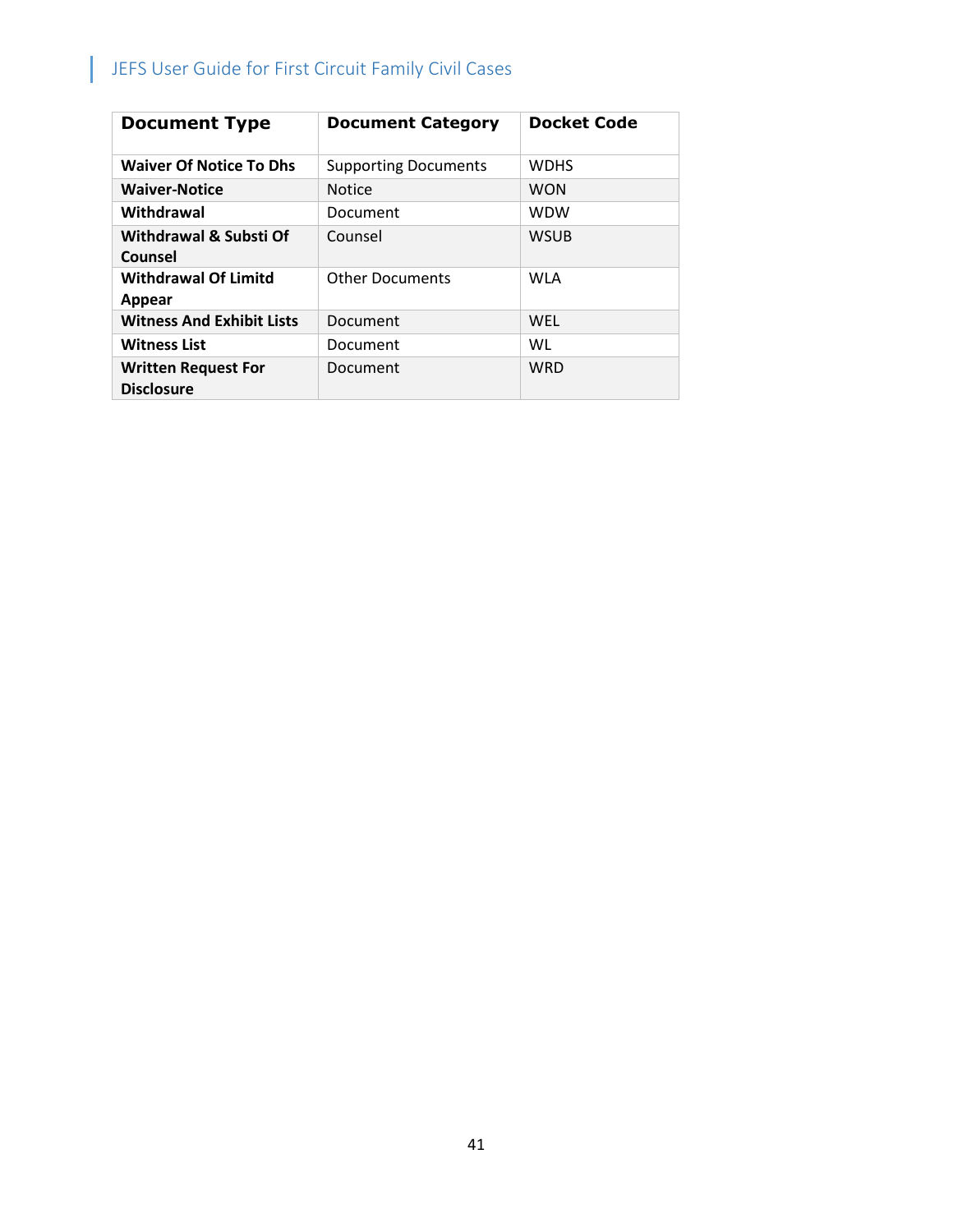| Document Type | Document Category | Docket Code |
|---|---|---|
| **Waiver Of Notice To Dhs** | Supporting Documents | WDHS |
| **Waiver-Notice** | Notice | WON |
| **Withdrawal** | Document | WDW |
| **Withdrawal & Substi Of Counsel** | Counsel | WSUB |
| **Withdrawal Of Limitd Appear** | Other Documents | WLA |
| **Witness And Exhibit Lists** | Document | WEL |
| **Witness List** | Document | WL |
| **Written Request For Disclosure** | Document | WRD |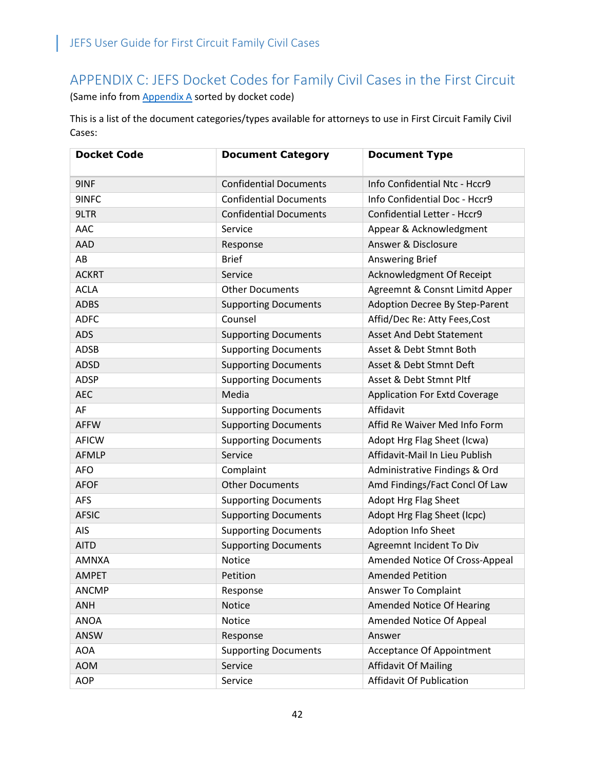# APPENDIX C: JEFS Docket Codes for Family Civil Cases in the First Circuit

(Same info from [Appendix A] sorted by docket code)

This is a list of the document categories/types available for attorneys to use in First Circuit Family Civil Cases:

| Docket Code | Document Category | Document Type |
|---|---|---|
| 9INF | Confidential Documents | Info Confidential Ntc - Hccr9 |
| 9INFC | Confidential Documents | Info Confidential Doc - Hccr9 |
| 9LTR | Confidential Documents | Confidential Letter - Hccr9 |
| AAC | Service | Appear & Acknowledgment |
| AAD | Response | Answer & Disclosure |
| AB | Brief | Answering Brief |
| ACKRT | Service | Acknowledgment Of Receipt |
| ACLA | Other Documents | Agreemnt & Consnt Limitd Apper |
| ADBS | Supporting Documents | Adoption Decree By Step-Parent |
| ADFC | Counsel | Affid/Dec Re: Atty Fees,Cost |
| ADS | Supporting Documents | Asset And Debt Statement |
| ADSB | Supporting Documents | Asset & Debt Stmnt Both |
| ADSD | Supporting Documents | Asset & Debt Stmnt Deft |
| ADSP | Supporting Documents | Asset & Debt Stmnt Pltf |
| AEC | Media | Application For Extd Coverage |
| AF | Supporting Documents | Affidavit |
| AFFW | Supporting Documents | Affid Re Waiver Med Info Form |
| AFICW | Supporting Documents | Adopt Hrg Flag Sheet (Icwa) |
| AFMLP | Service | Affidavit-Mail In Lieu Publish |
| AFO | Complaint | Administrative Findings & Ord |
| AFOF | Other Documents | Amd Findings/Fact Concl Of Law |
| AFS | Supporting Documents | Adopt Hrg Flag Sheet |
| AFSIC | Supporting Documents | Adopt Hrg Flag Sheet (Icpc) |
| AIS | Supporting Documents | Adoption Info Sheet |
| AITD | Supporting Documents | Agreemnt Incident To Div |
| AMNXA | Notice | Amended Notice Of Cross-Appeal |
| AMPET | Petition | Amended Petition |
| ANCMP | Response | Answer To Complaint |
| ANH | Notice | Amended Notice Of Hearing |
| ANOA | Notice | Amended Notice Of Appeal |
| ANSW | Response | Answer |
| AOA | Supporting Documents | Acceptance Of Appointment |
| AOM | Service | Affidavit Of Mailing |
| AOP | Service | Affidavit Of Publication |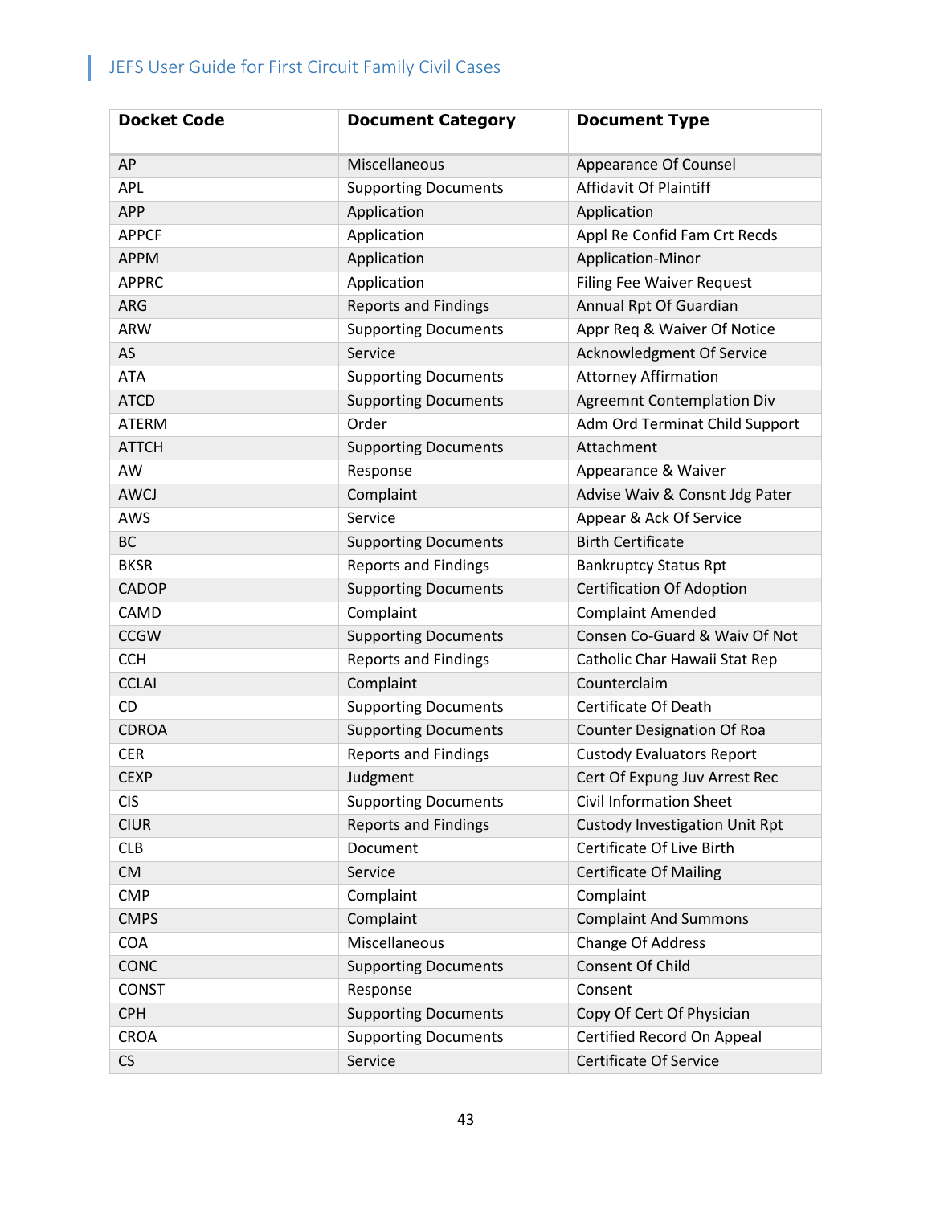| Docket Code | Document Category | Document Type |
|---|---|---|
| AP | Miscellaneous | Appearance Of Counsel |
| APL | Supporting Documents | Affidavit Of Plaintiff |
| APP | Application | Application |
| APPCF | Application | Appl Re Confid Fam Crt Recds |
| APPM | Application | Application-Minor |
| APPRC | Application | Filing Fee Waiver Request |
| ARG | Reports and Findings | Annual Rpt Of Guardian |
| ARW | Supporting Documents | Appr Req & Waiver Of Notice |
| AS | Service | Acknowledgment Of Service |
| ATA | Supporting Documents | Attorney Affirmation |
| ATCD | Supporting Documents | Agreemnt Contemplation Div |
| ATERM | Order | Adm Ord Terminat Child Support |
| ATTCH | Supporting Documents | Attachment |
| AW | Response | Appearance & Waiver |
| AWCJ | Complaint | Advise Waiv & Consnt Jdg Pater |
| AWS | Service | Appear & Ack Of Service |
| BC | Supporting Documents | Birth Certificate |
| BKSR | Reports and Findings | Bankruptcy Status Rpt |
| CADOP | Supporting Documents | Certification Of Adoption |
| CAMD | Complaint | Complaint Amended |
| CCGW | Supporting Documents | Consen Co-Guard & Waiv Of Not |
| CCH | Reports and Findings | Catholic Char Hawaii Stat Rep |
| CCLAI | Complaint | Counterclaim |
| CD | Supporting Documents | Certificate Of Death |
| CDROA | Supporting Documents | Counter Designation Of Roa |
| CER | Reports and Findings | Custody Evaluators Report |
| CEXP | Judgment | Cert Of Expung Juv Arrest Rec |
| CIS | Supporting Documents | Civil Information Sheet |
| CIUR | Reports and Findings | Custody Investigation Unit Rpt |
| CLB | Document | Certificate Of Live Birth |
| CM | Service | Certificate Of Mailing |
| CMP | Complaint | Complaint |
| CMPS | Complaint | Complaint And Summons |
| COA | Miscellaneous | Change Of Address |
| CONC | Supporting Documents | Consent Of Child |
| CONST | Response | Consent |
| CPH | Supporting Documents | Copy Of Cert Of Physician |
| CROA | Supporting Documents | Certified Record On Appeal |
| CS | Service | Certificate Of Service |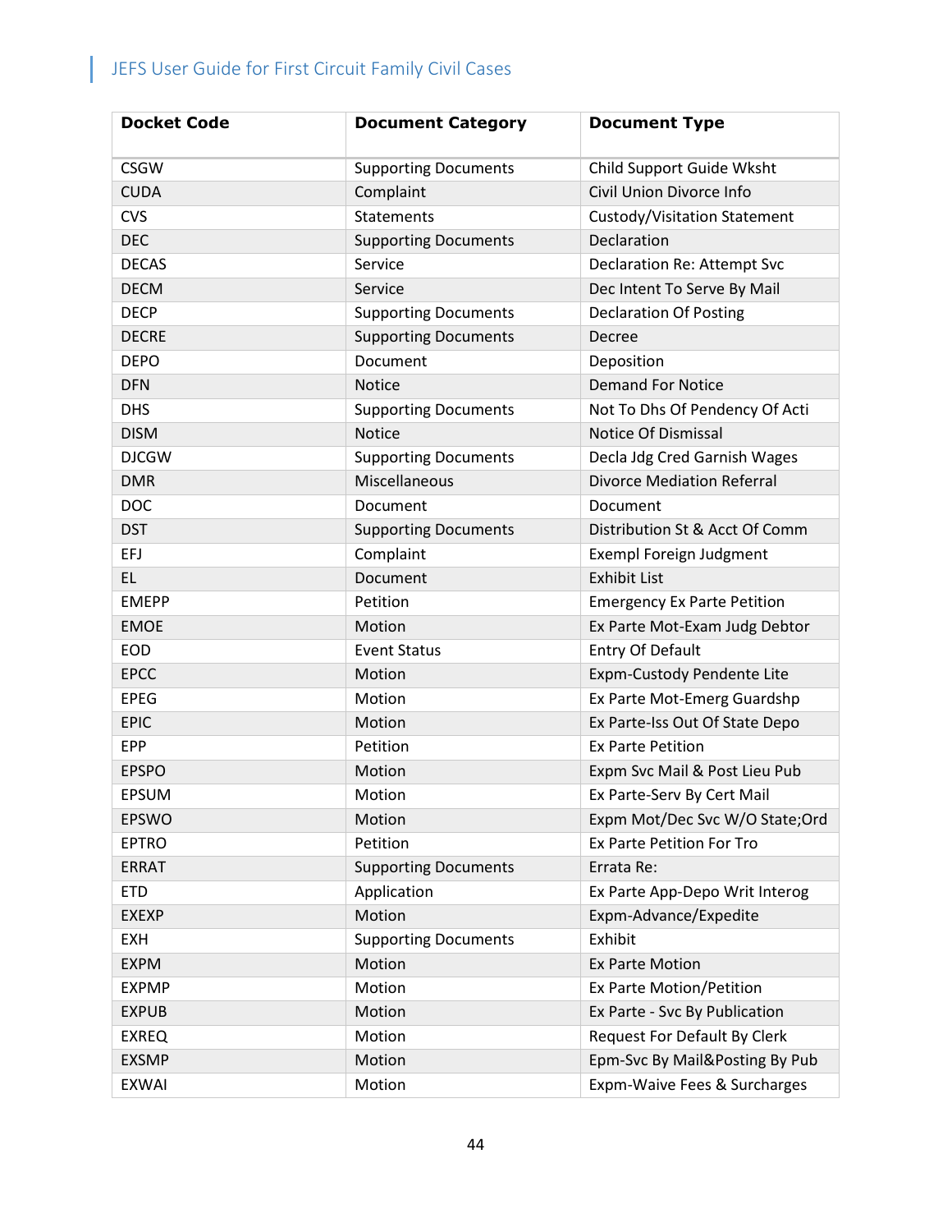| Docket Code | Document Category | Document Type |
| --- | --- | --- |
| CSGW | Supporting Documents | Child Support Guide Wksht |
| CUDA | Complaint | Civil Union Divorce Info |
| CVS | Statements | Custody/Visitation Statement |
| DEC | Supporting Documents | Declaration |
| DECAS | Service | Declaration Re: Attempt Svc |
| DECM | Service | Dec Intent To Serve By Mail |
| DECP | Supporting Documents | Declaration Of Posting |
| DECRE | Supporting Documents | Decree |
| DEPO | Document | Deposition |
| DFN | Notice | Demand For Notice |
| DHS | Supporting Documents | Not To Dhs Of Pendency Of Acti |
| DISM | Notice | Notice Of Dismissal |
| DJCGW | Supporting Documents | Decla Jdg Cred Garnish Wages |
| DMR | Miscellaneous | Divorce Mediation Referral |
| DOC | Document | Document |
| DST | Supporting Documents | Distribution St & Acct Of Comm |
| EFJ | Complaint | Exempl Foreign Judgment |
| EL | Document | Exhibit List |
| EMEPP | Petition | Emergency Ex Parte Petition |
| EMOE | Motion | Ex Parte Mot-Exam Judg Debtor |
| EOD | Event Status | Entry Of Default |
| EPCC | Motion | Expm-Custody Pendente Lite |
| EPEG | Motion | Ex Parte Mot-Emerg Guardshp |
| EPIC | Motion | Ex Parte-Iss Out Of State Depo |
| EPP | Petition | Ex Parte Petition |
| EPSPO | Motion | Expm Svc Mail & Post Lieu Pub |
| EPSUM | Motion | Ex Parte-Serv By Cert Mail |
| EPSWO | Motion | Expm Mot/Dec Svc W/O State;Ord |
| EPTRO | Petition | Ex Parte Petition For Tro |
| ERRAT | Supporting Documents | Errata Re: |
| ETD | Application | Ex Parte App-Depo Writ Interog |
| EXEXP | Motion | Expm-Advance/Expedite |
| EXH | Supporting Documents | Exhibit |
| EXPM | Motion | Ex Parte Motion |
| EXPMP | Motion | Ex Parte Motion/Petition |
| EXPUB | Motion | Ex Parte - Svc By Publication |
| EXREQ | Motion | Request For Default By Clerk |
| EXSMP | Motion | Epm-Svc By Mail&Posting By Pub |
| EXWAI | Motion | Expm-Waive Fees & Surcharges |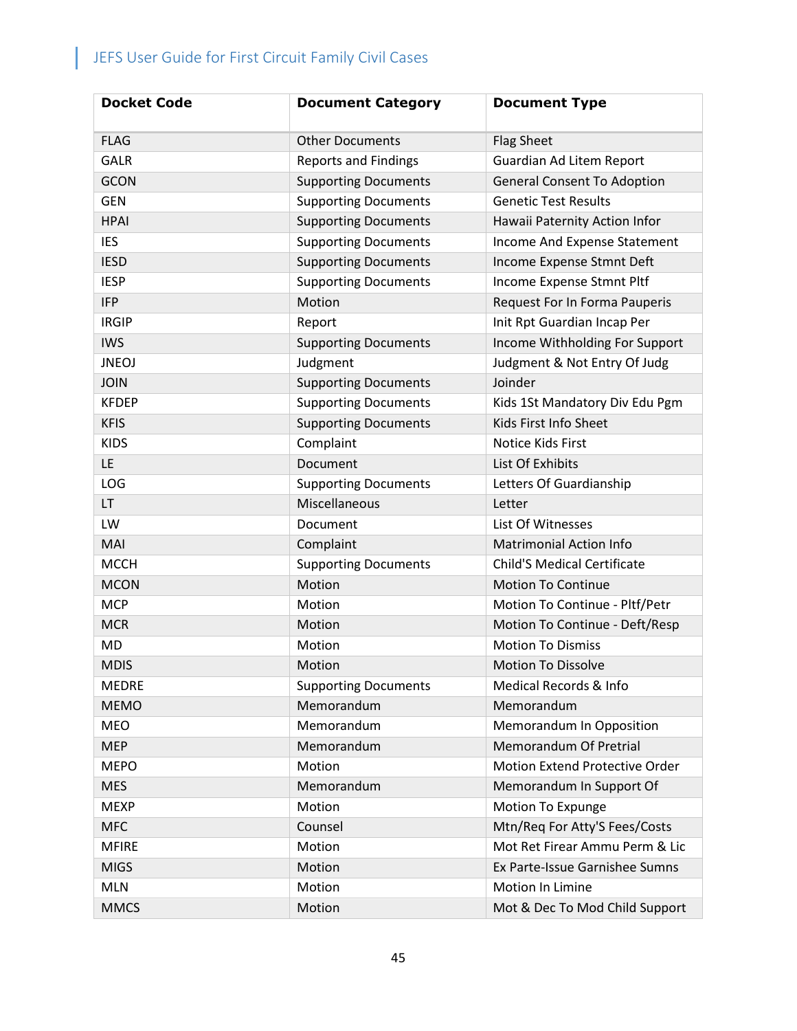| Docket Code | Document Category | Document Type |
|---|---|---|
| FLAG | Other Documents | Flag Sheet |
| GALR | Reports and Findings | Guardian Ad Litem Report |
| GCON | Supporting Documents | General Consent To Adoption |
| GEN | Supporting Documents | Genetic Test Results |
| HPAI | Supporting Documents | Hawaii Paternity Action Infor |
| IES | Supporting Documents | Income And Expense Statement |
| IESD | Supporting Documents | Income Expense Stmnt Deft |
| IESP | Supporting Documents | Income Expense Stmnt Pltf |
| IFP | Motion | Request For In Forma Pauperis |
| IRGIP | Report | Init Rpt Guardian Incap Per |
| IWS | Supporting Documents | Income Withholding For Support |
| JNEOJ | Judgment | Judgment & Not Entry Of Judg |
| JOIN | Supporting Documents | Joinder |
| KFDEP | Supporting Documents | Kids 1St Mandatory Div Edu Pgm |
| KFIS | Supporting Documents | Kids First Info Sheet |
| KIDS | Complaint | Notice Kids First |
| LE | Document | List Of Exhibits |
| LOG | Supporting Documents | Letters Of Guardianship |
| LT | Miscellaneous | Letter |
| LW | Document | List Of Witnesses |
| MAI | Complaint | Matrimonial Action Info |
| MCCH | Supporting Documents | Child'S Medical Certificate |
| MCON | Motion | Motion To Continue |
| MCP | Motion | Motion To Continue - Pltf/Petr |
| MCR | Motion | Motion To Continue - Deft/Resp |
| MD | Motion | Motion To Dismiss |
| MDIS | Motion | Motion To Dissolve |
| MEDRE | Supporting Documents | Medical Records & Info |
| MEMO | Memorandum | Memorandum |
| MEO | Memorandum | Memorandum In Opposition |
| MEP | Memorandum | Memorandum Of Pretrial |
| MEPO | Motion | Motion Extend Protective Order |
| MES | Memorandum | Memorandum In Support Of |
| MEXP | Motion | Motion To Expunge |
| MFC | Counsel | Mtn/Req For Atty'S Fees/Costs |
| MFIRE | Motion | Mot Ret Firear Ammu Perm & Lic |
| MIGS | Motion | Ex Parte-Issue Garnishee Sumns |
| MLN | Motion | Motion In Limine |
| MMCS | Motion | Mot & Dec To Mod Child Support |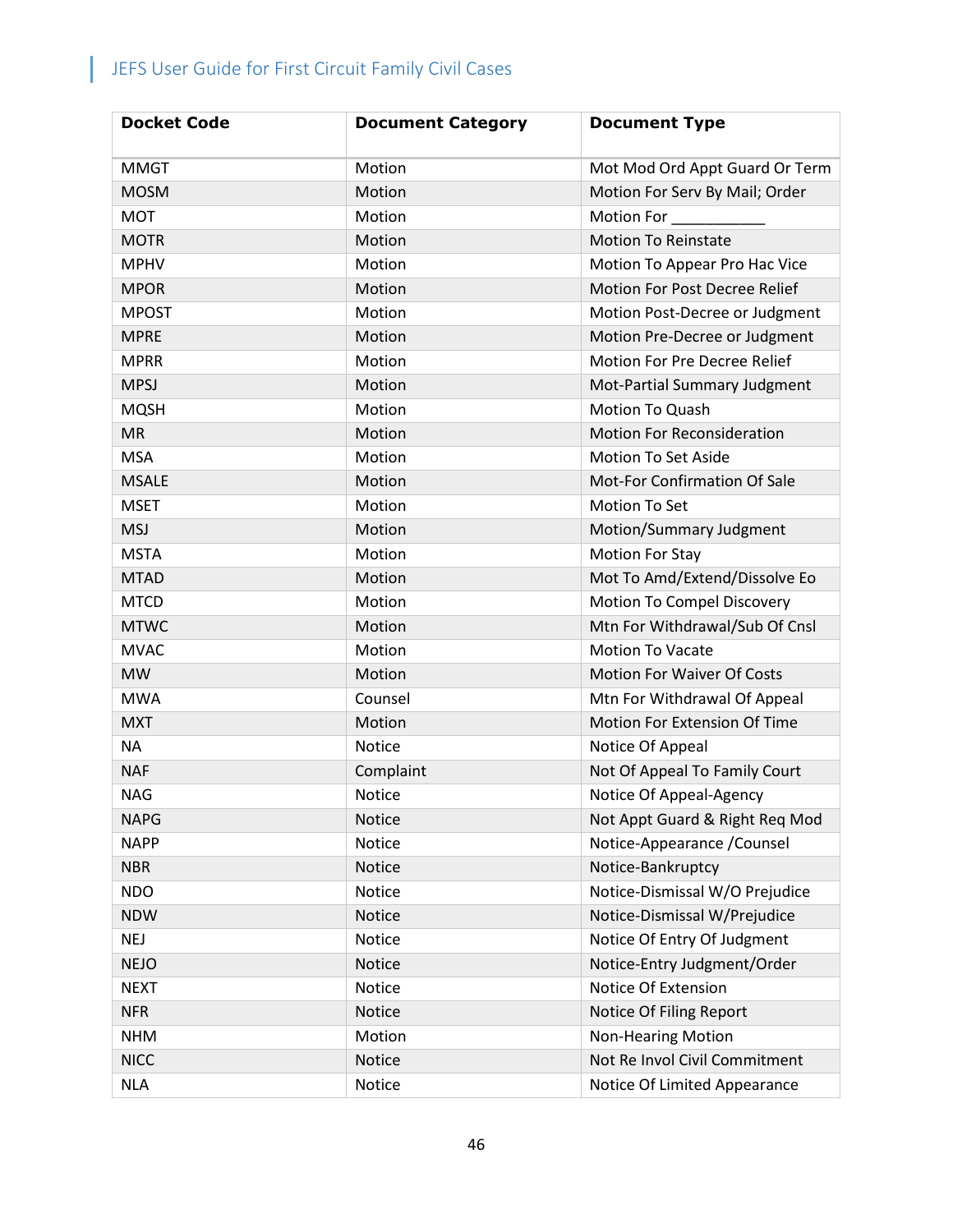| Docket Code | Document Category | Document Type |
|---|---|---|
| MMGT | Motion | Mot Mod Ord Appt Guard Or Term |
| MOSM | Motion | Motion For Serv By Mail; Order |
| MOT | Motion | Motion For ___________ |
| MOTR | Motion | Motion To Reinstate |
| MPHV | Motion | Motion To Appear Pro Hac Vice |
| MPOR | Motion | Motion For Post Decree Relief |
| MPOST | Motion | Motion Post-Decree or Judgment |
| MPRE | Motion | Motion Pre-Decree or Judgment |
| MPRR | Motion | Motion For Pre Decree Relief |
| MPSJ | Motion | Mot-Partial Summary Judgment |
| MQSH | Motion | Motion To Quash |
| MR | Motion | Motion For Reconsideration |
| MSA | Motion | Motion To Set Aside |
| MSALE | Motion | Mot-For Confirmation Of Sale |
| MSET | Motion | Motion To Set |
| MSJ | Motion | Motion/Summary Judgment |
| MSTA | Motion | Motion For Stay |
| MTAD | Motion | Mot To Amd/Extend/Dissolve Eo |
| MTCD | Motion | Motion To Compel Discovery |
| MTWC | Motion | Mtn For Withdrawal/Sub Of Cnsl |
| MVAC | Motion | Motion To Vacate |
| MW | Motion | Motion For Waiver Of Costs |
| MWA | Counsel | Mtn For Withdrawal Of Appeal |
| MXT | Motion | Motion For Extension Of Time |
| NA | Notice | Notice Of Appeal |
| NAF | Complaint | Not Of Appeal To Family Court |
| NAG | Notice | Notice Of Appeal-Agency |
| NAPG | Notice | Not Appt Guard & Right Req Mod |
| NAPP | Notice | Notice-Appearance /Counsel |
| NBR | Notice | Notice-Bankruptcy |
| NDO | Notice | Notice-Dismissal W/O Prejudice |
| NDW | Notice | Notice-Dismissal W/Prejudice |
| NEJ | Notice | Notice Of Entry Of Judgment |
| NEJO | Notice | Notice-Entry Judgment/Order |
| NEXT | Notice | Notice Of Extension |
| NFR | Notice | Notice Of Filing Report |
| NHM | Motion | Non-Hearing Motion |
| NICC | Notice | Not Re Invol Civil Commitment |
| NLA | Notice | Notice Of Limited Appearance |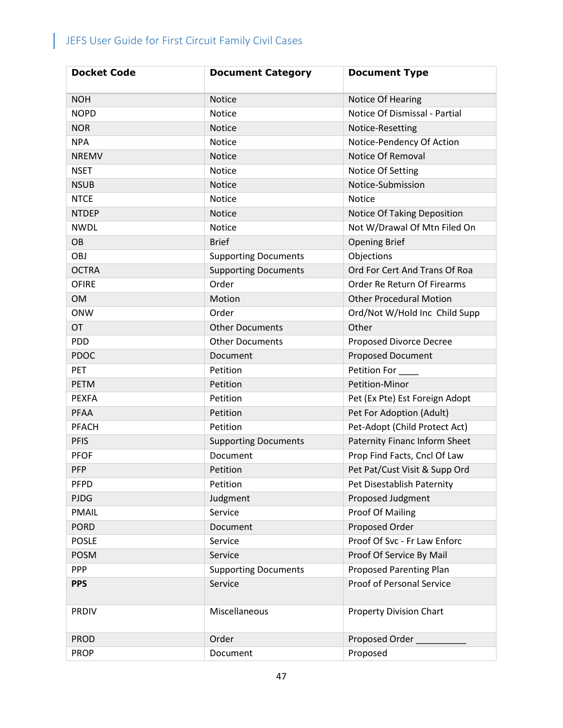| Docket Code | Document Category | Document Type |
|---|---|---|
| NOH | Notice | Notice Of Hearing |
| NOPD | Notice | Notice Of Dismissal - Partial |
| NOR | Notice | Notice-Resetting |
| NPA | Notice | Notice-Pendency Of Action |
| NREMV | Notice | Notice Of Removal |
| NSET | Notice | Notice Of Setting |
| NSUB | Notice | Notice-Submission |
| NTCE | Notice | Notice |
| NTDEP | Notice | Notice Of Taking Deposition |
| NWDL | Notice | Not W/Drawal Of Mtn Filed On |
| OB | Brief | Opening Brief |
| OBJ | Supporting Documents | Objections |
| OCTRA | Supporting Documents | Ord For Cert And Trans Of Roa |
| OFIRE | Order | Order Re Return Of Firearms |
| OM | Motion | Other Procedural Motion |
| ONW | Order | Ord/Not W/Hold Inc Child Supp |
| OT | Other Documents | Other |
| PDD | Other Documents | Proposed Divorce Decree |
| PDOC | Document | Proposed Document |
| PET | Petition | Petition For ____ |
| PETM | Petition | Petition-Minor |
| PEXFA | Petition | Pet (Ex Pte) Est Foreign Adopt |
| PFAA | Petition | Pet For Adoption (Adult) |
| PFACH | Petition | Pet-Adopt (Child Protect Act) |
| PFIS | Supporting Documents | Paternity Financ Inform Sheet |
| PFOF | Document | Prop Find Facts, Cncl Of Law |
| PFP | Petition | Pet Pat/Cust Visit & Supp Ord |
| PFPD | Petition | Pet Disestablish Paternity |
| PJDG | Judgment | Proposed Judgment |
| PMAIL | Service | Proof Of Mailing |
| PORD | Document | Proposed Order |
| POSLE | Service | Proof Of Svc - Fr Law Enforc |
| POSM | Service | Proof Of Service By Mail |
| PPP | Supporting Documents | Proposed Parenting Plan |
| **PPS** | Service | Proof of Personal Service |
| PRDIV | Miscellaneous | Property Division Chart |
| PROD | Order | Proposed Order __________ |
| PROP | Document | Proposed |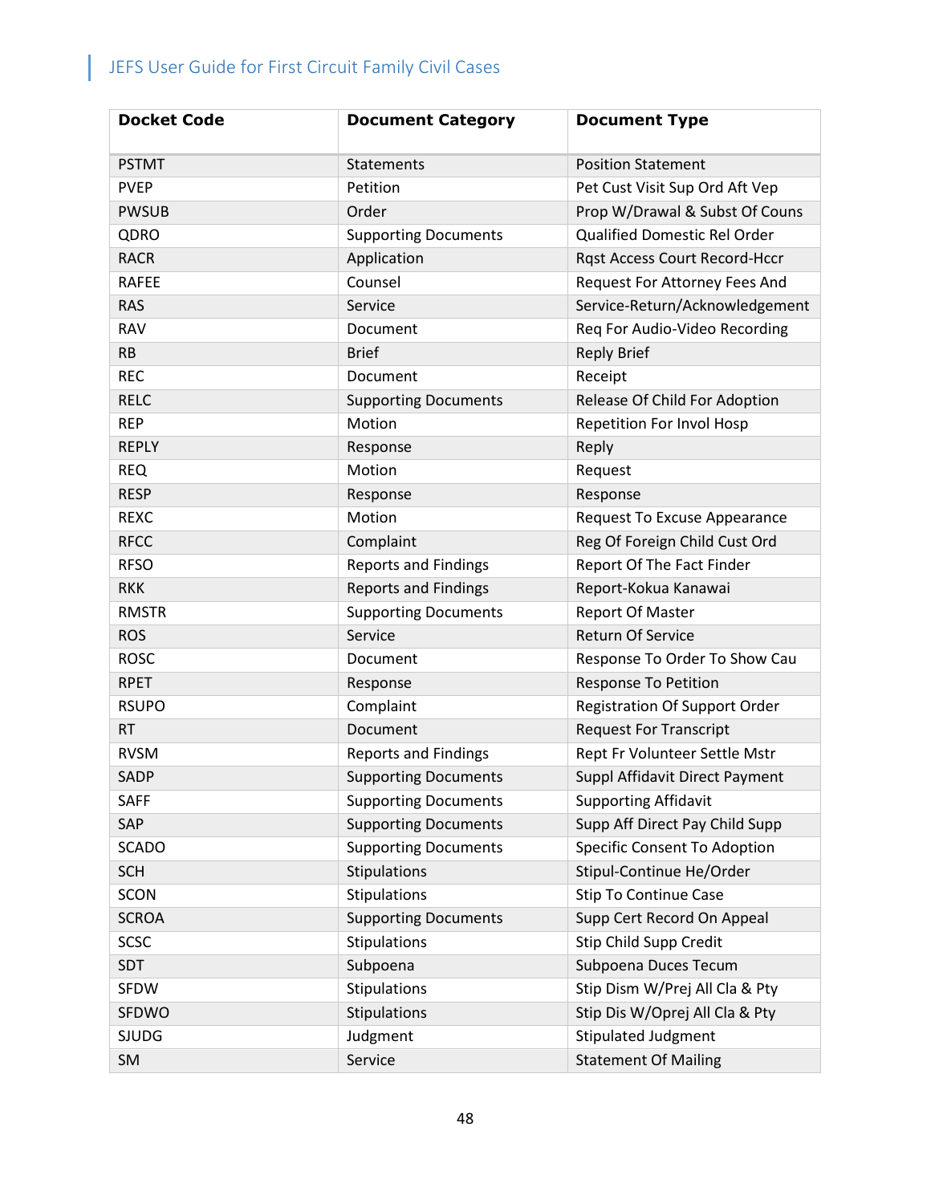| Docket Code | Document Category | Document Type |
|---|---|---|
| PSTMT | Statements | Position Statement |
| PVEP | Petition | Pet Cust Visit Sup Ord Aft Vep |
| PWSUB | Order | Prop W/Drawal & Subst Of Couns |
| QDRO | Supporting Documents | Qualified Domestic Rel Order |
| RACR | Application | Rqst Access Court Record-Hccr |
| RAFEE | Counsel | Request For Attorney Fees And |
| RAS | Service | Service-Return/Acknowledgement |
| RAV | Document | Req For Audio-Video Recording |
| RB | Brief | Reply Brief |
| REC | Document | Receipt |
| RELC | Supporting Documents | Release Of Child For Adoption |
| REP | Motion | Repetition For Invol Hosp |
| REPLY | Response | Reply |
| REQ | Motion | Request |
| RESP | Response | Response |
| REXC | Motion | Request To Excuse Appearance |
| RFCC | Complaint | Reg Of Foreign Child Cust Ord |
| RFSO | Reports and Findings | Report Of The Fact Finder |
| RKK | Reports and Findings | Report-Kokua Kanawai |
| RMSTR | Supporting Documents | Report Of Master |
| ROS | Service | Return Of Service |
| ROSC | Document | Response To Order To Show Cau |
| RPET | Response | Response To Petition |
| RSUPO | Complaint | Registration Of Support Order |
| RT | Document | Request For Transcript |
| RVSM | Reports and Findings | Rept Fr Volunteer Settle Mstr |
| SADP | Supporting Documents | Suppl Affidavit Direct Payment |
| SAFF | Supporting Documents | Supporting Affidavit |
| SAP | Supporting Documents | Supp Aff Direct Pay Child Supp |
| SCADO | Supporting Documents | Specific Consent To Adoption |
| SCH | Stipulations | Stipul-Continue He/Order |
| SCON | Stipulations | Stip To Continue Case |
| SCROA | Supporting Documents | Supp Cert Record On Appeal |
| SCSC | Stipulations | Stip Child Supp Credit |
| SDT | Subpoena | Subpoena Duces Tecum |
| SFDW | Stipulations | Stip Dism W/Prej All Cla & Pty |
| SFDWO | Stipulations | Stip Dis W/Oprej All Cla & Pty |
| SJUDG | Judgment | Stipulated Judgment |
| SM | Service | Statement Of Mailing |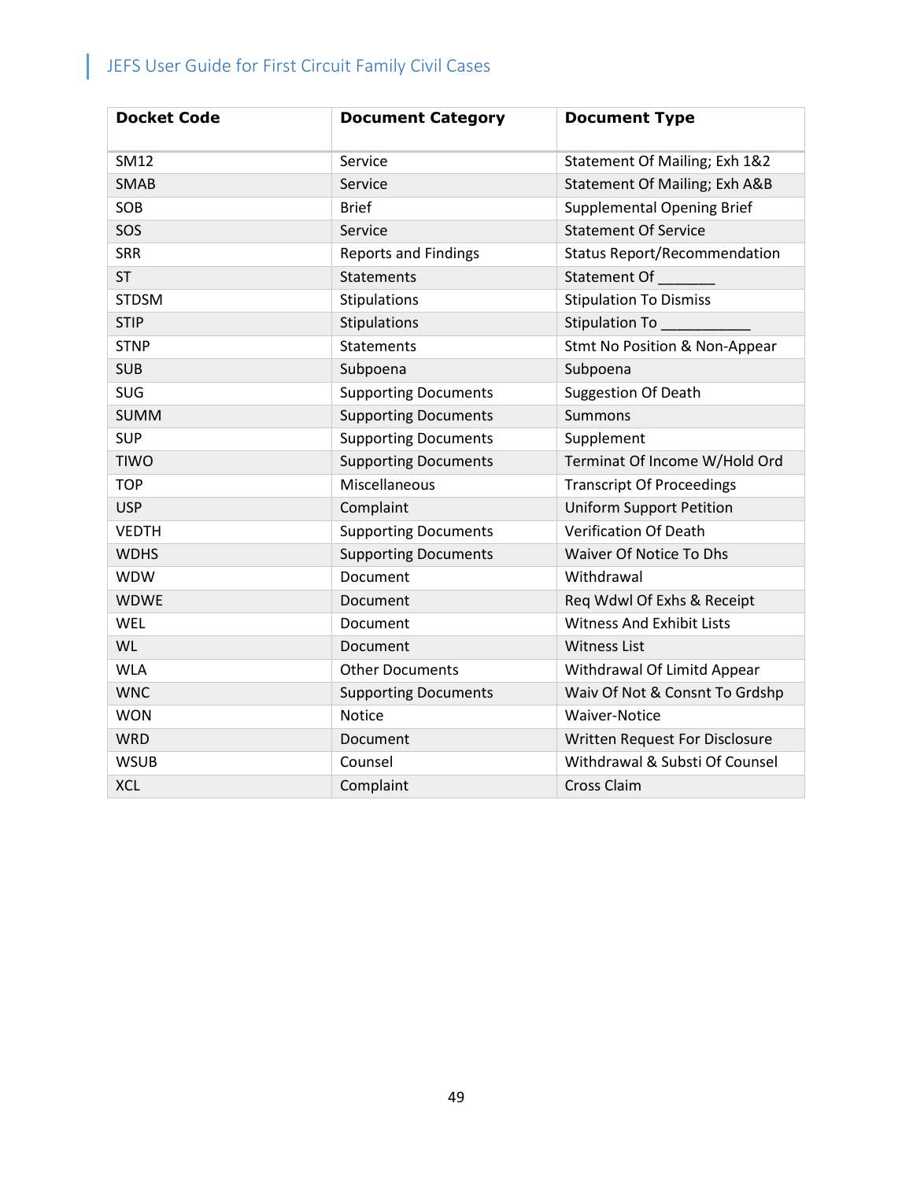| Docket Code | Document Category | Document Type |
|---|---|---|
| SM12 | Service | Statement Of Mailing; Exh 1&2 |
| SMAB | Service | Statement Of Mailing; Exh A&B |
| SOB | Brief | Supplemental Opening Brief |
| SOS | Service | Statement Of Service |
| SRR | Reports and Findings | Status Report/Recommendation |
| ST | Statements | Statement Of _______ |
| STDSM | Stipulations | Stipulation To Dismiss |
| STIP | Stipulations | Stipulation To ___________ |
| STNP | Statements | Stmt No Position & Non-Appear |
| SUB | Subpoena | Subpoena |
| SUG | Supporting Documents | Suggestion Of Death |
| SUMM | Supporting Documents | Summons |
| SUP | Supporting Documents | Supplement |
| TIWO | Supporting Documents | Terminat Of Income W/Hold Ord |
| TOP | Miscellaneous | Transcript Of Proceedings |
| USP | Complaint | Uniform Support Petition |
| VEDTH | Supporting Documents | Verification Of Death |
| WDHS | Supporting Documents | Waiver Of Notice To Dhs |
| WDW | Document | Withdrawal |
| WDWE | Document | Req Wdwl Of Exhs & Receipt |
| WEL | Document | Witness And Exhibit Lists |
| WL | Document | Witness List |
| WLA | Other Documents | Withdrawal Of Limitd Appear |
| WNC | Supporting Documents | Waiv Of Not & Consnt To Grdshp |
| WON | Notice | Waiver-Notice |
| WRD | Document | Written Request For Disclosure |
| WSUB | Counsel | Withdrawal & Substi Of Counsel |
| XCL | Complaint | Cross Claim |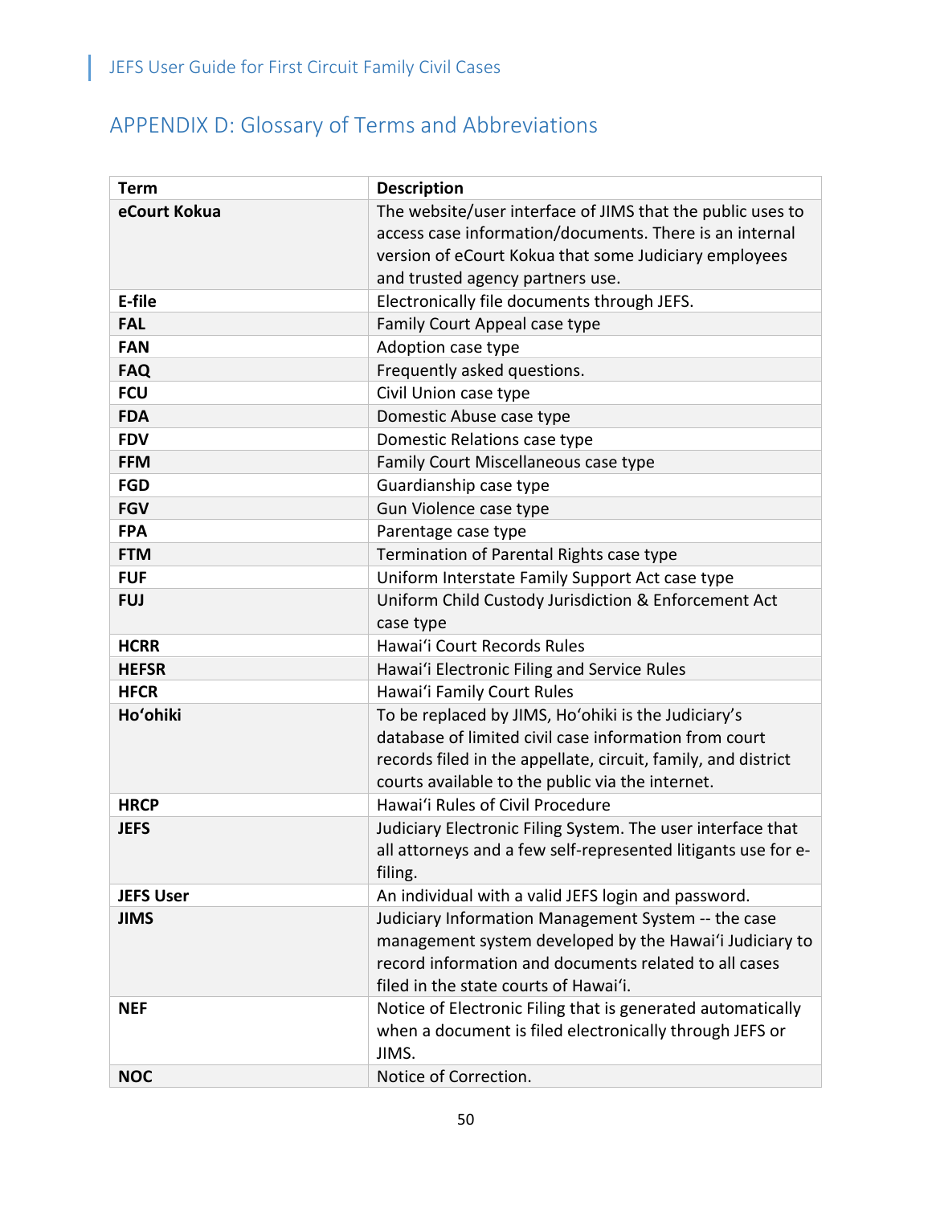## APPENDIX D: Glossary of Terms and Abbreviations

| Term | Description |
|---|---|
| **eCourt Kokua** | The website/user interface of JIMS that the public uses to access case information/documents. There is an internal version of eCourt Kokua that some Judiciary employees and trusted agency partners use. |
| **E-file** | Electronically file documents through JEFS. |
| **FAL** | Family Court Appeal case type |
| **FAN** | Adoption case type |
| **FAQ** | Frequently asked questions. |
| **FCU** | Civil Union case type |
| **FDA** | Domestic Abuse case type |
| **FDV** | Domestic Relations case type |
| **FFM** | Family Court Miscellaneous case type |
| **FGD** | Guardianship case type |
| **FGV** | Gun Violence case type |
| **FPA** | Parentage case type |
| **FTM** | Termination of Parental Rights case type |
| **FUF** | Uniform Interstate Family Support Act case type |
| **FUJ** | Uniform Child Custody Jurisdiction & Enforcement Act case type |
| **HCRR** | Hawaiʻi Court Records Rules |
| **HEFSR** | Hawaiʻi Electronic Filing and Service Rules |
| **HFCR** | Hawaiʻi Family Court Rules |
| **Hoʻohiki** | To be replaced by JIMS, Hoʻohiki is the Judiciary's database of limited civil case information from court records filed in the appellate, circuit, family, and district courts available to the public via the internet. |
| **HRCP** | Hawaiʻi Rules of Civil Procedure |
| **JEFS** | Judiciary Electronic Filing System. The user interface that all attorneys and a few self-represented litigants use for e-filing. |
| **JEFS User** | An individual with a valid JEFS login and password. |
| **JIMS** | Judiciary Information Management System -- the case management system developed by the Hawaiʻi Judiciary to record information and documents related to all cases filed in the state courts of Hawaiʻi. |
| **NEF** | Notice of Electronic Filing that is generated automatically when a document is filed electronically through JEFS or JIMS. |
| **NOC** | Notice of Correction. |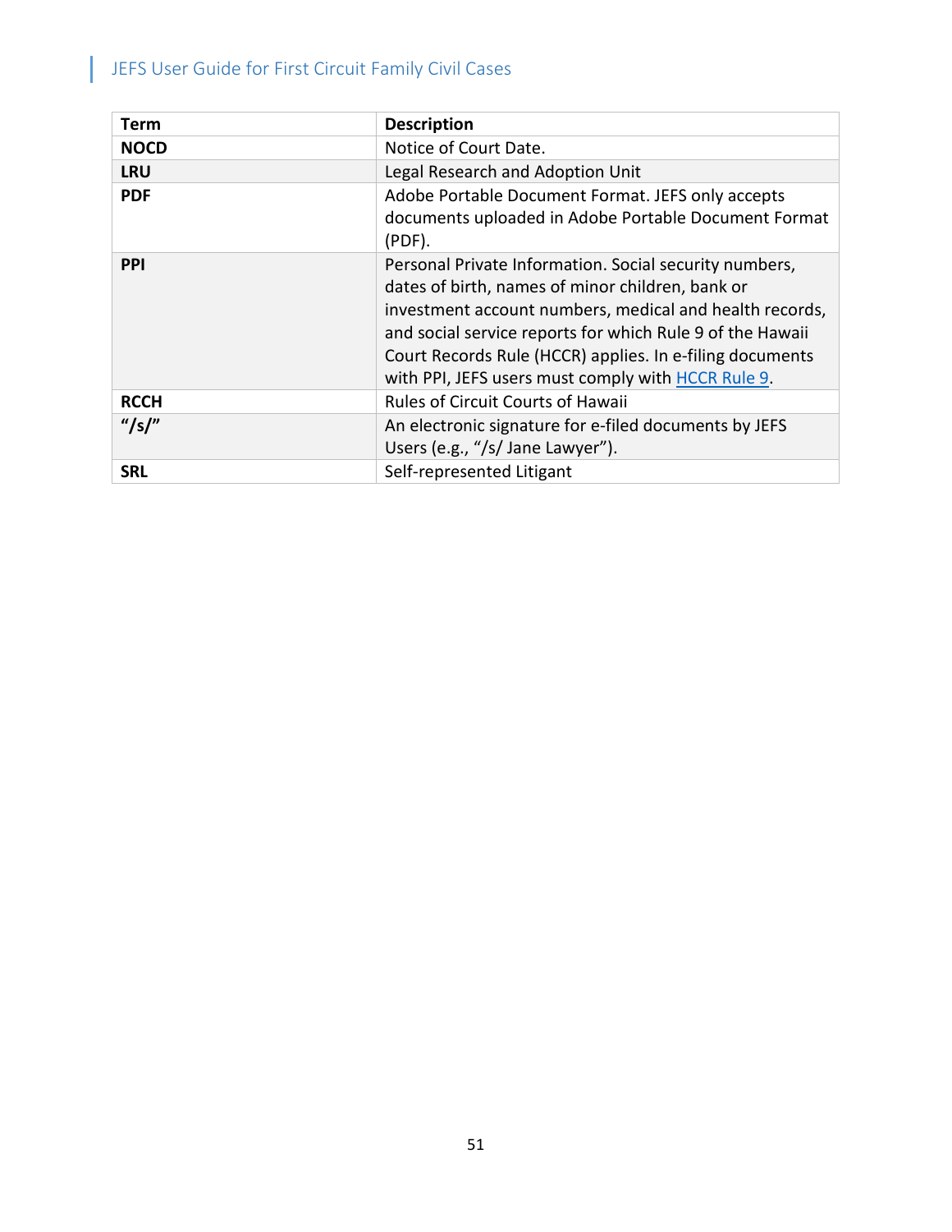| Term | Description |
| --- | --- |
| **NOCD** | Notice of Court Date. |
| **LRU** | Legal Research and Adoption Unit |
| **PDF** | Adobe Portable Document Format. JEFS only accepts documents uploaded in Adobe Portable Document Format (PDF). |
| **PPI** | Personal Private Information. Social security numbers, dates of birth, names of minor children, bank or investment account numbers, medical and health records, and social service reports for which Rule 9 of the Hawaii Court Records Rule (HCCR) applies. In e-filing documents with PPI, JEFS users must comply with HCCR Rule 9. |
| **RCCH** | Rules of Circuit Courts of Hawaii |
| **"/s/"** | An electronic signature for e-filed documents by JEFS Users (e.g., "/s/ Jane Lawyer"). |
| **SRL** | Self-represented Litigant |